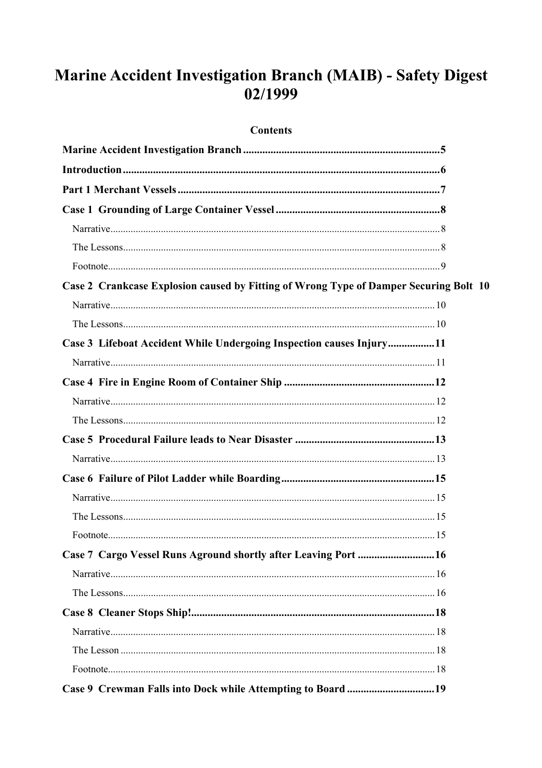# Marine Accident Investigation Branch (MAIB) - Safety Digest 02/1999

## Contents

**Marine Accident Investigation Branch** ........ 5

**Introduction** ........ 6

**Part 1 Merchant Vessels** ........ 7

**Case 1 Grounding of Large Container Vessel** ........ 8

- Narrative ........ 8
- The Lessons ........ 8
- Footnote ........ 9

**Case 2 Crankcase Explosion caused by Fitting of Wrong Type of Damper Securing Bolt** ........ 10

- Narrative ........ 10
- The Lessons ........ 10

**Case 3 Lifeboat Accident While Undergoing Inspection causes Injury** ........ 11

- Narrative ........ 11

**Case 4 Fire in Engine Room of Container Ship** ........ 12

- Narrative ........ 12
- The Lessons ........ 12

**Case 5 Procedural Failure leads to Near Disaster** ........ 13

- Narrative ........ 13

**Case 6 Failure of Pilot Ladder while Boarding** ........ 15

- Narrative ........ 15
- The Lessons ........ 15
- Footnote ........ 15

**Case 7 Cargo Vessel Runs Aground shortly after Leaving Port** ........ 16

- Narrative ........ 16
- The Lessons ........ 16

**Case 8 Cleaner Stops Ship!** ........ 18

- Narrative ........ 18
- The Lesson ........ 18
- Footnote ........ 18

**Case 9 Crewman Falls into Dock while Attempting to Board** ........ 19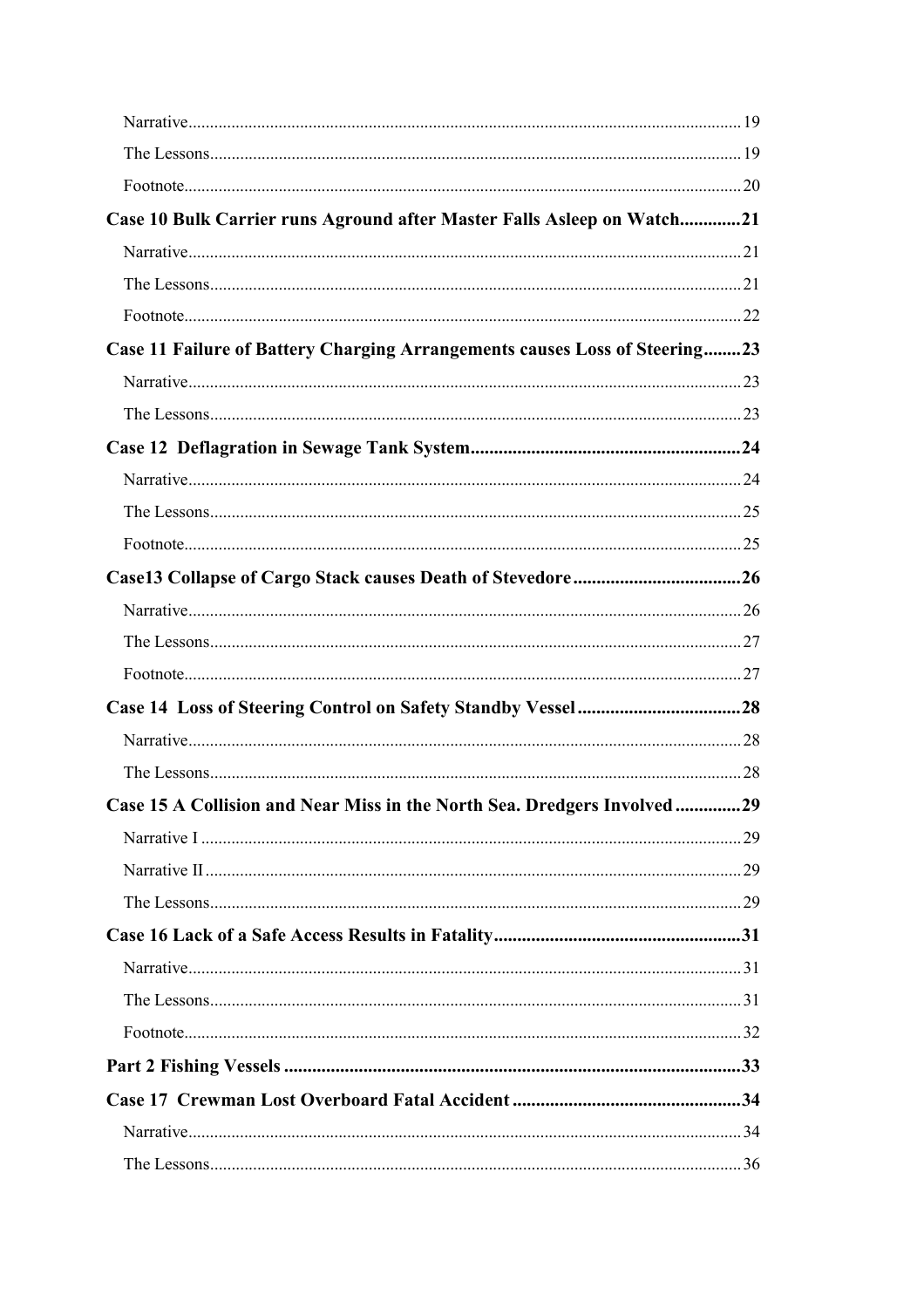Narrative .......... 19

The Lessons .......... 19

Footnote .......... 20

**Case 10 Bulk Carrier runs Aground after Master Falls Asleep on Watch .......... 21**

Narrative .......... 21

The Lessons .......... 21

Footnote .......... 22

**Case 11 Failure of Battery Charging Arrangements causes Loss of Steering .......... 23**

Narrative .......... 23

The Lessons .......... 23

**Case 12 Deflagration in Sewage Tank System .......... 24**

Narrative .......... 24

The Lessons .......... 25

Footnote .......... 25

**Case13 Collapse of Cargo Stack causes Death of Stevedore .......... 26**

Narrative .......... 26

The Lessons .......... 27

Footnote .......... 27

**Case 14 Loss of Steering Control on Safety Standby Vessel .......... 28**

Narrative .......... 28

The Lessons .......... 28

**Case 15 A Collision and Near Miss in the North Sea. Dredgers Involved .......... 29**

Narrative I .......... 29

Narrative II .......... 29

The Lessons .......... 29

**Case 16 Lack of a Safe Access Results in Fatality .......... 31**

Narrative .......... 31

The Lessons .......... 31

Footnote .......... 32

**Part 2 Fishing Vessels .......... 33**

**Case 17 Crewman Lost Overboard Fatal Accident .......... 34**

Narrative .......... 34

The Lessons .......... 36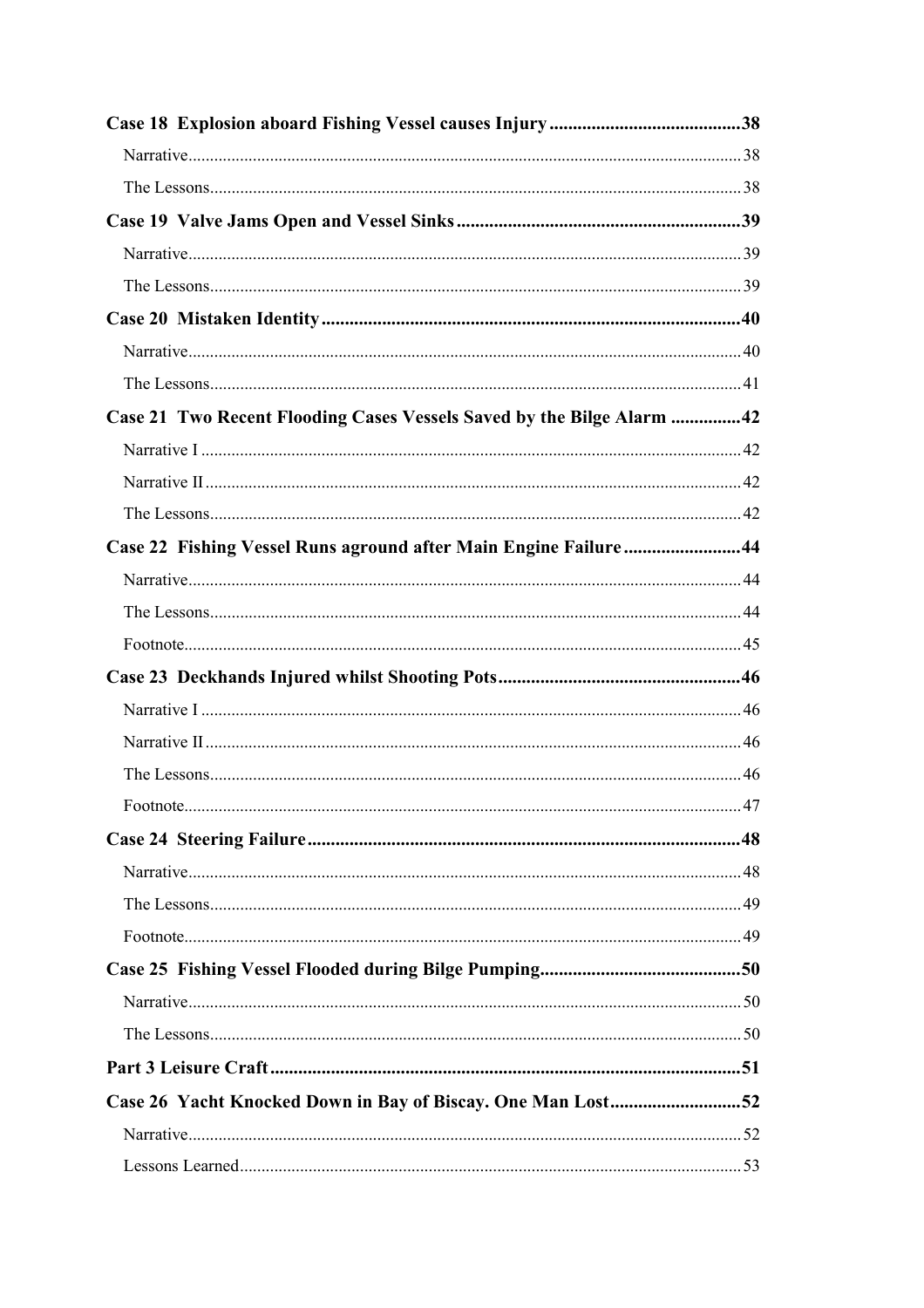**Case 18 Explosion aboard Fishing Vessel causes Injury** ........................................ 38

Narrative ........................................ 38

The Lessons ........................................ 38

**Case 19 Valve Jams Open and Vessel Sinks** ........................................ 39

Narrative ........................................ 39

The Lessons ........................................ 39

**Case 20 Mistaken Identity** ........................................ 40

Narrative ........................................ 40

The Lessons ........................................ 41

**Case 21 Two Recent Flooding Cases Vessels Saved by the Bilge Alarm** ........................................ 42

Narrative I ........................................ 42

Narrative II ........................................ 42

The Lessons ........................................ 42

**Case 22 Fishing Vessel Runs aground after Main Engine Failure** ........................................ 44

Narrative ........................................ 44

The Lessons ........................................ 44

Footnote ........................................ 45

**Case 23 Deckhands Injured whilst Shooting Pots** ........................................ 46

Narrative I ........................................ 46

Narrative II ........................................ 46

The Lessons ........................................ 46

Footnote ........................................ 47

**Case 24 Steering Failure** ........................................ 48

Narrative ........................................ 48

The Lessons ........................................ 49

Footnote ........................................ 49

**Case 25 Fishing Vessel Flooded during Bilge Pumping** ........................................ 50

Narrative ........................................ 50

The Lessons ........................................ 50

**Part 3 Leisure Craft** ........................................ 51

**Case 26 Yacht Knocked Down in Bay of Biscay. One Man Lost** ........................................ 52

Narrative ........................................ 52

Lessons Learned ........................................ 53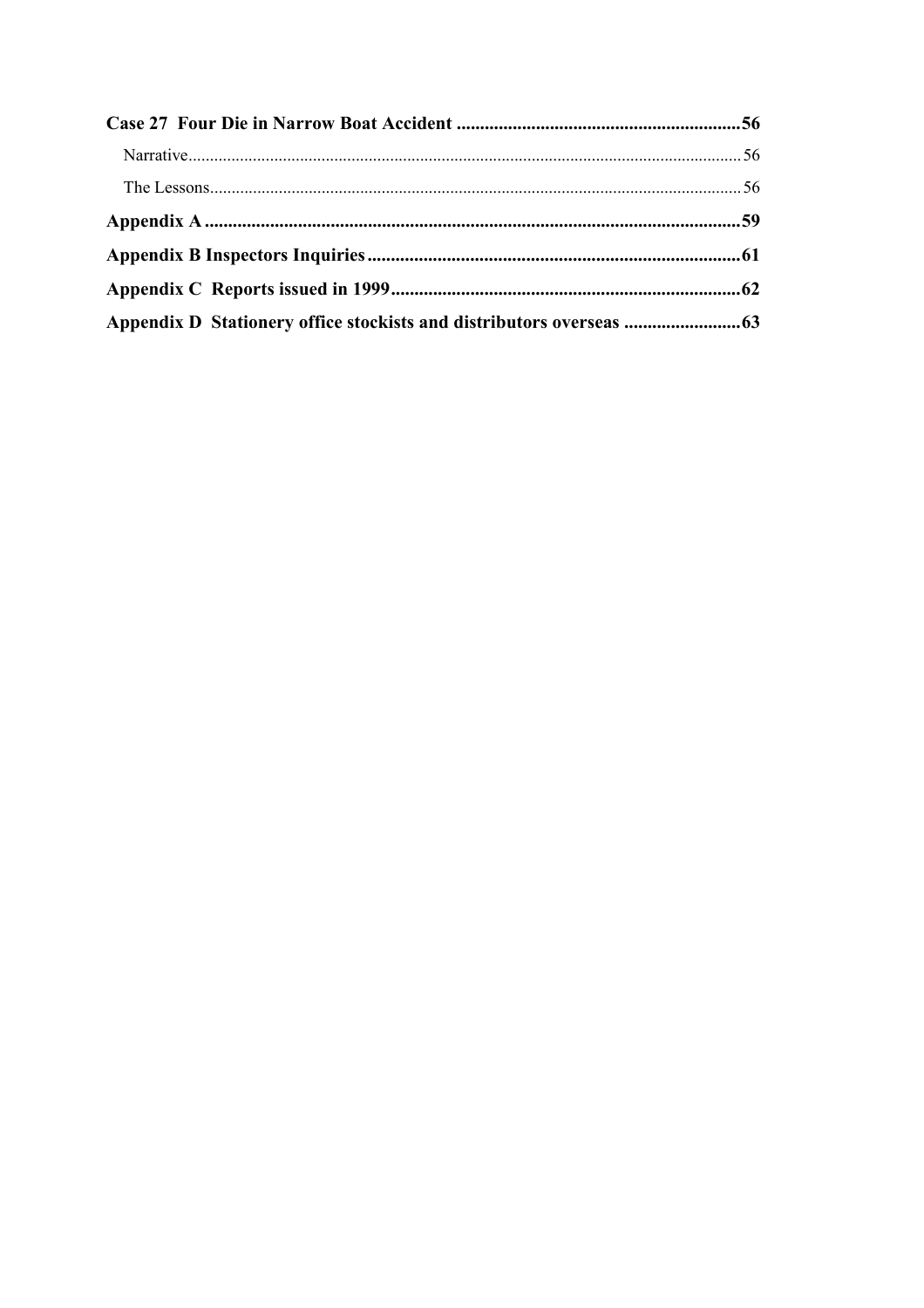**Case 27 Four Die in Narrow Boat Accident ............................................................56**

Narrative.............................................................................................................................56

The Lessons.........................................................................................................................56

**Appendix A .................................................................................................................59**

**Appendix B Inspectors Inquiries ..............................................................................61**

**Appendix C Reports issued in 1999..........................................................................62**

**Appendix D Stationery office stockists and distributors overseas .........................63**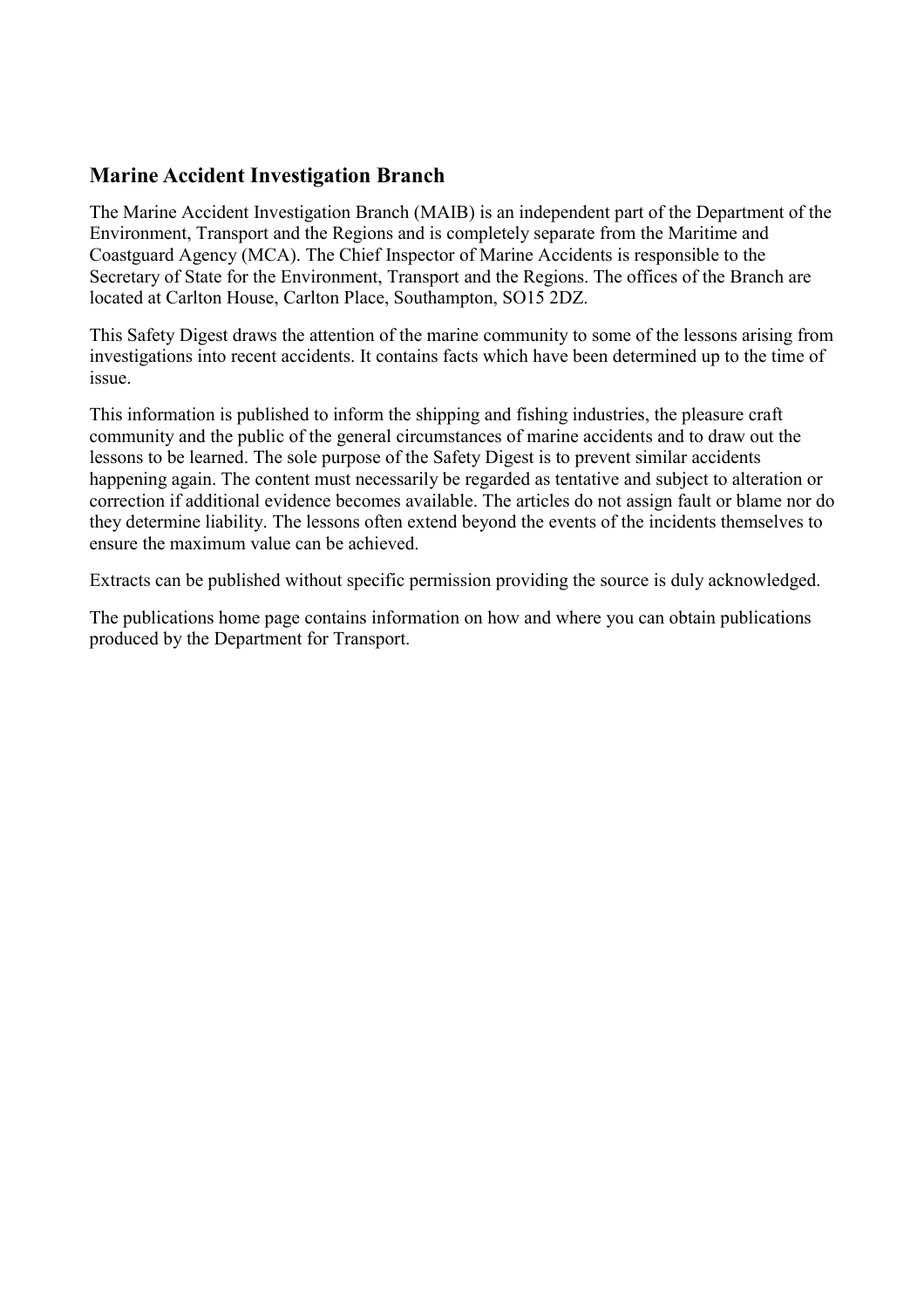## Marine Accident Investigation Branch

The Marine Accident Investigation Branch (MAIB) is an independent part of the Department of the Environment, Transport and the Regions and is completely separate from the Maritime and Coastguard Agency (MCA). The Chief Inspector of Marine Accidents is responsible to the Secretary of State for the Environment, Transport and the Regions. The offices of the Branch are located at Carlton House, Carlton Place, Southampton, SO15 2DZ.

This Safety Digest draws the attention of the marine community to some of the lessons arising from investigations into recent accidents. It contains facts which have been determined up to the time of issue.

This information is published to inform the shipping and fishing industries, the pleasure craft community and the public of the general circumstances of marine accidents and to draw out the lessons to be learned. The sole purpose of the Safety Digest is to prevent similar accidents happening again. The content must necessarily be regarded as tentative and subject to alteration or correction if additional evidence becomes available. The articles do not assign fault or blame nor do they determine liability. The lessons often extend beyond the events of the incidents themselves to ensure the maximum value can be achieved.

Extracts can be published without specific permission providing the source is duly acknowledged.

The publications home page contains information on how and where you can obtain publications produced by the Department for Transport.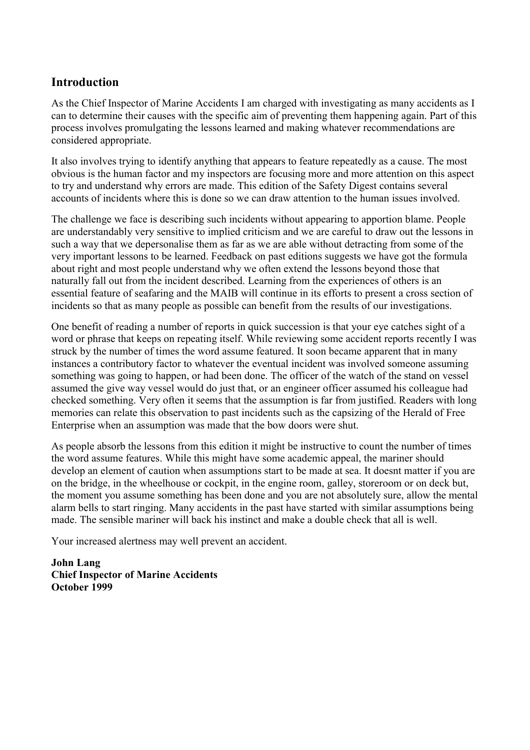## Introduction

As the Chief Inspector of Marine Accidents I am charged with investigating as many accidents as I can to determine their causes with the specific aim of preventing them happening again. Part of this process involves promulgating the lessons learned and making whatever recommendations are considered appropriate.

It also involves trying to identify anything that appears to feature repeatedly as a cause. The most obvious is the human factor and my inspectors are focusing more and more attention on this aspect to try and understand why errors are made. This edition of the Safety Digest contains several accounts of incidents where this is done so we can draw attention to the human issues involved.

The challenge we face is describing such incidents without appearing to apportion blame. People are understandably very sensitive to implied criticism and we are careful to draw out the lessons in such a way that we depersonalise them as far as we are able without detracting from some of the very important lessons to be learned. Feedback on past editions suggests we have got the formula about right and most people understand why we often extend the lessons beyond those that naturally fall out from the incident described. Learning from the experiences of others is an essential feature of seafaring and the MAIB will continue in its efforts to present a cross section of incidents so that as many people as possible can benefit from the results of our investigations.

One benefit of reading a number of reports in quick succession is that your eye catches sight of a word or phrase that keeps on repeating itself. While reviewing some accident reports recently I was struck by the number of times the word assume featured. It soon became apparent that in many instances a contributory factor to whatever the eventual incident was involved someone assuming something was going to happen, or had been done. The officer of the watch of the stand on vessel assumed the give way vessel would do just that, or an engineer officer assumed his colleague had checked something. Very often it seems that the assumption is far from justified. Readers with long memories can relate this observation to past incidents such as the capsizing of the Herald of Free Enterprise when an assumption was made that the bow doors were shut.

As people absorb the lessons from this edition it might be instructive to count the number of times the word assume features. While this might have some academic appeal, the mariner should develop an element of caution when assumptions start to be made at sea. It doesnt matter if you are on the bridge, in the wheelhouse or cockpit, in the engine room, galley, storeroom or on deck but, the moment you assume something has been done and you are not absolutely sure, allow the mental alarm bells to start ringing. Many accidents in the past have started with similar assumptions being made. The sensible mariner will back his instinct and make a double check that all is well.

Your increased alertness may well prevent an accident.

**John Lang**
**Chief Inspector of Marine Accidents**
**October 1999**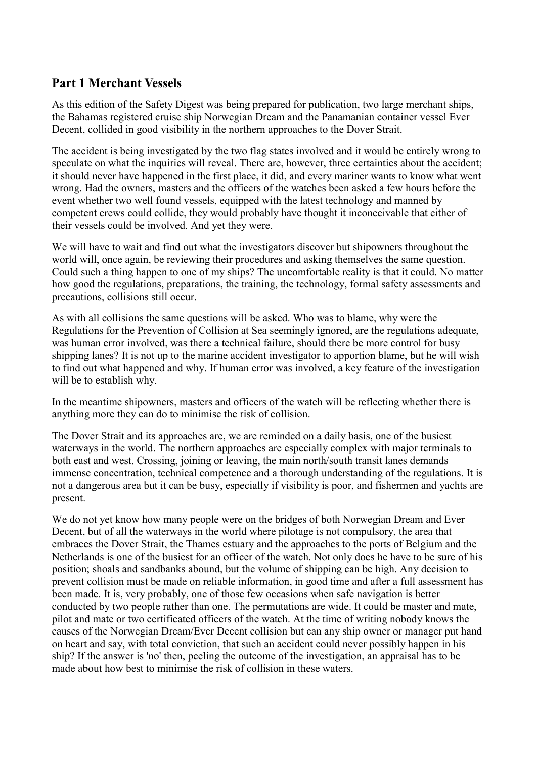## Part 1 Merchant Vessels

As this edition of the Safety Digest was being prepared for publication, two large merchant ships, the Bahamas registered cruise ship Norwegian Dream and the Panamanian container vessel Ever Decent, collided in good visibility in the northern approaches to the Dover Strait.

The accident is being investigated by the two flag states involved and it would be entirely wrong to speculate on what the inquiries will reveal. There are, however, three certainties about the accident; it should never have happened in the first place, it did, and every mariner wants to know what went wrong. Had the owners, masters and the officers of the watches been asked a few hours before the event whether two well found vessels, equipped with the latest technology and manned by competent crews could collide, they would probably have thought it inconceivable that either of their vessels could be involved. And yet they were.

We will have to wait and find out what the investigators discover but shipowners throughout the world will, once again, be reviewing their procedures and asking themselves the same question. Could such a thing happen to one of my ships? The uncomfortable reality is that it could. No matter how good the regulations, preparations, the training, the technology, formal safety assessments and precautions, collisions still occur.

As with all collisions the same questions will be asked. Who was to blame, why were the Regulations for the Prevention of Collision at Sea seemingly ignored, are the regulations adequate, was human error involved, was there a technical failure, should there be more control for busy shipping lanes? It is not up to the marine accident investigator to apportion blame, but he will wish to find out what happened and why. If human error was involved, a key feature of the investigation will be to establish why.

In the meantime shipowners, masters and officers of the watch will be reflecting whether there is anything more they can do to minimise the risk of collision.

The Dover Strait and its approaches are, we are reminded on a daily basis, one of the busiest waterways in the world. The northern approaches are especially complex with major terminals to both east and west. Crossing, joining or leaving, the main north/south transit lanes demands immense concentration, technical competence and a thorough understanding of the regulations. It is not a dangerous area but it can be busy, especially if visibility is poor, and fishermen and yachts are present.

We do not yet know how many people were on the bridges of both Norwegian Dream and Ever Decent, but of all the waterways in the world where pilotage is not compulsory, the area that embraces the Dover Strait, the Thames estuary and the approaches to the ports of Belgium and the Netherlands is one of the busiest for an officer of the watch. Not only does he have to be sure of his position; shoals and sandbanks abound, but the volume of shipping can be high. Any decision to prevent collision must be made on reliable information, in good time and after a full assessment has been made. It is, very probably, one of those few occasions when safe navigation is better conducted by two people rather than one. The permutations are wide. It could be master and mate, pilot and mate or two certificated officers of the watch. At the time of writing nobody knows the causes of the Norwegian Dream/Ever Decent collision but can any ship owner or manager put hand on heart and say, with total conviction, that such an accident could never possibly happen in his ship? If the answer is 'no' then, peeling the outcome of the investigation, an appraisal has to be made about how best to minimise the risk of collision in these waters.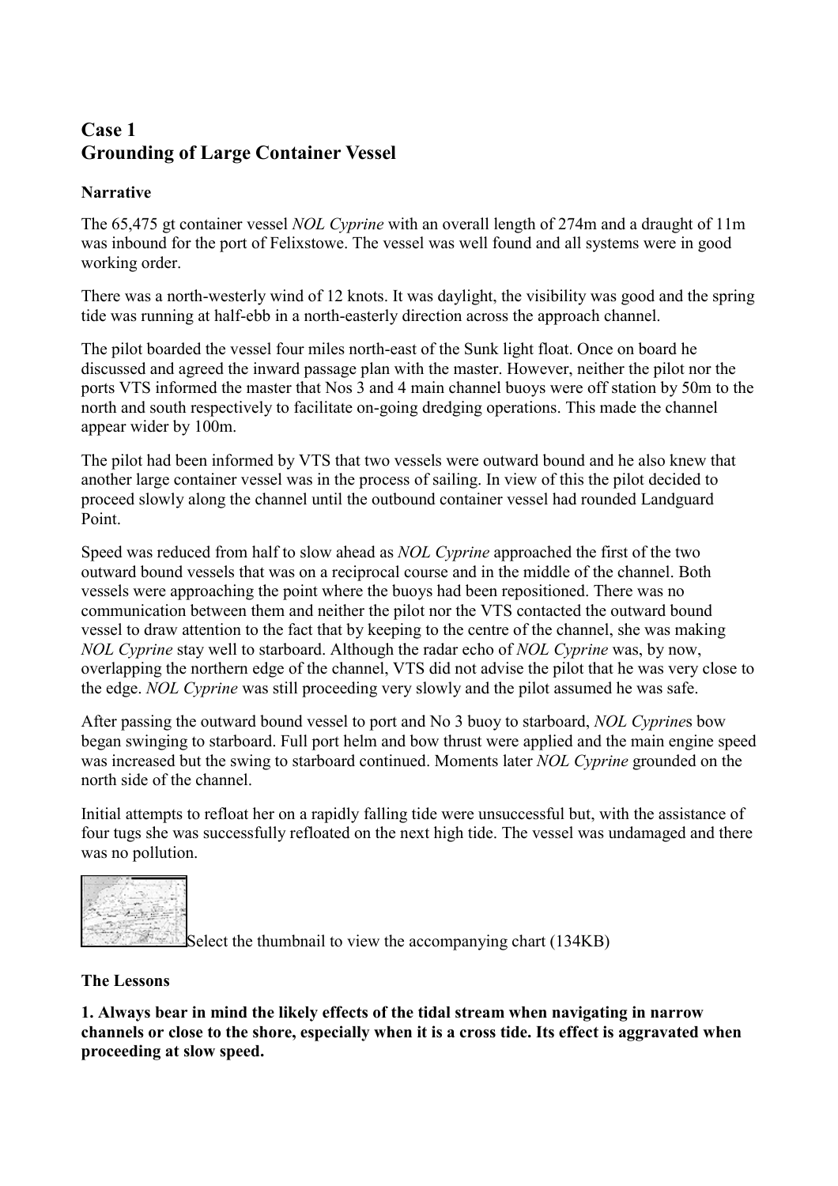## Case 1
## Grounding of Large Container Vessel

**Narrative**

The 65,475 gt container vessel *NOL Cyprine* with an overall length of 274m and a draught of 11m was inbound for the port of Felixstowe. The vessel was well found and all systems were in good working order.

There was a north-westerly wind of 12 knots. It was daylight, the visibility was good and the spring tide was running at half-ebb in a north-easterly direction across the approach channel.

The pilot boarded the vessel four miles north-east of the Sunk light float. Once on board he discussed and agreed the inward passage plan with the master. However, neither the pilot nor the ports VTS informed the master that Nos 3 and 4 main channel buoys were off station by 50m to the north and south respectively to facilitate on-going dredging operations. This made the channel appear wider by 100m.

The pilot had been informed by VTS that two vessels were outward bound and he also knew that another large container vessel was in the process of sailing. In view of this the pilot decided to proceed slowly along the channel until the outbound container vessel had rounded Landguard Point.

Speed was reduced from half to slow ahead as *NOL Cyprine* approached the first of the two outward bound vessels that was on a reciprocal course and in the middle of the channel. Both vessels were approaching the point where the buoys had been repositioned. There was no communication between them and neither the pilot nor the VTS contacted the outward bound vessel to draw attention to the fact that by keeping to the centre of the channel, she was making *NOL Cyprine* stay well to starboard. Although the radar echo of *NOL Cyprine* was, by now, overlapping the northern edge of the channel, VTS did not advise the pilot that he was very close to the edge. *NOL Cyprine* was still proceeding very slowly and the pilot assumed he was safe.

After passing the outward bound vessel to port and No 3 buoy to starboard, *NOL Cyprine*s bow began swinging to starboard. Full port helm and bow thrust were applied and the main engine speed was increased but the swing to starboard continued. Moments later *NOL Cyprine* grounded on the north side of the channel.

Initial attempts to refloat her on a rapidly falling tide were unsuccessful but, with the assistance of four tugs she was successfully refloated on the next high tide. The vessel was undamaged and there was no pollution.

Select the thumbnail to view the accompanying chart (134KB)

**The Lessons**

**1. Always bear in mind the likely effects of the tidal stream when navigating in narrow channels or close to the shore, especially when it is a cross tide. Its effect is aggravated when proceeding at slow speed.**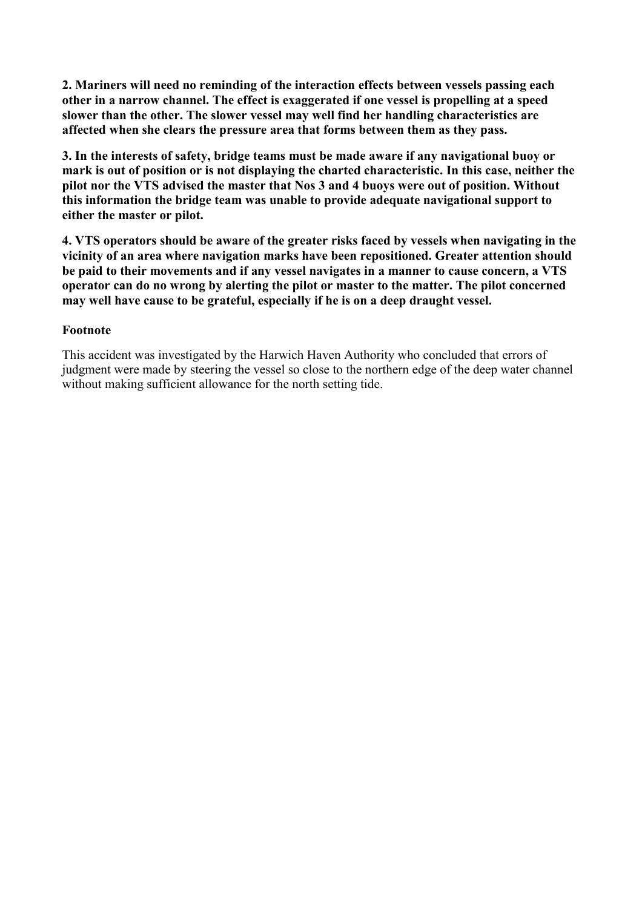**2. Mariners will need no reminding of the interaction effects between vessels passing each other in a narrow channel. The effect is exaggerated if one vessel is propelling at a speed slower than the other. The slower vessel may well find her handling characteristics are affected when she clears the pressure area that forms between them as they pass.**

**3. In the interests of safety, bridge teams must be made aware if any navigational buoy or mark is out of position or is not displaying the charted characteristic. In this case, neither the pilot nor the VTS advised the master that Nos 3 and 4 buoys were out of position. Without this information the bridge team was unable to provide adequate navigational support to either the master or pilot.**

**4. VTS operators should be aware of the greater risks faced by vessels when navigating in the vicinity of an area where navigation marks have been repositioned. Greater attention should be paid to their movements and if any vessel navigates in a manner to cause concern, a VTS operator can do no wrong by alerting the pilot or master to the matter. The pilot concerned may well have cause to be grateful, especially if he is on a deep draught vessel.**

**Footnote**

This accident was investigated by the Harwich Haven Authority who concluded that errors of judgment were made by steering the vessel so close to the northern edge of the deep water channel without making sufficient allowance for the north setting tide.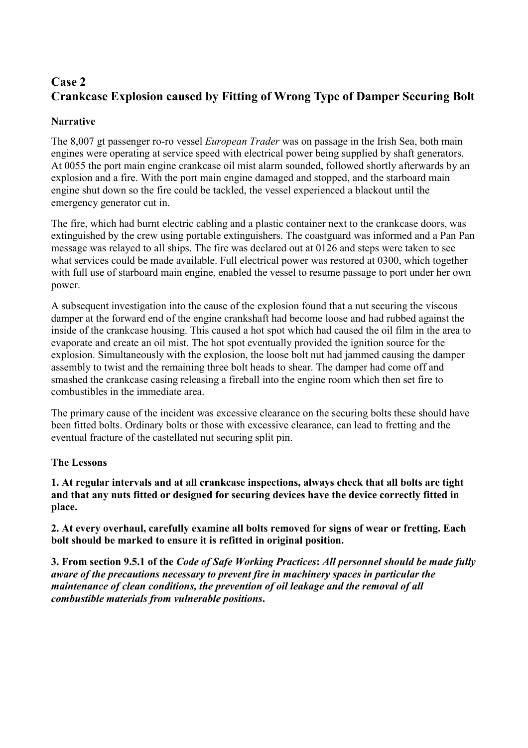## Case 2
## Crankcase Explosion caused by Fitting of Wrong Type of Damper Securing Bolt

### Narrative

The 8,007 gt passenger ro-ro vessel *European Trader* was on passage in the Irish Sea, both main engines were operating at service speed with electrical power being supplied by shaft generators. At 0055 the port main engine crankcase oil mist alarm sounded, followed shortly afterwards by an explosion and a fire. With the port main engine damaged and stopped, and the starboard main engine shut down so the fire could be tackled, the vessel experienced a blackout until the emergency generator cut in.

The fire, which had burnt electric cabling and a plastic container next to the crankcase doors, was extinguished by the crew using portable extinguishers. The coastguard was informed and a Pan Pan message was relayed to all ships. The fire was declared out at 0126 and steps were taken to see what services could be made available. Full electrical power was restored at 0300, which together with full use of starboard main engine, enabled the vessel to resume passage to port under her own power.

A subsequent investigation into the cause of the explosion found that a nut securing the viscous damper at the forward end of the engine crankshaft had become loose and had rubbed against the inside of the crankcase housing. This caused a hot spot which had caused the oil film in the area to evaporate and create an oil mist. The hot spot eventually provided the ignition source for the explosion. Simultaneously with the explosion, the loose bolt nut had jammed causing the damper assembly to twist and the remaining three bolt heads to shear. The damper had come off and smashed the crankcase casing releasing a fireball into the engine room which then set fire to combustibles in the immediate area.

The primary cause of the incident was excessive clearance on the securing bolts these should have been fitted bolts. Ordinary bolts or those with excessive clearance, can lead to fretting and the eventual fracture of the castellated nut securing split pin.

### The Lessons

**1. At regular intervals and at all crankcase inspections, always check that all bolts are tight and that any nuts fitted or designed for securing devices have the device correctly fitted in place.**

**2. At every overhaul, carefully examine all bolts removed for signs of wear or fretting. Each bolt should be marked to ensure it is refitted in original position.**

**3. From section 9.5.1 of the *Code of Safe Working Practices*: *All personnel should be made fully aware of the precautions necessary to prevent fire in machinery spaces in particular the maintenance of clean conditions, the prevention of oil leakage and the removal of all combustible materials from vulnerable positions*.**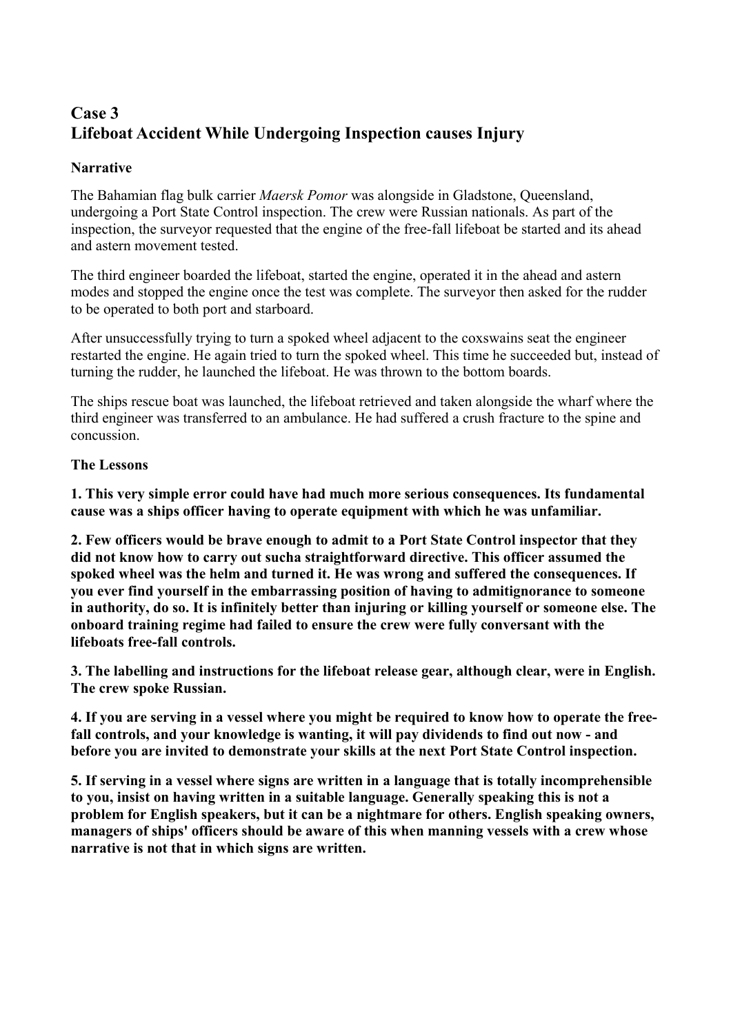## Case 3
## Lifeboat Accident While Undergoing Inspection causes Injury

**Narrative**

The Bahamian flag bulk carrier *Maersk Pomor* was alongside in Gladstone, Queensland, undergoing a Port State Control inspection. The crew were Russian nationals. As part of the inspection, the surveyor requested that the engine of the free-fall lifeboat be started and its ahead and astern movement tested.

The third engineer boarded the lifeboat, started the engine, operated it in the ahead and astern modes and stopped the engine once the test was complete. The surveyor then asked for the rudder to be operated to both port and starboard.

After unsuccessfully trying to turn a spoked wheel adjacent to the coxswains seat the engineer restarted the engine. He again tried to turn the spoked wheel. This time he succeeded but, instead of turning the rudder, he launched the lifeboat. He was thrown to the bottom boards.

The ships rescue boat was launched, the lifeboat retrieved and taken alongside the wharf where the third engineer was transferred to an ambulance. He had suffered a crush fracture to the spine and concussion.

**The Lessons**

**1. This very simple error could have had much more serious consequences. Its fundamental cause was a ships officer having to operate equipment with which he was unfamiliar.**

**2. Few officers would be brave enough to admit to a Port State Control inspector that they did not know how to carry out sucha straightforward directive. This officer assumed the spoked wheel was the helm and turned it. He was wrong and suffered the consequences. If you ever find yourself in the embarrassing position of having to admitignorance to someone in authority, do so. It is infinitely better than injuring or killing yourself or someone else. The onboard training regime had failed to ensure the crew were fully conversant with the lifeboats free-fall controls.**

**3. The labelling and instructions for the lifeboat release gear, although clear, were in English. The crew spoke Russian.**

**4. If you are serving in a vessel where you might be required to know how to operate the free-fall controls, and your knowledge is wanting, it will pay dividends to find out now - and before you are invited to demonstrate your skills at the next Port State Control inspection.**

**5. If serving in a vessel where signs are written in a language that is totally incomprehensible to you, insist on having written in a suitable language. Generally speaking this is not a problem for English speakers, but it can be a nightmare for others. English speaking owners, managers of ships' officers should be aware of this when manning vessels with a crew whose narrative is not that in which signs are written.**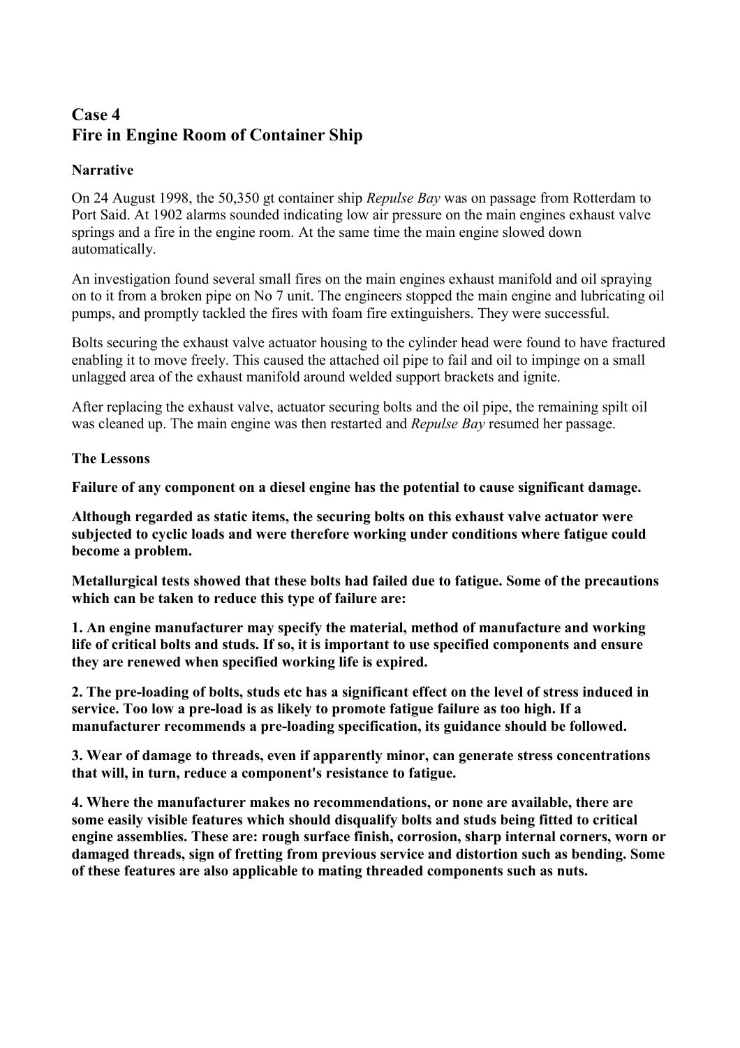## Case 4
## Fire in Engine Room of Container Ship

### Narrative

On 24 August 1998, the 50,350 gt container ship *Repulse Bay* was on passage from Rotterdam to Port Said. At 1902 alarms sounded indicating low air pressure on the main engines exhaust valve springs and a fire in the engine room. At the same time the main engine slowed down automatically.

An investigation found several small fires on the main engines exhaust manifold and oil spraying on to it from a broken pipe on No 7 unit. The engineers stopped the main engine and lubricating oil pumps, and promptly tackled the fires with foam fire extinguishers. They were successful.

Bolts securing the exhaust valve actuator housing to the cylinder head were found to have fractured enabling it to move freely. This caused the attached oil pipe to fail and oil to impinge on a small unlagged area of the exhaust manifold around welded support brackets and ignite.

After replacing the exhaust valve, actuator securing bolts and the oil pipe, the remaining spilt oil was cleaned up. The main engine was then restarted and *Repulse Bay* resumed her passage.

### The Lessons

**Failure of any component on a diesel engine has the potential to cause significant damage.**

**Although regarded as static items, the securing bolts on this exhaust valve actuator were subjected to cyclic loads and were therefore working under conditions where fatigue could become a problem.**

**Metallurgical tests showed that these bolts had failed due to fatigue. Some of the precautions which can be taken to reduce this type of failure are:**

**1. An engine manufacturer may specify the material, method of manufacture and working life of critical bolts and studs. If so, it is important to use specified components and ensure they are renewed when specified working life is expired.**

**2. The pre-loading of bolts, studs etc has a significant effect on the level of stress induced in service. Too low a pre-load is as likely to promote fatigue failure as too high. If a manufacturer recommends a pre-loading specification, its guidance should be followed.**

**3. Wear of damage to threads, even if apparently minor, can generate stress concentrations that will, in turn, reduce a component's resistance to fatigue.**

**4. Where the manufacturer makes no recommendations, or none are available, there are some easily visible features which should disqualify bolts and studs being fitted to critical engine assemblies. These are: rough surface finish, corrosion, sharp internal corners, worn or damaged threads, sign of fretting from previous service and distortion such as bending. Some of these features are also applicable to mating threaded components such as nuts.**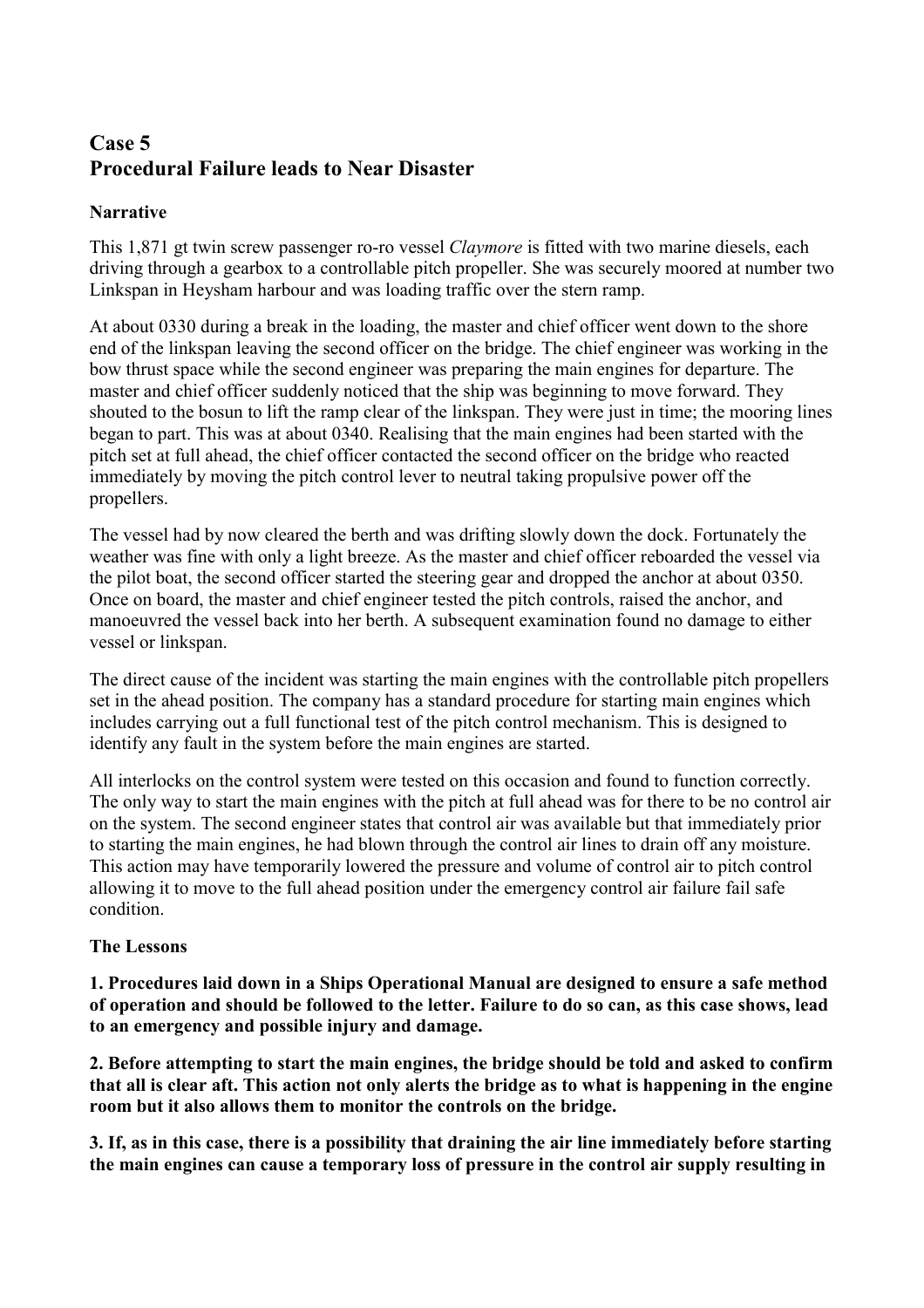## Case 5
## Procedural Failure leads to Near Disaster

**Narrative**

This 1,871 gt twin screw passenger ro-ro vessel *Claymore* is fitted with two marine diesels, each driving through a gearbox to a controllable pitch propeller. She was securely moored at number two Linkspan in Heysham harbour and was loading traffic over the stern ramp.

At about 0330 during a break in the loading, the master and chief officer went down to the shore end of the linkspan leaving the second officer on the bridge. The chief engineer was working in the bow thrust space while the second engineer was preparing the main engines for departure. The master and chief officer suddenly noticed that the ship was beginning to move forward. They shouted to the bosun to lift the ramp clear of the linkspan. They were just in time; the mooring lines began to part. This was at about 0340. Realising that the main engines had been started with the pitch set at full ahead, the chief officer contacted the second officer on the bridge who reacted immediately by moving the pitch control lever to neutral taking propulsive power off the propellers.

The vessel had by now cleared the berth and was drifting slowly down the dock. Fortunately the weather was fine with only a light breeze. As the master and chief officer reboarded the vessel via the pilot boat, the second officer started the steering gear and dropped the anchor at about 0350. Once on board, the master and chief engineer tested the pitch controls, raised the anchor, and manoeuvred the vessel back into her berth. A subsequent examination found no damage to either vessel or linkspan.

The direct cause of the incident was starting the main engines with the controllable pitch propellers set in the ahead position. The company has a standard procedure for starting main engines which includes carrying out a full functional test of the pitch control mechanism. This is designed to identify any fault in the system before the main engines are started.

All interlocks on the control system were tested on this occasion and found to function correctly. The only way to start the main engines with the pitch at full ahead was for there to be no control air on the system. The second engineer states that control air was available but that immediately prior to starting the main engines, he had blown through the control air lines to drain off any moisture. This action may have temporarily lowered the pressure and volume of control air to pitch control allowing it to move to the full ahead position under the emergency control air failure fail safe condition.

**The Lessons**

**1. Procedures laid down in a Ships Operational Manual are designed to ensure a safe method of operation and should be followed to the letter. Failure to do so can, as this case shows, lead to an emergency and possible injury and damage.**

**2. Before attempting to start the main engines, the bridge should be told and asked to confirm that all is clear aft. This action not only alerts the bridge as to what is happening in the engine room but it also allows them to monitor the controls on the bridge.**

**3. If, as in this case, there is a possibility that draining the air line immediately before starting the main engines can cause a temporary loss of pressure in the control air supply resulting in**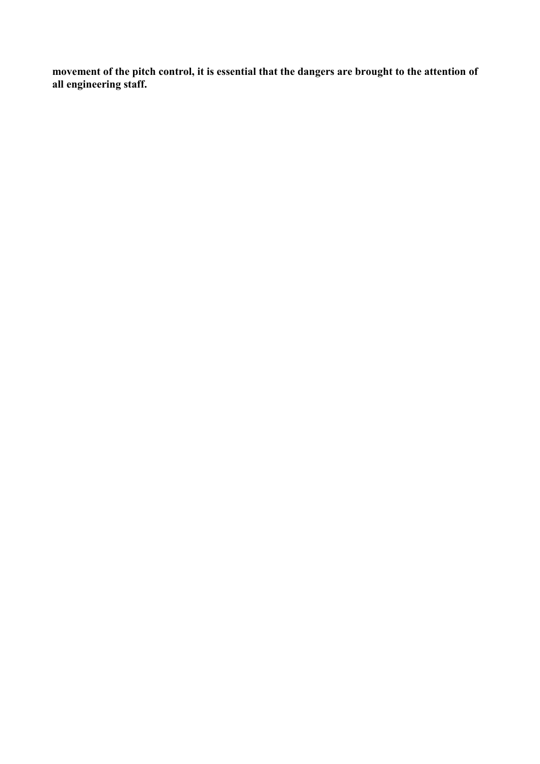**movement of the pitch control, it is essential that the dangers are brought to the attention of all engineering staff.**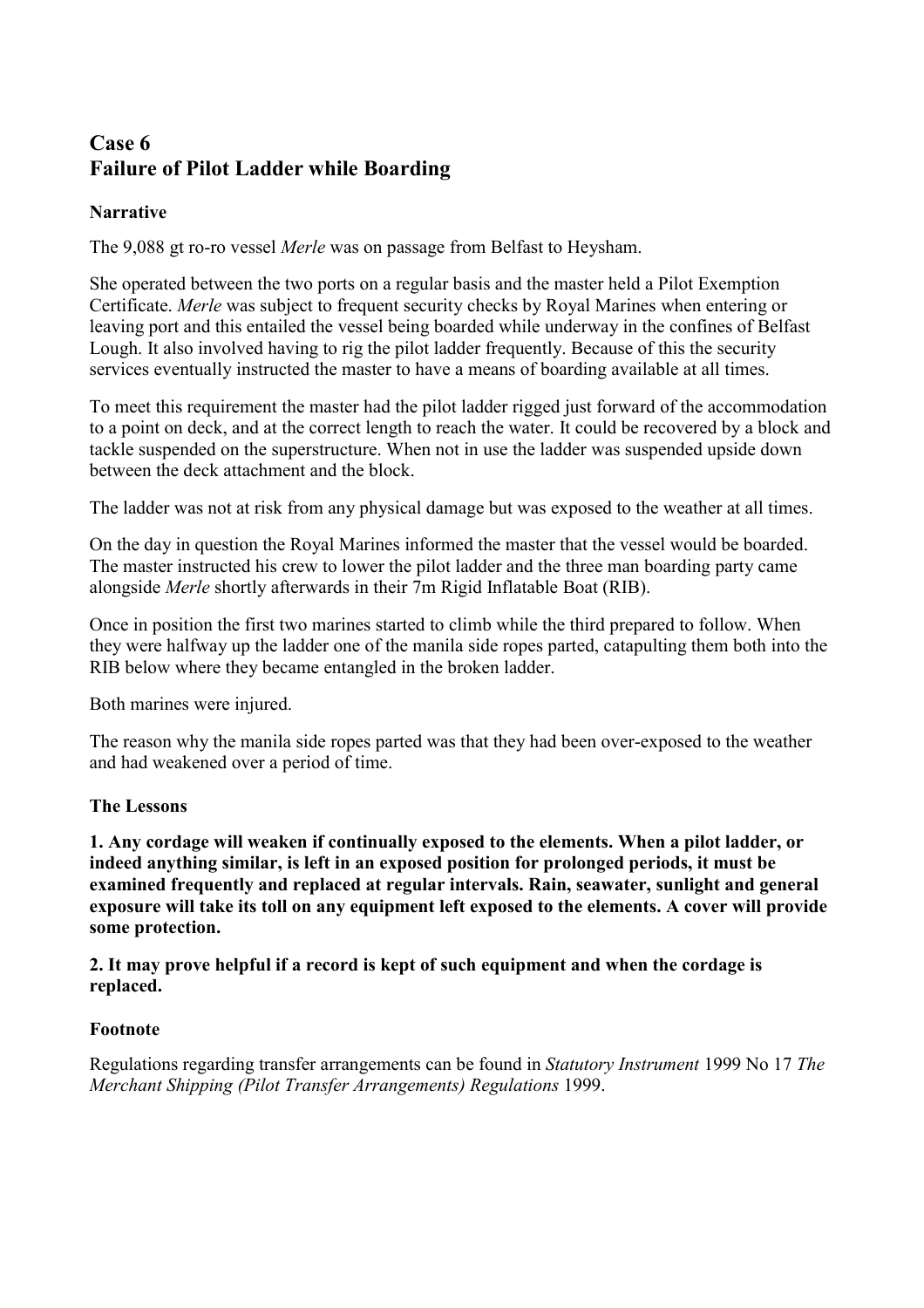## Case 6
## Failure of Pilot Ladder while Boarding

### Narrative

The 9,088 gt ro-ro vessel *Merle* was on passage from Belfast to Heysham.

She operated between the two ports on a regular basis and the master held a Pilot Exemption Certificate. *Merle* was subject to frequent security checks by Royal Marines when entering or leaving port and this entailed the vessel being boarded while underway in the confines of Belfast Lough. It also involved having to rig the pilot ladder frequently. Because of this the security services eventually instructed the master to have a means of boarding available at all times.

To meet this requirement the master had the pilot ladder rigged just forward of the accommodation to a point on deck, and at the correct length to reach the water. It could be recovered by a block and tackle suspended on the superstructure. When not in use the ladder was suspended upside down between the deck attachment and the block.

The ladder was not at risk from any physical damage but was exposed to the weather at all times.

On the day in question the Royal Marines informed the master that the vessel would be boarded. The master instructed his crew to lower the pilot ladder and the three man boarding party came alongside *Merle* shortly afterwards in their 7m Rigid Inflatable Boat (RIB).

Once in position the first two marines started to climb while the third prepared to follow. When they were halfway up the ladder one of the manila side ropes parted, catapulting them both into the RIB below where they became entangled in the broken ladder.

Both marines were injured.

The reason why the manila side ropes parted was that they had been over-exposed to the weather and had weakened over a period of time.

### The Lessons

**1. Any cordage will weaken if continually exposed to the elements. When a pilot ladder, or indeed anything similar, is left in an exposed position for prolonged periods, it must be examined frequently and replaced at regular intervals. Rain, seawater, sunlight and general exposure will take its toll on any equipment left exposed to the elements. A cover will provide some protection.**

**2. It may prove helpful if a record is kept of such equipment and when the cordage is replaced.**

### Footnote

Regulations regarding transfer arrangements can be found in *Statutory Instrument* 1999 No 17 *The Merchant Shipping (Pilot Transfer Arrangements) Regulations* 1999.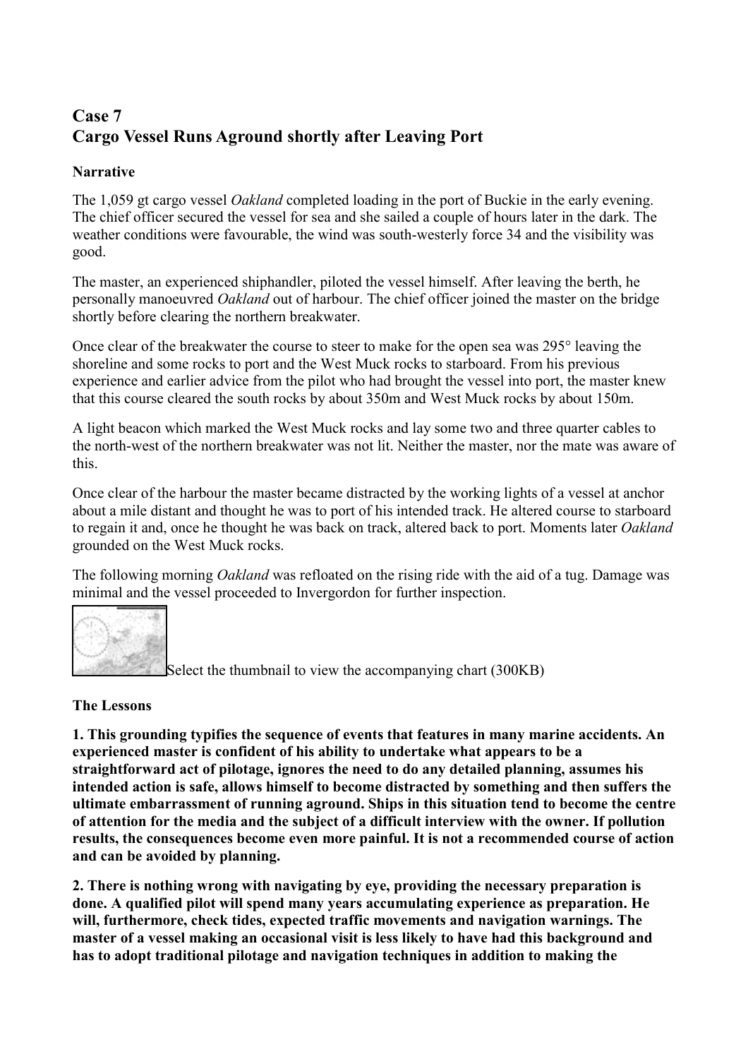## Case 7
## Cargo Vessel Runs Aground shortly after Leaving Port

**Narrative**

The 1,059 gt cargo vessel *Oakland* completed loading in the port of Buckie in the early evening. The chief officer secured the vessel for sea and she sailed a couple of hours later in the dark. The weather conditions were favourable, the wind was south-westerly force 34 and the visibility was good.

The master, an experienced shiphandler, piloted the vessel himself. After leaving the berth, he personally manoeuvred *Oakland* out of harbour. The chief officer joined the master on the bridge shortly before clearing the northern breakwater.

Once clear of the breakwater the course to steer to make for the open sea was 295° leaving the shoreline and some rocks to port and the West Muck rocks to starboard. From his previous experience and earlier advice from the pilot who had brought the vessel into port, the master knew that this course cleared the south rocks by about 350m and West Muck rocks by about 150m.

A light beacon which marked the West Muck rocks and lay some two and three quarter cables to the north-west of the northern breakwater was not lit. Neither the master, nor the mate was aware of this.

Once clear of the harbour the master became distracted by the working lights of a vessel at anchor about a mile distant and thought he was to port of his intended track. He altered course to starboard to regain it and, once he thought he was back on track, altered back to port. Moments later *Oakland* grounded on the West Muck rocks.

The following morning *Oakland* was refloated on the rising ride with the aid of a tug. Damage was minimal and the vessel proceeded to Invergordon for further inspection.

Select the thumbnail to view the accompanying chart (300KB)

**The Lessons**

**1. This grounding typifies the sequence of events that features in many marine accidents. An experienced master is confident of his ability to undertake what appears to be a straightforward act of pilotage, ignores the need to do any detailed planning, assumes his intended action is safe, allows himself to become distracted by something and then suffers the ultimate embarrassment of running aground. Ships in this situation tend to become the centre of attention for the media and the subject of a difficult interview with the owner. If pollution results, the consequences become even more painful. It is not a recommended course of action and can be avoided by planning.**

**2. There is nothing wrong with navigating by eye, providing the necessary preparation is done. A qualified pilot will spend many years accumulating experience as preparation. He will, furthermore, check tides, expected traffic movements and navigation warnings. The master of a vessel making an occasional visit is less likely to have had this background and has to adopt traditional pilotage and navigation techniques in addition to making the**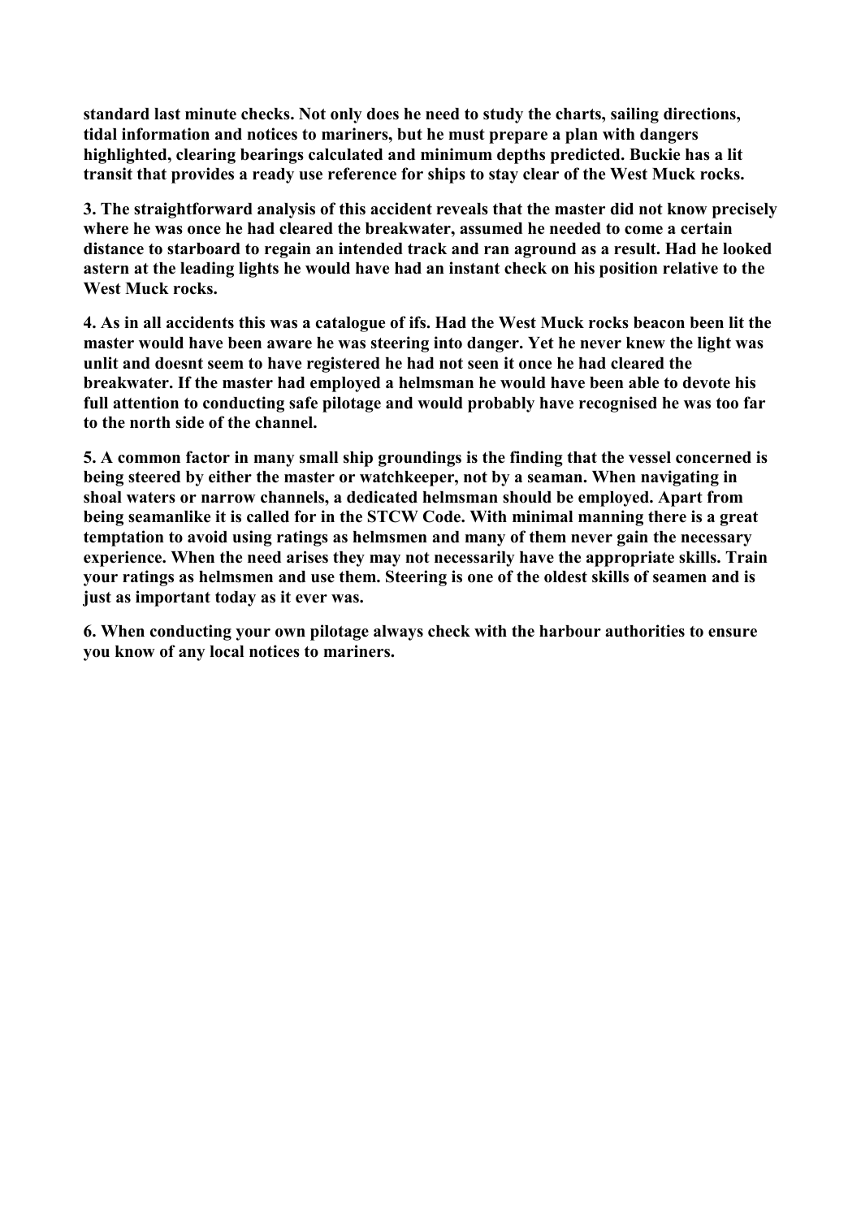**standard last minute checks. Not only does he need to study the charts, sailing directions, tidal information and notices to mariners, but he must prepare a plan with dangers highlighted, clearing bearings calculated and minimum depths predicted. Buckie has a lit transit that provides a ready use reference for ships to stay clear of the West Muck rocks.**

**3. The straightforward analysis of this accident reveals that the master did not know precisely where he was once he had cleared the breakwater, assumed he needed to come a certain distance to starboard to regain an intended track and ran aground as a result. Had he looked astern at the leading lights he would have had an instant check on his position relative to the West Muck rocks.**

**4. As in all accidents this was a catalogue of ifs. Had the West Muck rocks beacon been lit the master would have been aware he was steering into danger. Yet he never knew the light was unlit and doesnt seem to have registered he had not seen it once he had cleared the breakwater. If the master had employed a helmsman he would have been able to devote his full attention to conducting safe pilotage and would probably have recognised he was too far to the north side of the channel.**

**5. A common factor in many small ship groundings is the finding that the vessel concerned is being steered by either the master or watchkeeper, not by a seaman. When navigating in shoal waters or narrow channels, a dedicated helmsman should be employed. Apart from being seamanlike it is called for in the STCW Code. With minimal manning there is a great temptation to avoid using ratings as helmsmen and many of them never gain the necessary experience. When the need arises they may not necessarily have the appropriate skills. Train your ratings as helmsmen and use them. Steering is one of the oldest skills of seamen and is just as important today as it ever was.**

**6. When conducting your own pilotage always check with the harbour authorities to ensure you know of any local notices to mariners.**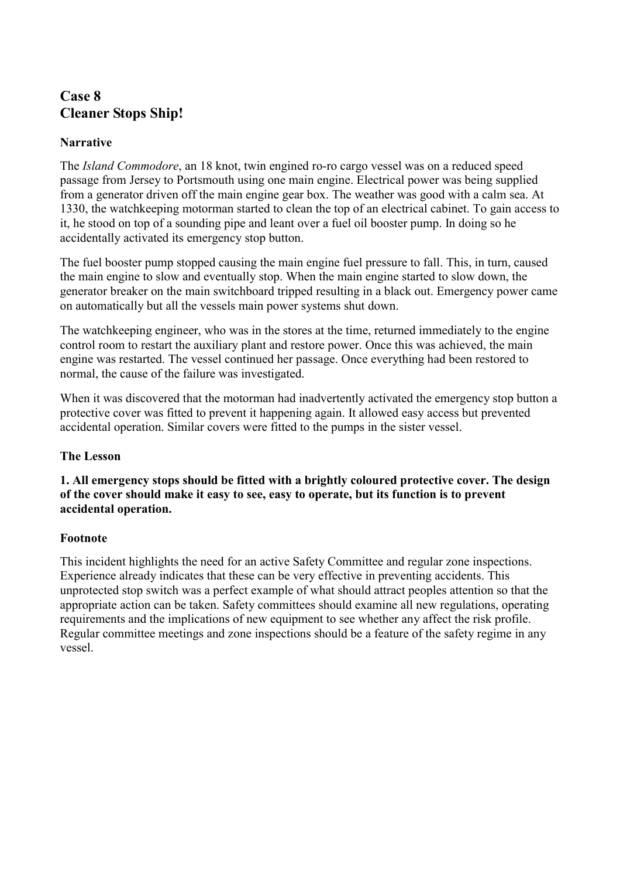## Case 8
## Cleaner Stops Ship!

### Narrative

The *Island Commodore*, an 18 knot, twin engined ro-ro cargo vessel was on a reduced speed passage from Jersey to Portsmouth using one main engine. Electrical power was being supplied from a generator driven off the main engine gear box. The weather was good with a calm sea. At 1330, the watchkeeping motorman started to clean the top of an electrical cabinet. To gain access to it, he stood on top of a sounding pipe and leant over a fuel oil booster pump. In doing so he accidentally activated its emergency stop button.

The fuel booster pump stopped causing the main engine fuel pressure to fall. This, in turn, caused the main engine to slow and eventually stop. When the main engine started to slow down, the generator breaker on the main switchboard tripped resulting in a black out. Emergency power came on automatically but all the vessels main power systems shut down.

The watchkeeping engineer, who was in the stores at the time, returned immediately to the engine control room to restart the auxiliary plant and restore power. Once this was achieved, the main engine was restarted. The vessel continued her passage. Once everything had been restored to normal, the cause of the failure was investigated.

When it was discovered that the motorman had inadvertently activated the emergency stop button a protective cover was fitted to prevent it happening again. It allowed easy access but prevented accidental operation. Similar covers were fitted to the pumps in the sister vessel.

### The Lesson

**1. All emergency stops should be fitted with a brightly coloured protective cover. The design of the cover should make it easy to see, easy to operate, but its function is to prevent accidental operation.**

### Footnote

This incident highlights the need for an active Safety Committee and regular zone inspections. Experience already indicates that these can be very effective in preventing accidents. This unprotected stop switch was a perfect example of what should attract peoples attention so that the appropriate action can be taken. Safety committees should examine all new regulations, operating requirements and the implications of new equipment to see whether any affect the risk profile. Regular committee meetings and zone inspections should be a feature of the safety regime in any vessel.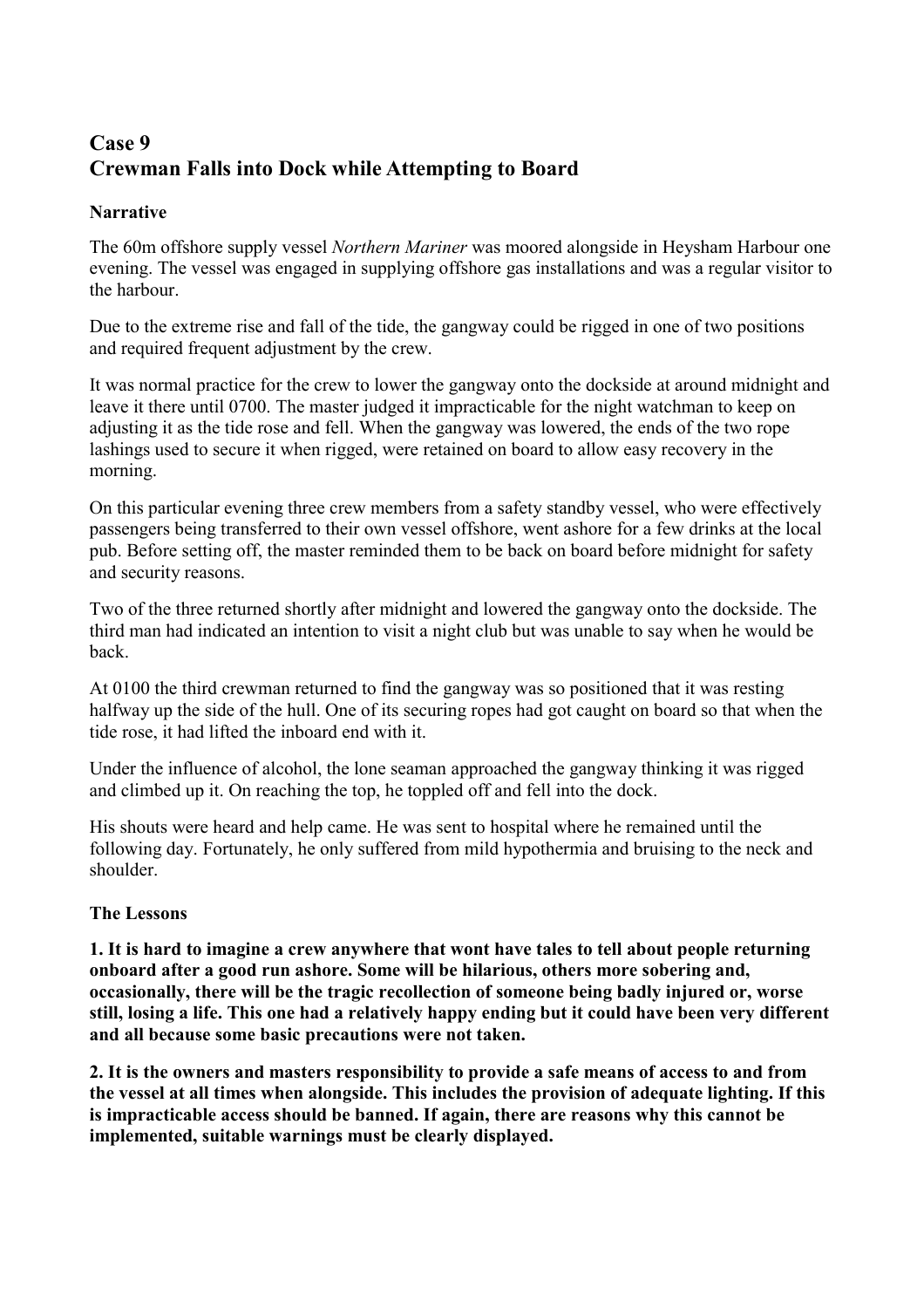## Case 9
## Crewman Falls into Dock while Attempting to Board

### Narrative

The 60m offshore supply vessel *Northern Mariner* was moored alongside in Heysham Harbour one evening. The vessel was engaged in supplying offshore gas installations and was a regular visitor to the harbour.

Due to the extreme rise and fall of the tide, the gangway could be rigged in one of two positions and required frequent adjustment by the crew.

It was normal practice for the crew to lower the gangway onto the dockside at around midnight and leave it there until 0700. The master judged it impracticable for the night watchman to keep on adjusting it as the tide rose and fell. When the gangway was lowered, the ends of the two rope lashings used to secure it when rigged, were retained on board to allow easy recovery in the morning.

On this particular evening three crew members from a safety standby vessel, who were effectively passengers being transferred to their own vessel offshore, went ashore for a few drinks at the local pub. Before setting off, the master reminded them to be back on board before midnight for safety and security reasons.

Two of the three returned shortly after midnight and lowered the gangway onto the dockside. The third man had indicated an intention to visit a night club but was unable to say when he would be back.

At 0100 the third crewman returned to find the gangway was so positioned that it was resting halfway up the side of the hull. One of its securing ropes had got caught on board so that when the tide rose, it had lifted the inboard end with it.

Under the influence of alcohol, the lone seaman approached the gangway thinking it was rigged and climbed up it. On reaching the top, he toppled off and fell into the dock.

His shouts were heard and help came. He was sent to hospital where he remained until the following day. Fortunately, he only suffered from mild hypothermia and bruising to the neck and shoulder.

### The Lessons

**1. It is hard to imagine a crew anywhere that wont have tales to tell about people returning onboard after a good run ashore. Some will be hilarious, others more sobering and, occasionally, there will be the tragic recollection of someone being badly injured or, worse still, losing a life. This one had a relatively happy ending but it could have been very different and all because some basic precautions were not taken.**

**2. It is the owners and masters responsibility to provide a safe means of access to and from the vessel at all times when alongside. This includes the provision of adequate lighting. If this is impracticable access should be banned. If again, there are reasons why this cannot be implemented, suitable warnings must be clearly displayed.**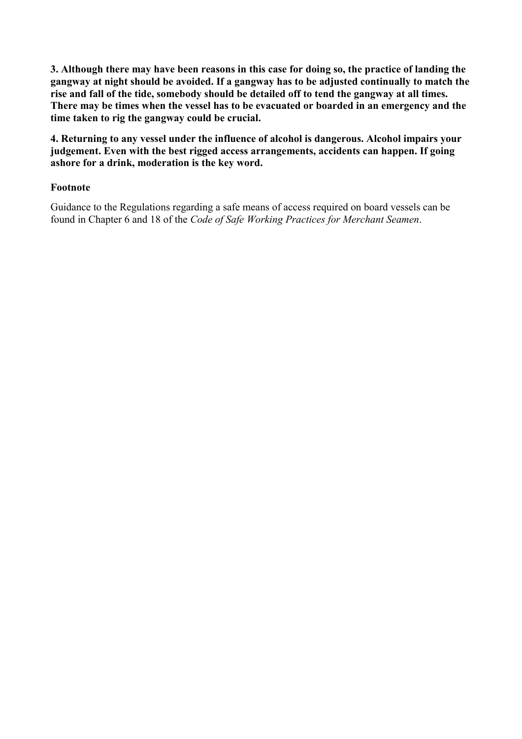**3. Although there may have been reasons in this case for doing so, the practice of landing the gangway at night should be avoided. If a gangway has to be adjusted continually to match the rise and fall of the tide, somebody should be detailed off to tend the gangway at all times. There may be times when the vessel has to be evacuated or boarded in an emergency and the time taken to rig the gangway could be crucial.**

**4. Returning to any vessel under the influence of alcohol is dangerous. Alcohol impairs your judgement. Even with the best rigged access arrangements, accidents can happen. If going ashore for a drink, moderation is the key word.**

**Footnote**

Guidance to the Regulations regarding a safe means of access required on board vessels can be found in Chapter 6 and 18 of the *Code of Safe Working Practices for Merchant Seamen*.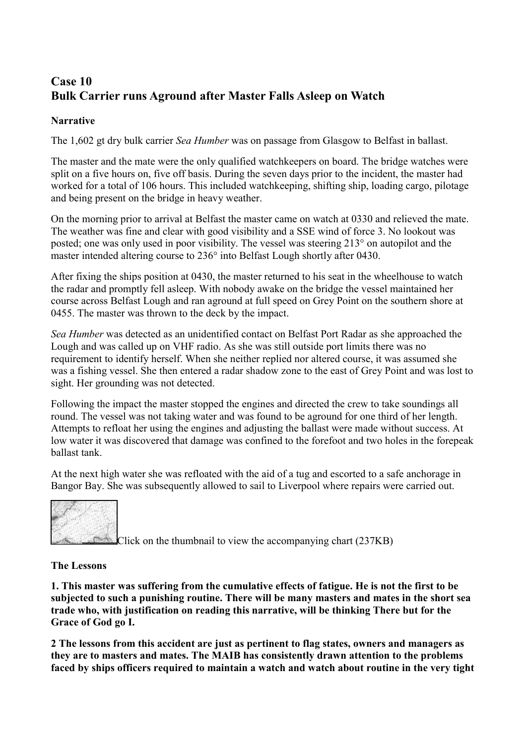## Case 10
## Bulk Carrier runs Aground after Master Falls Asleep on Watch

**Narrative**

The 1,602 gt dry bulk carrier *Sea Humber* was on passage from Glasgow to Belfast in ballast.

The master and the mate were the only qualified watchkeepers on board. The bridge watches were split on a five hours on, five off basis. During the seven days prior to the incident, the master had worked for a total of 106 hours. This included watchkeeping, shifting ship, loading cargo, pilotage and being present on the bridge in heavy weather.

On the morning prior to arrival at Belfast the master came on watch at 0330 and relieved the mate. The weather was fine and clear with good visibility and a SSE wind of force 3. No lookout was posted; one was only used in poor visibility. The vessel was steering 213° on autopilot and the master intended altering course to 236° into Belfast Lough shortly after 0430.

After fixing the ships position at 0430, the master returned to his seat in the wheelhouse to watch the radar and promptly fell asleep. With nobody awake on the bridge the vessel maintained her course across Belfast Lough and ran aground at full speed on Grey Point on the southern shore at 0455. The master was thrown to the deck by the impact.

*Sea Humber* was detected as an unidentified contact on Belfast Port Radar as she approached the Lough and was called up on VHF radio. As she was still outside port limits there was no requirement to identify herself. When she neither replied nor altered course, it was assumed she was a fishing vessel. She then entered a radar shadow zone to the east of Grey Point and was lost to sight. Her grounding was not detected.

Following the impact the master stopped the engines and directed the crew to take soundings all round. The vessel was not taking water and was found to be aground for one third of her length. Attempts to refloat her using the engines and adjusting the ballast were made without success. At low water it was discovered that damage was confined to the forefoot and two holes in the forepeak ballast tank.

At the next high water she was refloated with the aid of a tug and escorted to a safe anchorage in Bangor Bay. She was subsequently allowed to sail to Liverpool where repairs were carried out.

Click on the thumbnail to view the accompanying chart (237KB)

**The Lessons**

**1. This master was suffering from the cumulative effects of fatigue. He is not the first to be subjected to such a punishing routine. There will be many masters and mates in the short sea trade who, with justification on reading this narrative, will be thinking There but for the Grace of God go I.**

**2 The lessons from this accident are just as pertinent to flag states, owners and managers as they are to masters and mates. The MAIB has consistently drawn attention to the problems faced by ships officers required to maintain a watch and watch about routine in the very tight**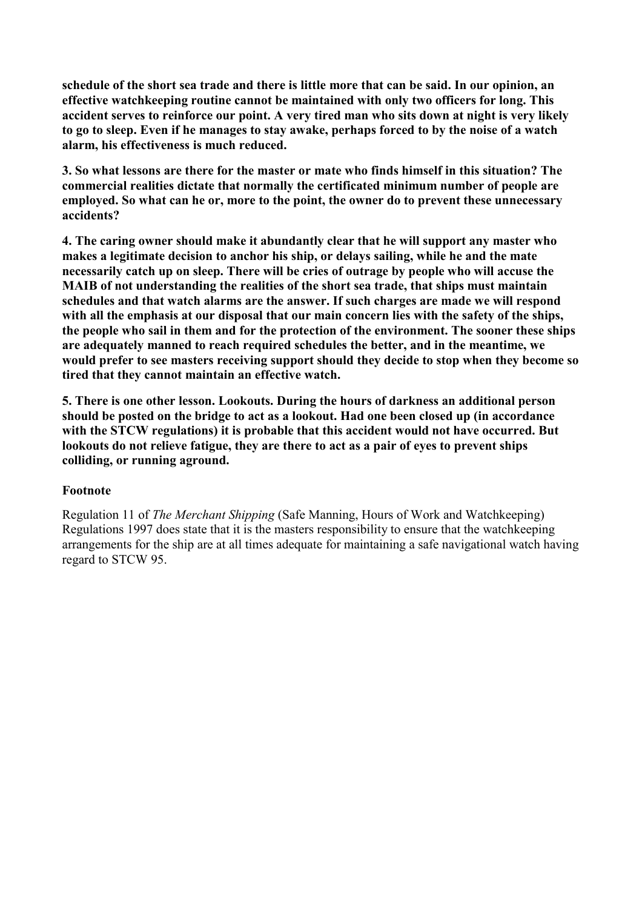**schedule of the short sea trade and there is little more that can be said. In our opinion, an effective watchkeeping routine cannot be maintained with only two officers for long. This accident serves to reinforce our point. A very tired man who sits down at night is very likely to go to sleep. Even if he manages to stay awake, perhaps forced to by the noise of a watch alarm, his effectiveness is much reduced.**

**3. So what lessons are there for the master or mate who finds himself in this situation? The commercial realities dictate that normally the certificated minimum number of people are employed. So what can he or, more to the point, the owner do to prevent these unnecessary accidents?**

**4. The caring owner should make it abundantly clear that he will support any master who makes a legitimate decision to anchor his ship, or delays sailing, while he and the mate necessarily catch up on sleep. There will be cries of outrage by people who will accuse the MAIB of not understanding the realities of the short sea trade, that ships must maintain schedules and that watch alarms are the answer. If such charges are made we will respond with all the emphasis at our disposal that our main concern lies with the safety of the ships, the people who sail in them and for the protection of the environment. The sooner these ships are adequately manned to reach required schedules the better, and in the meantime, we would prefer to see masters receiving support should they decide to stop when they become so tired that they cannot maintain an effective watch.**

**5. There is one other lesson. Lookouts. During the hours of darkness an additional person should be posted on the bridge to act as a lookout. Had one been closed up (in accordance with the STCW regulations) it is probable that this accident would not have occurred. But lookouts do not relieve fatigue, they are there to act as a pair of eyes to prevent ships colliding, or running aground.**

**Footnote**

Regulation 11 of *The Merchant Shipping* (Safe Manning, Hours of Work and Watchkeeping) Regulations 1997 does state that it is the masters responsibility to ensure that the watchkeeping arrangements for the ship are at all times adequate for maintaining a safe navigational watch having regard to STCW 95.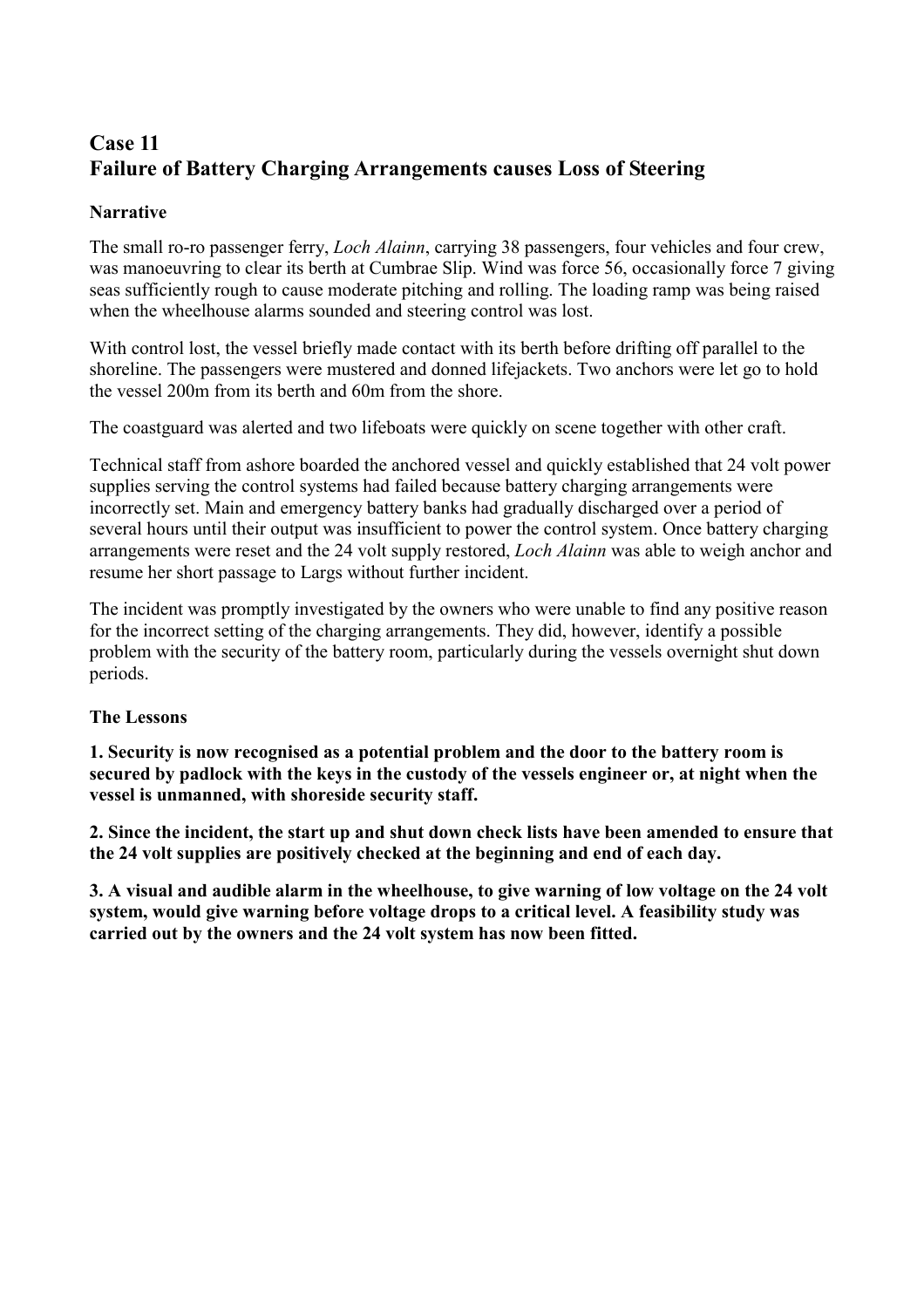## Case 11
## Failure of Battery Charging Arrangements causes Loss of Steering

### Narrative

The small ro-ro passenger ferry, *Loch Alainn*, carrying 38 passengers, four vehicles and four crew, was manoeuvring to clear its berth at Cumbrae Slip. Wind was force 56, occasionally force 7 giving seas sufficiently rough to cause moderate pitching and rolling. The loading ramp was being raised when the wheelhouse alarms sounded and steering control was lost.

With control lost, the vessel briefly made contact with its berth before drifting off parallel to the shoreline. The passengers were mustered and donned lifejackets. Two anchors were let go to hold the vessel 200m from its berth and 60m from the shore.

The coastguard was alerted and two lifeboats were quickly on scene together with other craft.

Technical staff from ashore boarded the anchored vessel and quickly established that 24 volt power supplies serving the control systems had failed because battery charging arrangements were incorrectly set. Main and emergency battery banks had gradually discharged over a period of several hours until their output was insufficient to power the control system. Once battery charging arrangements were reset and the 24 volt supply restored, *Loch Alainn* was able to weigh anchor and resume her short passage to Largs without further incident.

The incident was promptly investigated by the owners who were unable to find any positive reason for the incorrect setting of the charging arrangements. They did, however, identify a possible problem with the security of the battery room, particularly during the vessels overnight shut down periods.

### The Lessons

**1. Security is now recognised as a potential problem and the door to the battery room is secured by padlock with the keys in the custody of the vessels engineer or, at night when the vessel is unmanned, with shoreside security staff.**

**2. Since the incident, the start up and shut down check lists have been amended to ensure that the 24 volt supplies are positively checked at the beginning and end of each day.**

**3. A visual and audible alarm in the wheelhouse, to give warning of low voltage on the 24 volt system, would give warning before voltage drops to a critical level. A feasibility study was carried out by the owners and the 24 volt system has now been fitted.**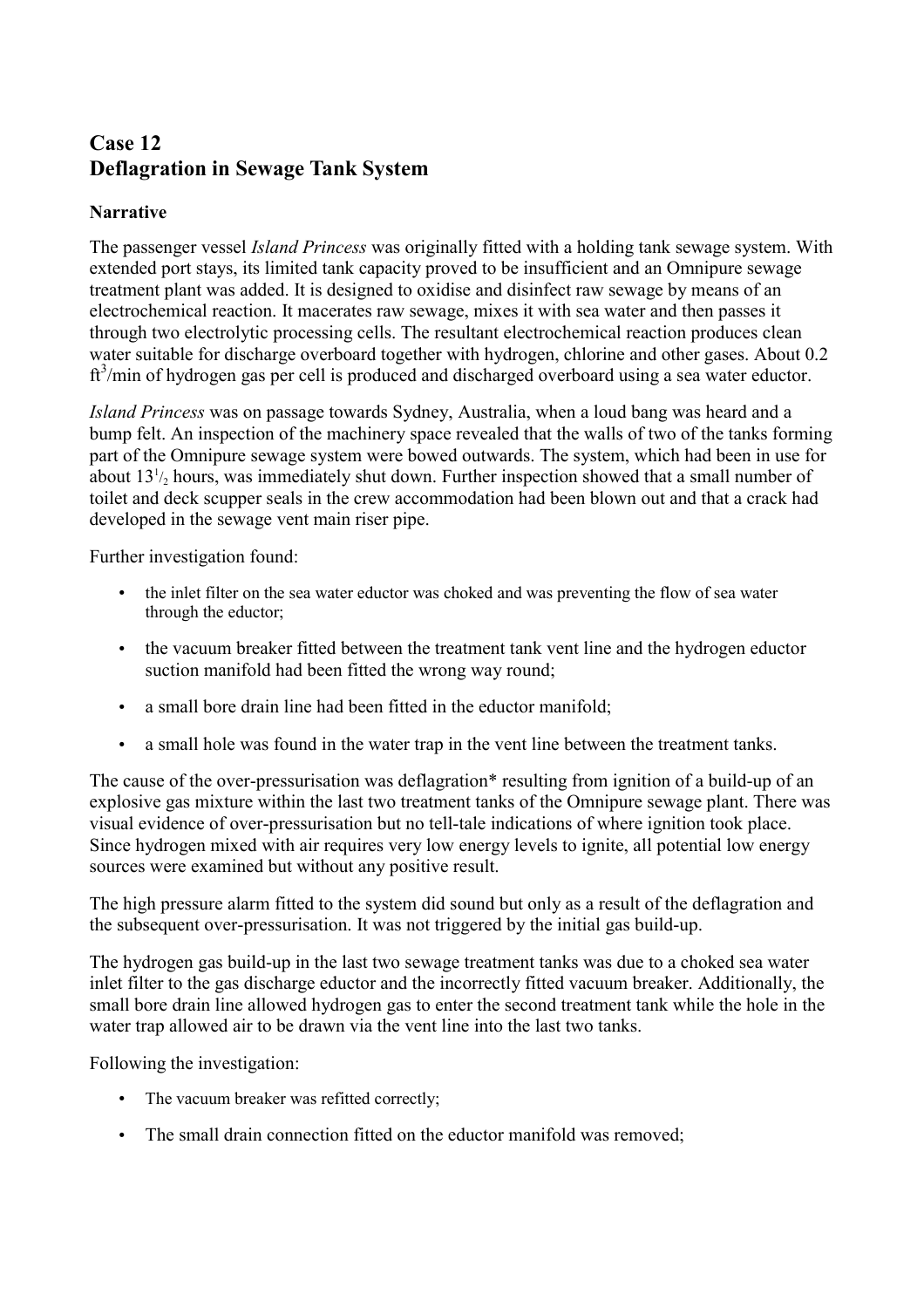## Case 12
## Deflagration in Sewage Tank System

**Narrative**

The passenger vessel *Island Princess* was originally fitted with a holding tank sewage system. With extended port stays, its limited tank capacity proved to be insufficient and an Omnipure sewage treatment plant was added. It is designed to oxidise and disinfect raw sewage by means of an electrochemical reaction. It macerates raw sewage, mixes it with sea water and then passes it through two electrolytic processing cells. The resultant electrochemical reaction produces clean water suitable for discharge overboard together with hydrogen, chlorine and other gases. About 0.2 $ft^3$/min of hydrogen gas per cell is produced and discharged overboard using a sea water eductor.

*Island Princess* was on passage towards Sydney, Australia, when a loud bang was heard and a bump felt. An inspection of the machinery space revealed that the walls of two of the tanks forming part of the Omnipure sewage system were bowed outwards. The system, which had been in use for about $13^1/_2$ hours, was immediately shut down. Further inspection showed that a small number of toilet and deck scupper seals in the crew accommodation had been blown out and that a crack had developed in the sewage vent main riser pipe.

Further investigation found:

- the inlet filter on the sea water eductor was choked and was preventing the flow of sea water through the eductor;
- the vacuum breaker fitted between the treatment tank vent line and the hydrogen eductor suction manifold had been fitted the wrong way round;
- a small bore drain line had been fitted in the eductor manifold;
- a small hole was found in the water trap in the vent line between the treatment tanks.

The cause of the over-pressurisation was deflagration* resulting from ignition of a build-up of an explosive gas mixture within the last two treatment tanks of the Omnipure sewage plant. There was visual evidence of over-pressurisation but no tell-tale indications of where ignition took place. Since hydrogen mixed with air requires very low energy levels to ignite, all potential low energy sources were examined but without any positive result.

The high pressure alarm fitted to the system did sound but only as a result of the deflagration and the subsequent over-pressurisation. It was not triggered by the initial gas build-up.

The hydrogen gas build-up in the last two sewage treatment tanks was due to a choked sea water inlet filter to the gas discharge eductor and the incorrectly fitted vacuum breaker. Additionally, the small bore drain line allowed hydrogen gas to enter the second treatment tank while the hole in the water trap allowed air to be drawn via the vent line into the last two tanks.

Following the investigation:

- The vacuum breaker was refitted correctly;
- The small drain connection fitted on the eductor manifold was removed;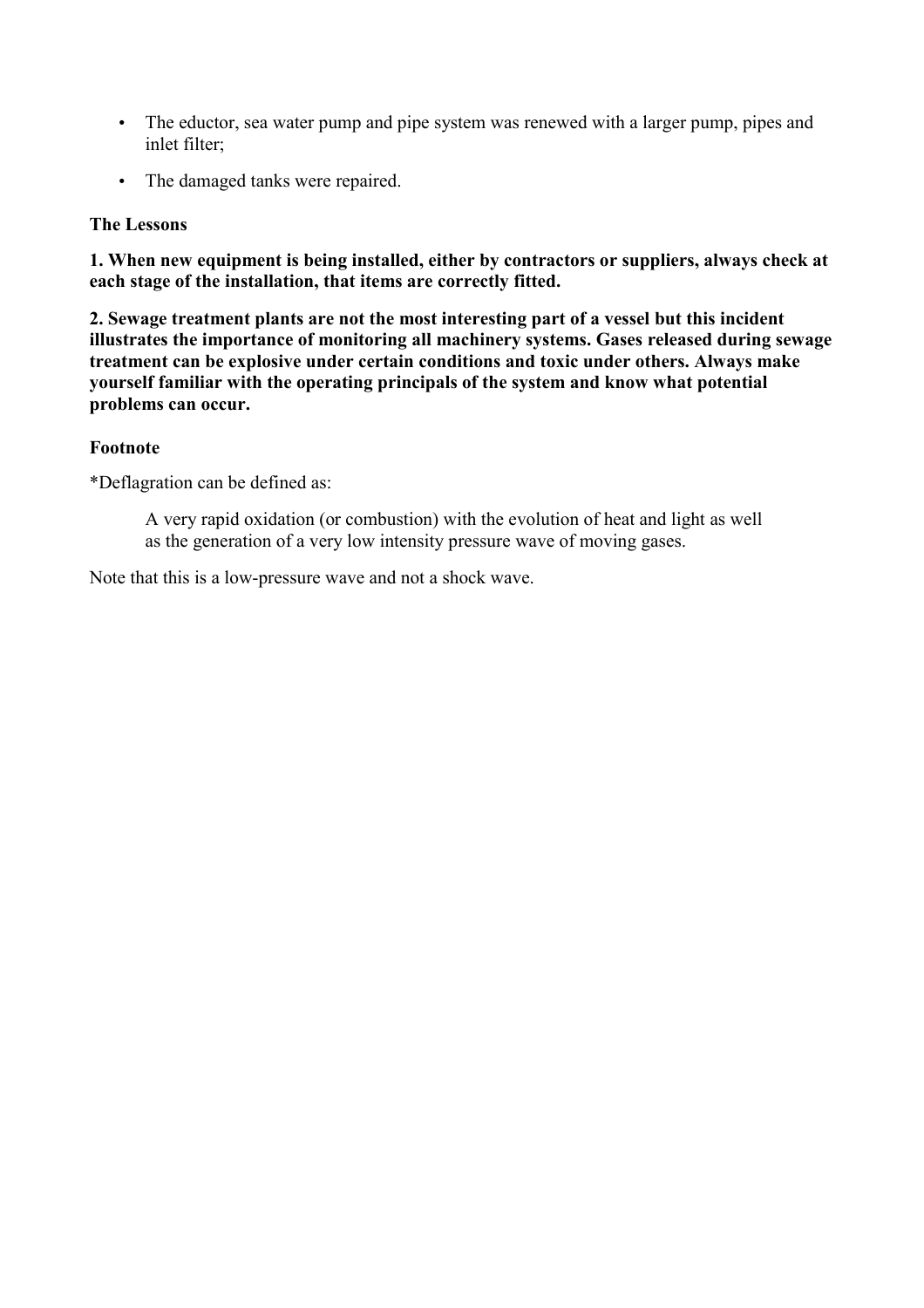- The eductor, sea water pump and pipe system was renewed with a larger pump, pipes and inlet filter;
- The damaged tanks were repaired.

**The Lessons**

**1. When new equipment is being installed, either by contractors or suppliers, always check at each stage of the installation, that items are correctly fitted.**

**2. Sewage treatment plants are not the most interesting part of a vessel but this incident illustrates the importance of monitoring all machinery systems. Gases released during sewage treatment can be explosive under certain conditions and toxic under others. Always make yourself familiar with the operating principals of the system and know what potential problems can occur.**

**Footnote**

*Deflagration can be defined as:

> A very rapid oxidation (or combustion) with the evolution of heat and light as well as the generation of a very low intensity pressure wave of moving gases.

Note that this is a low-pressure wave and not a shock wave.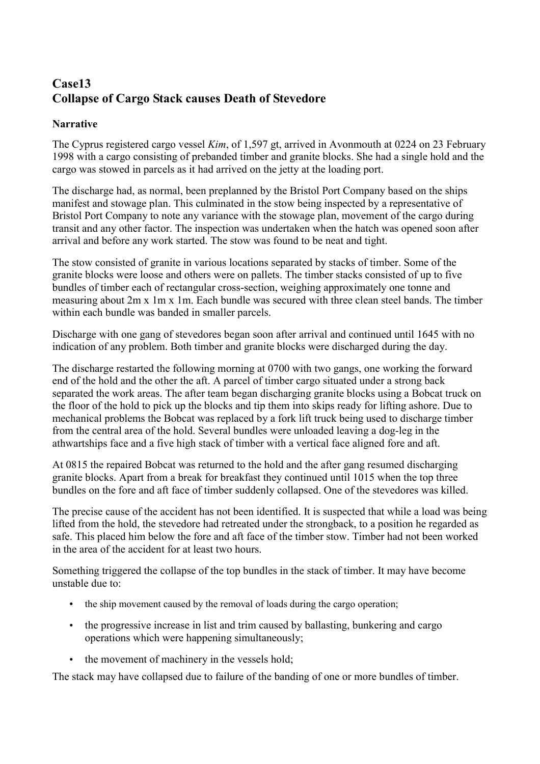## Case13
## Collapse of Cargo Stack causes Death of Stevedore

### Narrative

The Cyprus registered cargo vessel *Kim*, of 1,597 gt, arrived in Avonmouth at 0224 on 23 February 1998 with a cargo consisting of prebanded timber and granite blocks. She had a single hold and the cargo was stowed in parcels as it had arrived on the jetty at the loading port.

The discharge had, as normal, been preplanned by the Bristol Port Company based on the ships manifest and stowage plan. This culminated in the stow being inspected by a representative of Bristol Port Company to note any variance with the stowage plan, movement of the cargo during transit and any other factor. The inspection was undertaken when the hatch was opened soon after arrival and before any work started. The stow was found to be neat and tight.

The stow consisted of granite in various locations separated by stacks of timber. Some of the granite blocks were loose and others were on pallets. The timber stacks consisted of up to five bundles of timber each of rectangular cross-section, weighing approximately one tonne and measuring about 2m x 1m x 1m. Each bundle was secured with three clean steel bands. The timber within each bundle was banded in smaller parcels.

Discharge with one gang of stevedores began soon after arrival and continued until 1645 with no indication of any problem. Both timber and granite blocks were discharged during the day.

The discharge restarted the following morning at 0700 with two gangs, one working the forward end of the hold and the other the aft. A parcel of timber cargo situated under a strong back separated the work areas. The after team began discharging granite blocks using a Bobcat truck on the floor of the hold to pick up the blocks and tip them into skips ready for lifting ashore. Due to mechanical problems the Bobcat was replaced by a fork lift truck being used to discharge timber from the central area of the hold. Several bundles were unloaded leaving a dog-leg in the athwartships face and a five high stack of timber with a vertical face aligned fore and aft.

At 0815 the repaired Bobcat was returned to the hold and the after gang resumed discharging granite blocks. Apart from a break for breakfast they continued until 1015 when the top three bundles on the fore and aft face of timber suddenly collapsed. One of the stevedores was killed.

The precise cause of the accident has not been identified. It is suspected that while a load was being lifted from the hold, the stevedore had retreated under the strongback, to a position he regarded as safe. This placed him below the fore and aft face of the timber stow. Timber had not been worked in the area of the accident for at least two hours.

Something triggered the collapse of the top bundles in the stack of timber. It may have become unstable due to:

- the ship movement caused by the removal of loads during the cargo operation;
- the progressive increase in list and trim caused by ballasting, bunkering and cargo operations which were happening simultaneously;
- the movement of machinery in the vessels hold;

The stack may have collapsed due to failure of the banding of one or more bundles of timber.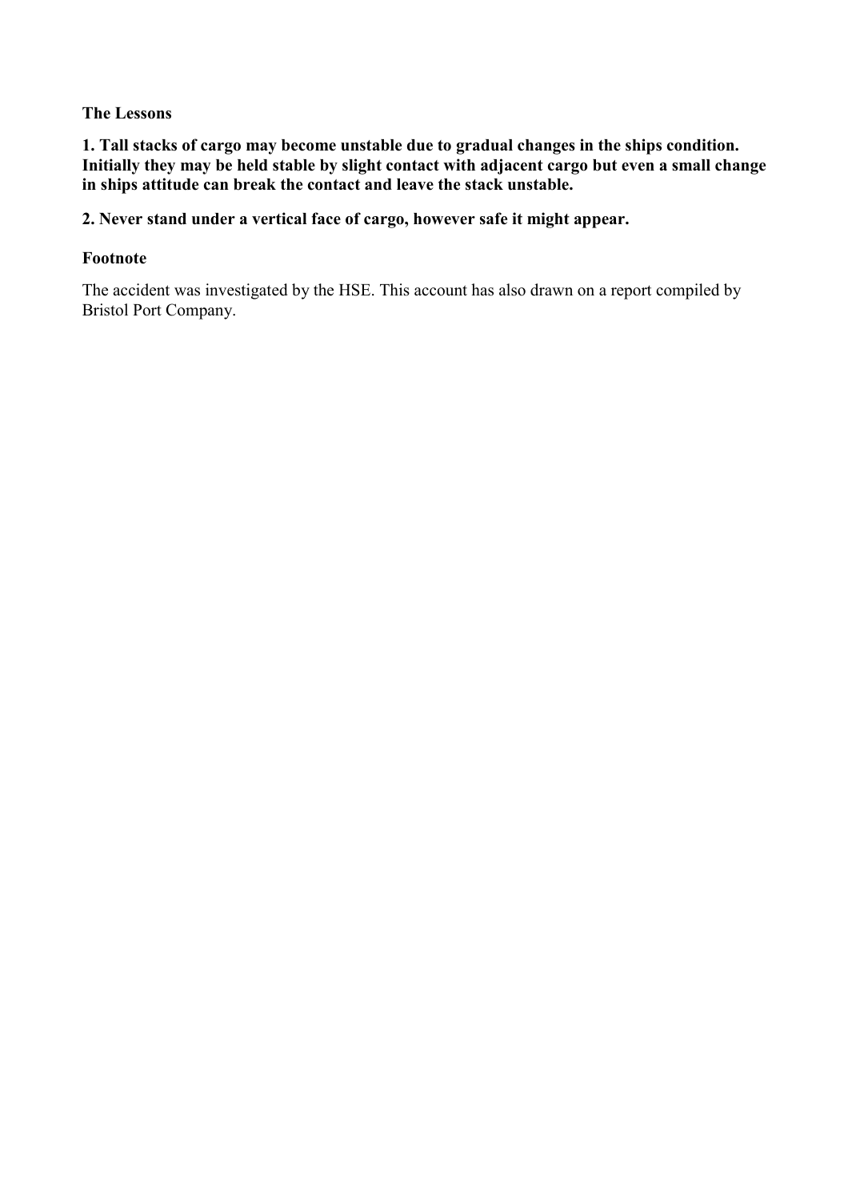**The Lessons**

**1. Tall stacks of cargo may become unstable due to gradual changes in the ships condition. Initially they may be held stable by slight contact with adjacent cargo but even a small change in ships attitude can break the contact and leave the stack unstable.**

**2. Never stand under a vertical face of cargo, however safe it might appear.**

**Footnote**

The accident was investigated by the HSE. This account has also drawn on a report compiled by Bristol Port Company.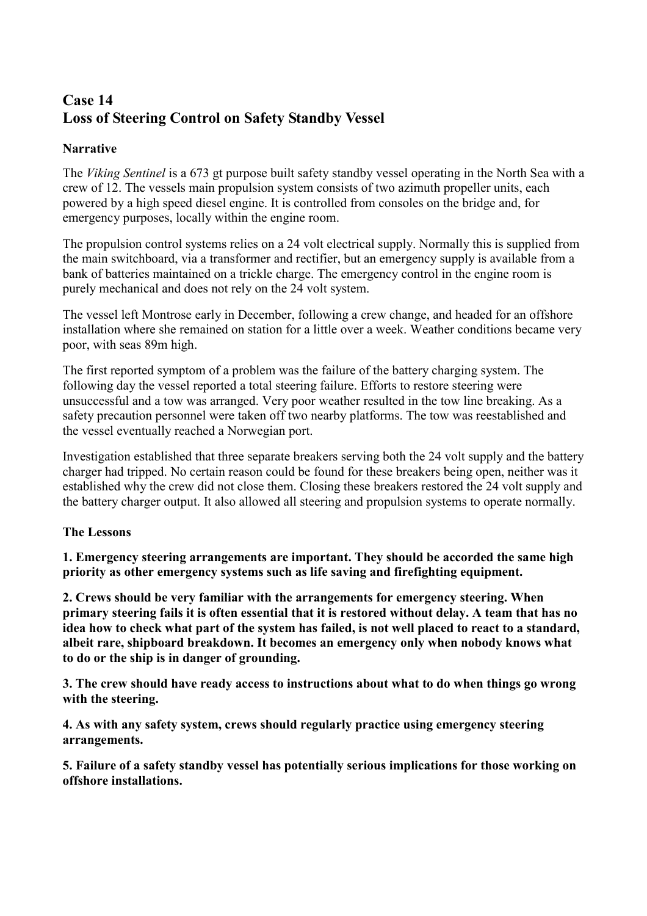# Case 14
# Loss of Steering Control on Safety Standby Vessel

### Narrative

The *Viking Sentinel* is a 673 gt purpose built safety standby vessel operating in the North Sea with a crew of 12. The vessels main propulsion system consists of two azimuth propeller units, each powered by a high speed diesel engine. It is controlled from consoles on the bridge and, for emergency purposes, locally within the engine room.

The propulsion control systems relies on a 24 volt electrical supply. Normally this is supplied from the main switchboard, via a transformer and rectifier, but an emergency supply is available from a bank of batteries maintained on a trickle charge. The emergency control in the engine room is purely mechanical and does not rely on the 24 volt system.

The vessel left Montrose early in December, following a crew change, and headed for an offshore installation where she remained on station for a little over a week. Weather conditions became very poor, with seas 89m high.

The first reported symptom of a problem was the failure of the battery charging system. The following day the vessel reported a total steering failure. Efforts to restore steering were unsuccessful and a tow was arranged. Very poor weather resulted in the tow line breaking. As a safety precaution personnel were taken off two nearby platforms. The tow was reestablished and the vessel eventually reached a Norwegian port.

Investigation established that three separate breakers serving both the 24 volt supply and the battery charger had tripped. No certain reason could be found for these breakers being open, neither was it established why the crew did not close them. Closing these breakers restored the 24 volt supply and the battery charger output. It also allowed all steering and propulsion systems to operate normally.

### The Lessons

**1. Emergency steering arrangements are important. They should be accorded the same high priority as other emergency systems such as life saving and firefighting equipment.**

**2. Crews should be very familiar with the arrangements for emergency steering. When primary steering fails it is often essential that it is restored without delay. A team that has no idea how to check what part of the system has failed, is not well placed to react to a standard, albeit rare, shipboard breakdown. It becomes an emergency only when nobody knows what to do or the ship is in danger of grounding.**

**3. The crew should have ready access to instructions about what to do when things go wrong with the steering.**

**4. As with any safety system, crews should regularly practice using emergency steering arrangements.**

**5. Failure of a safety standby vessel has potentially serious implications for those working on offshore installations.**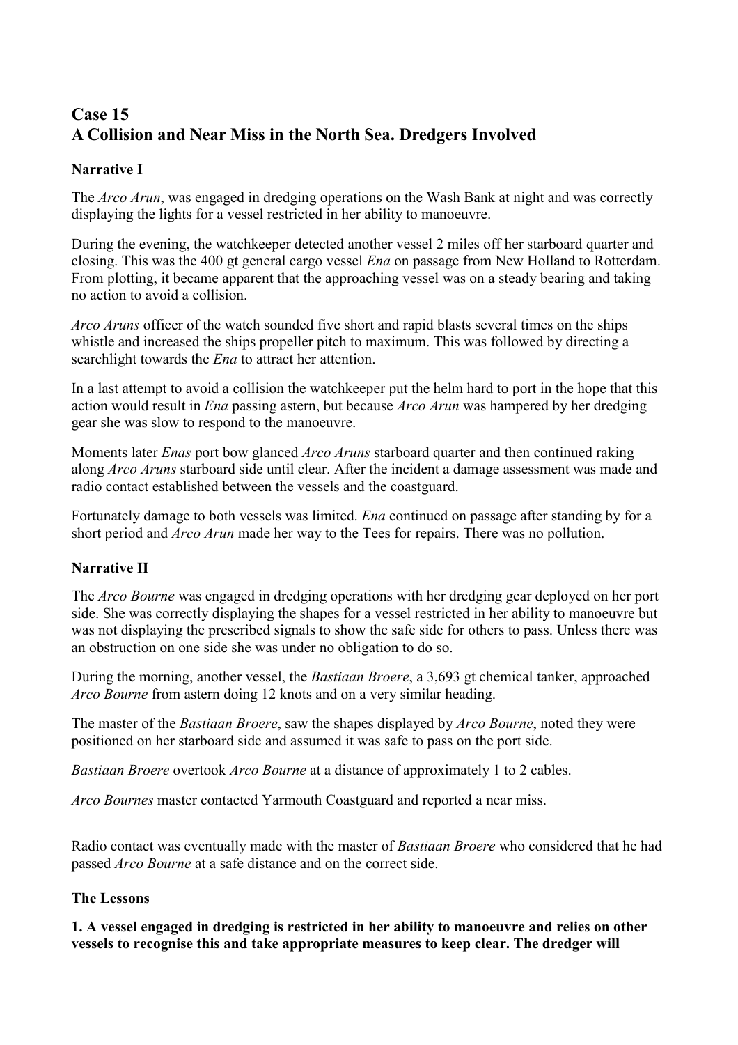## Case 15
## A Collision and Near Miss in the North Sea. Dredgers Involved

### Narrative I

The *Arco Arun*, was engaged in dredging operations on the Wash Bank at night and was correctly displaying the lights for a vessel restricted in her ability to manoeuvre.

During the evening, the watchkeeper detected another vessel 2 miles off her starboard quarter and closing. This was the 400 gt general cargo vessel *Ena* on passage from New Holland to Rotterdam. From plotting, it became apparent that the approaching vessel was on a steady bearing and taking no action to avoid a collision.

*Arco Aruns* officer of the watch sounded five short and rapid blasts several times on the ships whistle and increased the ships propeller pitch to maximum. This was followed by directing a searchlight towards the *Ena* to attract her attention.

In a last attempt to avoid a collision the watchkeeper put the helm hard to port in the hope that this action would result in *Ena* passing astern, but because *Arco Arun* was hampered by her dredging gear she was slow to respond to the manoeuvre.

Moments later *Enas* port bow glanced *Arco Aruns* starboard quarter and then continued raking along *Arco Aruns* starboard side until clear. After the incident a damage assessment was made and radio contact established between the vessels and the coastguard.

Fortunately damage to both vessels was limited. *Ena* continued on passage after standing by for a short period and *Arco Arun* made her way to the Tees for repairs. There was no pollution.

### Narrative II

The *Arco Bourne* was engaged in dredging operations with her dredging gear deployed on her port side. She was correctly displaying the shapes for a vessel restricted in her ability to manoeuvre but was not displaying the prescribed signals to show the safe side for others to pass. Unless there was an obstruction on one side she was under no obligation to do so.

During the morning, another vessel, the *Bastiaan Broere*, a 3,693 gt chemical tanker, approached *Arco Bourne* from astern doing 12 knots and on a very similar heading.

The master of the *Bastiaan Broere*, saw the shapes displayed by *Arco Bourne*, noted they were positioned on her starboard side and assumed it was safe to pass on the port side.

*Bastiaan Broere* overtook *Arco Bourne* at a distance of approximately 1 to 2 cables.

*Arco Bournes* master contacted Yarmouth Coastguard and reported a near miss.

Radio contact was eventually made with the master of *Bastiaan Broere* who considered that he had passed *Arco Bourne* at a safe distance and on the correct side.

### The Lessons

**1. A vessel engaged in dredging is restricted in her ability to manoeuvre and relies on other vessels to recognise this and take appropriate measures to keep clear. The dredger will**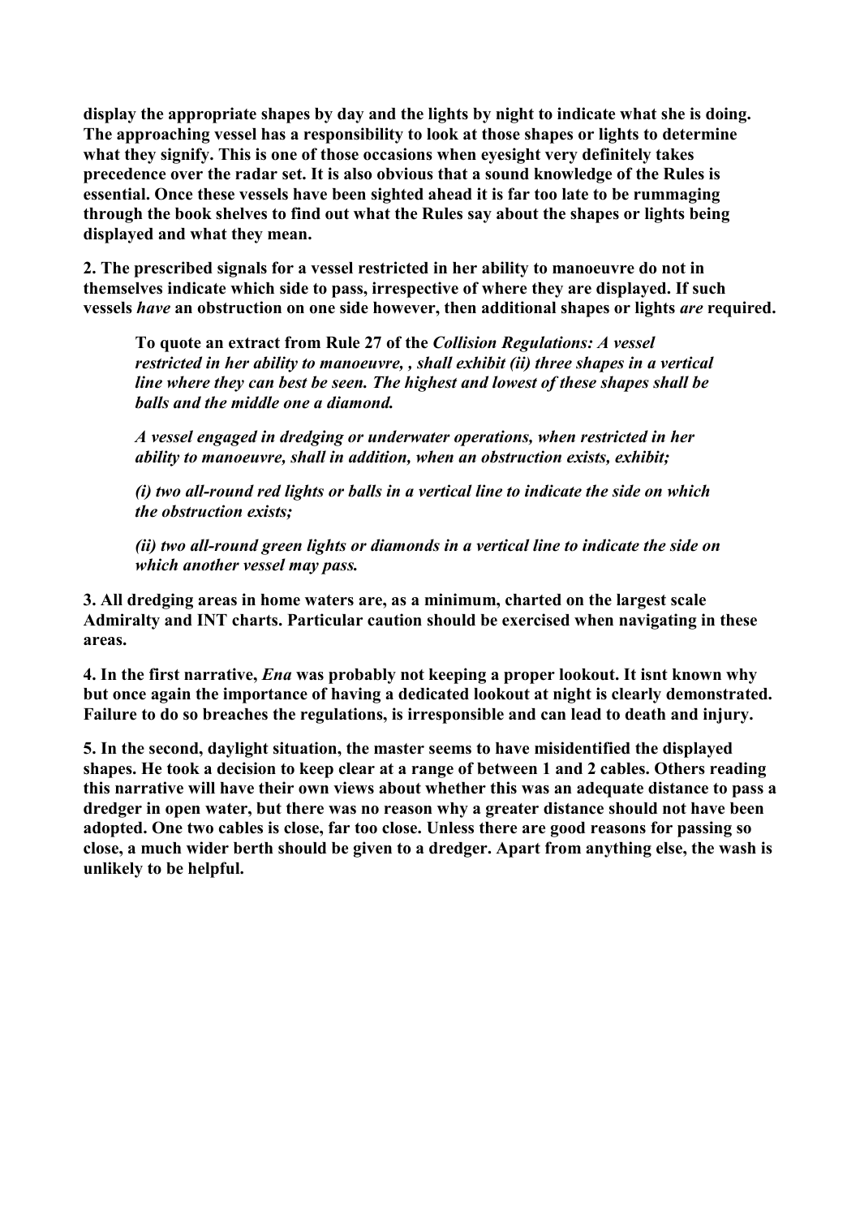**display the appropriate shapes by day and the lights by night to indicate what she is doing. The approaching vessel has a responsibility to look at those shapes or lights to determine what they signify. This is one of those occasions when eyesight very definitely takes precedence over the radar set. It is also obvious that a sound knowledge of the Rules is essential. Once these vessels have been sighted ahead it is far too late to be rummaging through the book shelves to find out what the Rules say about the shapes or lights being displayed and what they mean.**

**2. The prescribed signals for a vessel restricted in her ability to manoeuvre do not in themselves indicate which side to pass, irrespective of where they are displayed. If such vessels *have* an obstruction on one side however, then additional shapes or lights *are* required.**

> **To quote an extract from Rule 27 of the *Collision Regulations: A vessel restricted in her ability to manoeuvre, , shall exhibit (ii) three shapes in a vertical line where they can best be seen. The highest and lowest of these shapes shall be balls and the middle one a diamond.***
>
> ***A vessel engaged in dredging or underwater operations, when restricted in her ability to manoeuvre, shall in addition, when an obstruction exists, exhibit;***
>
> ***(i) two all-round red lights or balls in a vertical line to indicate the side on which the obstruction exists;***
>
> ***(ii) two all-round green lights or diamonds in a vertical line to indicate the side on which another vessel may pass.***

**3. All dredging areas in home waters are, as a minimum, charted on the largest scale Admiralty and INT charts. Particular caution should be exercised when navigating in these areas.**

**4. In the first narrative, *Ena* was probably not keeping a proper lookout. It isnt known why but once again the importance of having a dedicated lookout at night is clearly demonstrated. Failure to do so breaches the regulations, is irresponsible and can lead to death and injury.**

**5. In the second, daylight situation, the master seems to have misidentified the displayed shapes. He took a decision to keep clear at a range of between 1 and 2 cables. Others reading this narrative will have their own views about whether this was an adequate distance to pass a dredger in open water, but there was no reason why a greater distance should not have been adopted. One two cables is close, far too close. Unless there are good reasons for passing so close, a much wider berth should be given to a dredger. Apart from anything else, the wash is unlikely to be helpful.**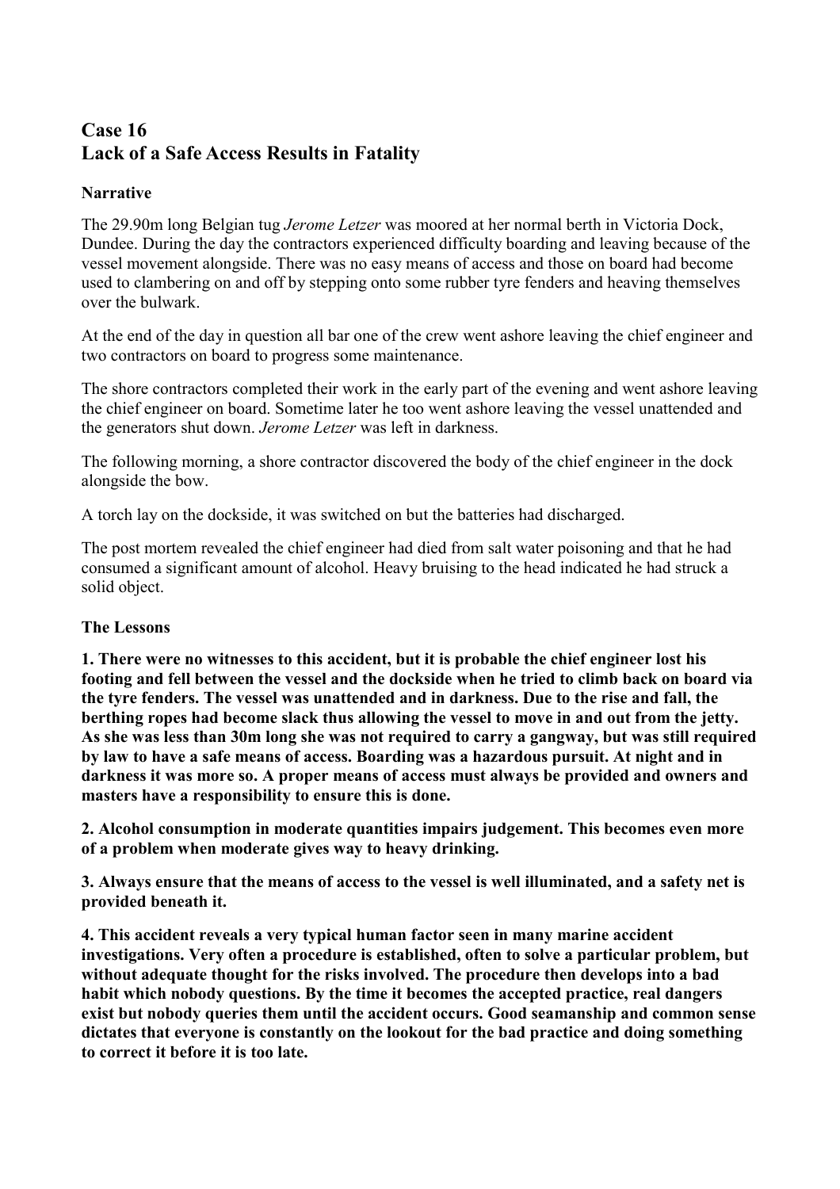## Case 16
## Lack of a Safe Access Results in Fatality

### Narrative

The 29.90m long Belgian tug *Jerome Letzer* was moored at her normal berth in Victoria Dock, Dundee. During the day the contractors experienced difficulty boarding and leaving because of the vessel movement alongside. There was no easy means of access and those on board had become used to clambering on and off by stepping onto some rubber tyre fenders and heaving themselves over the bulwark.

At the end of the day in question all bar one of the crew went ashore leaving the chief engineer and two contractors on board to progress some maintenance.

The shore contractors completed their work in the early part of the evening and went ashore leaving the chief engineer on board. Sometime later he too went ashore leaving the vessel unattended and the generators shut down. *Jerome Letzer* was left in darkness.

The following morning, a shore contractor discovered the body of the chief engineer in the dock alongside the bow.

A torch lay on the dockside, it was switched on but the batteries had discharged.

The post mortem revealed the chief engineer had died from salt water poisoning and that he had consumed a significant amount of alcohol. Heavy bruising to the head indicated he had struck a solid object.

### The Lessons

**1. There were no witnesses to this accident, but it is probable the chief engineer lost his footing and fell between the vessel and the dockside when he tried to climb back on board via the tyre fenders. The vessel was unattended and in darkness. Due to the rise and fall, the berthing ropes had become slack thus allowing the vessel to move in and out from the jetty. As she was less than 30m long she was not required to carry a gangway, but was still required by law to have a safe means of access. Boarding was a hazardous pursuit. At night and in darkness it was more so. A proper means of access must always be provided and owners and masters have a responsibility to ensure this is done.**

**2. Alcohol consumption in moderate quantities impairs judgement. This becomes even more of a problem when moderate gives way to heavy drinking.**

**3. Always ensure that the means of access to the vessel is well illuminated, and a safety net is provided beneath it.**

**4. This accident reveals a very typical human factor seen in many marine accident investigations. Very often a procedure is established, often to solve a particular problem, but without adequate thought for the risks involved. The procedure then develops into a bad habit which nobody questions. By the time it becomes the accepted practice, real dangers exist but nobody queries them until the accident occurs. Good seamanship and common sense dictates that everyone is constantly on the lookout for the bad practice and doing something to correct it before it is too late.**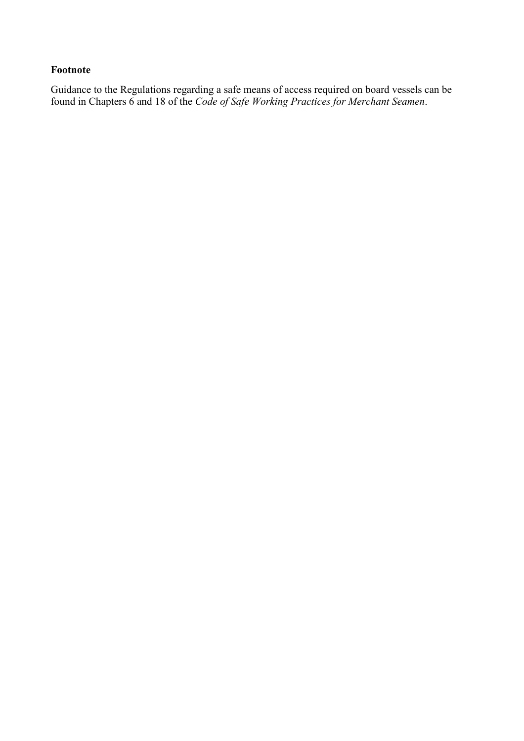**Footnote**

Guidance to the Regulations regarding a safe means of access required on board vessels can be found in Chapters 6 and 18 of the *Code of Safe Working Practices for Merchant Seamen*.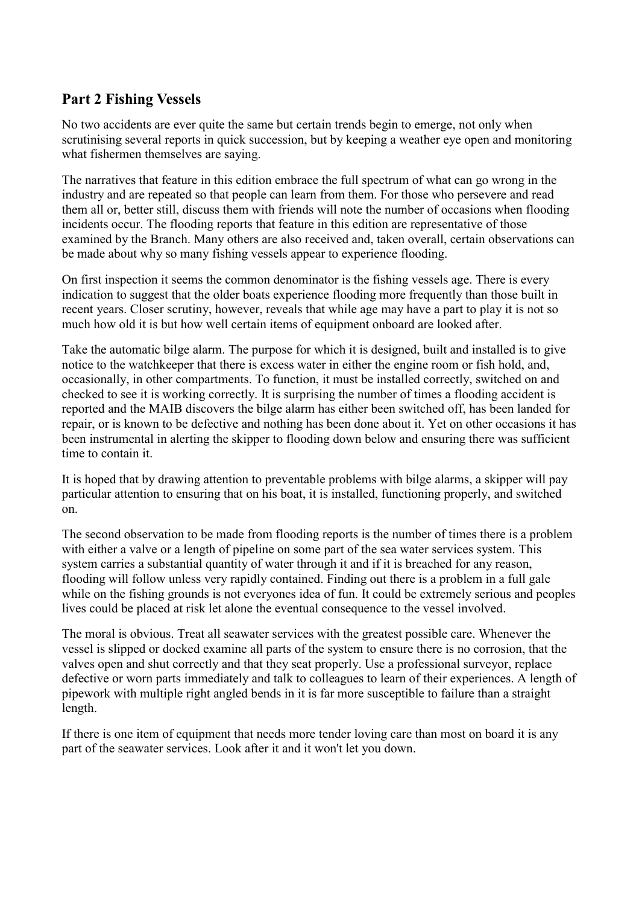## Part 2 Fishing Vessels

No two accidents are ever quite the same but certain trends begin to emerge, not only when scrutinising several reports in quick succession, but by keeping a weather eye open and monitoring what fishermen themselves are saying.

The narratives that feature in this edition embrace the full spectrum of what can go wrong in the industry and are repeated so that people can learn from them. For those who persevere and read them all or, better still, discuss them with friends will note the number of occasions when flooding incidents occur. The flooding reports that feature in this edition are representative of those examined by the Branch. Many others are also received and, taken overall, certain observations can be made about why so many fishing vessels appear to experience flooding.

On first inspection it seems the common denominator is the fishing vessels age. There is every indication to suggest that the older boats experience flooding more frequently than those built in recent years. Closer scrutiny, however, reveals that while age may have a part to play it is not so much how old it is but how well certain items of equipment onboard are looked after.

Take the automatic bilge alarm. The purpose for which it is designed, built and installed is to give notice to the watchkeeper that there is excess water in either the engine room or fish hold, and, occasionally, in other compartments. To function, it must be installed correctly, switched on and checked to see it is working correctly. It is surprising the number of times a flooding accident is reported and the MAIB discovers the bilge alarm has either been switched off, has been landed for repair, or is known to be defective and nothing has been done about it. Yet on other occasions it has been instrumental in alerting the skipper to flooding down below and ensuring there was sufficient time to contain it.

It is hoped that by drawing attention to preventable problems with bilge alarms, a skipper will pay particular attention to ensuring that on his boat, it is installed, functioning properly, and switched on.

The second observation to be made from flooding reports is the number of times there is a problem with either a valve or a length of pipeline on some part of the sea water services system. This system carries a substantial quantity of water through it and if it is breached for any reason, flooding will follow unless very rapidly contained. Finding out there is a problem in a full gale while on the fishing grounds is not everyones idea of fun. It could be extremely serious and peoples lives could be placed at risk let alone the eventual consequence to the vessel involved.

The moral is obvious. Treat all seawater services with the greatest possible care. Whenever the vessel is slipped or docked examine all parts of the system to ensure there is no corrosion, that the valves open and shut correctly and that they seat properly. Use a professional surveyor, replace defective or worn parts immediately and talk to colleagues to learn of their experiences. A length of pipework with multiple right angled bends in it is far more susceptible to failure than a straight length.

If there is one item of equipment that needs more tender loving care than most on board it is any part of the seawater services. Look after it and it won't let you down.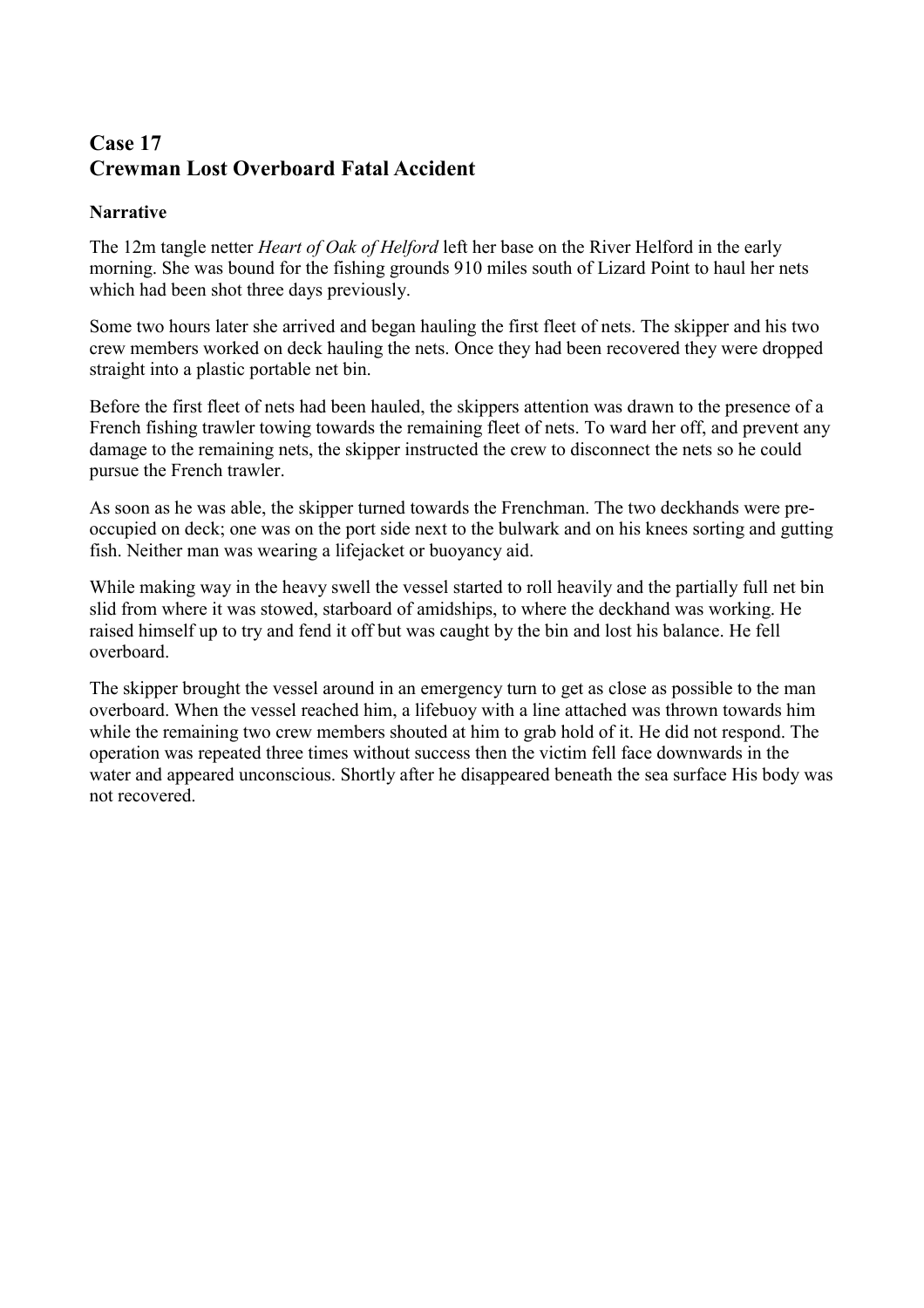## Case 17
## Crewman Lost Overboard Fatal Accident

### Narrative

The 12m tangle netter *Heart of Oak of Helford* left her base on the River Helford in the early morning. She was bound for the fishing grounds 910 miles south of Lizard Point to haul her nets which had been shot three days previously.

Some two hours later she arrived and began hauling the first fleet of nets. The skipper and his two crew members worked on deck hauling the nets. Once they had been recovered they were dropped straight into a plastic portable net bin.

Before the first fleet of nets had been hauled, the skippers attention was drawn to the presence of a French fishing trawler towing towards the remaining fleet of nets. To ward her off, and prevent any damage to the remaining nets, the skipper instructed the crew to disconnect the nets so he could pursue the French trawler.

As soon as he was able, the skipper turned towards the Frenchman. The two deckhands were pre-occupied on deck; one was on the port side next to the bulwark and on his knees sorting and gutting fish. Neither man was wearing a lifejacket or buoyancy aid.

While making way in the heavy swell the vessel started to roll heavily and the partially full net bin slid from where it was stowed, starboard of amidships, to where the deckhand was working. He raised himself up to try and fend it off but was caught by the bin and lost his balance. He fell overboard.

The skipper brought the vessel around in an emergency turn to get as close as possible to the man overboard. When the vessel reached him, a lifebuoy with a line attached was thrown towards him while the remaining two crew members shouted at him to grab hold of it. He did not respond. The operation was repeated three times without success then the victim fell face downwards in the water and appeared unconscious. Shortly after he disappeared beneath the sea surface His body was not recovered.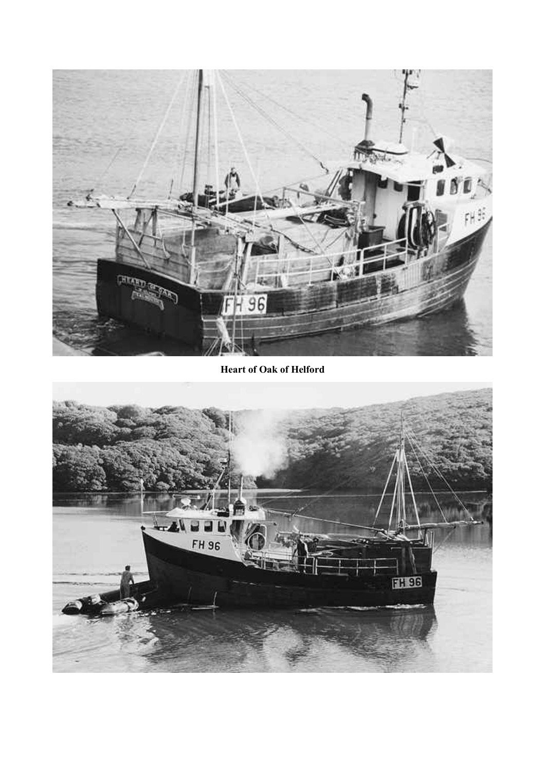**Heart of Oak of Helford**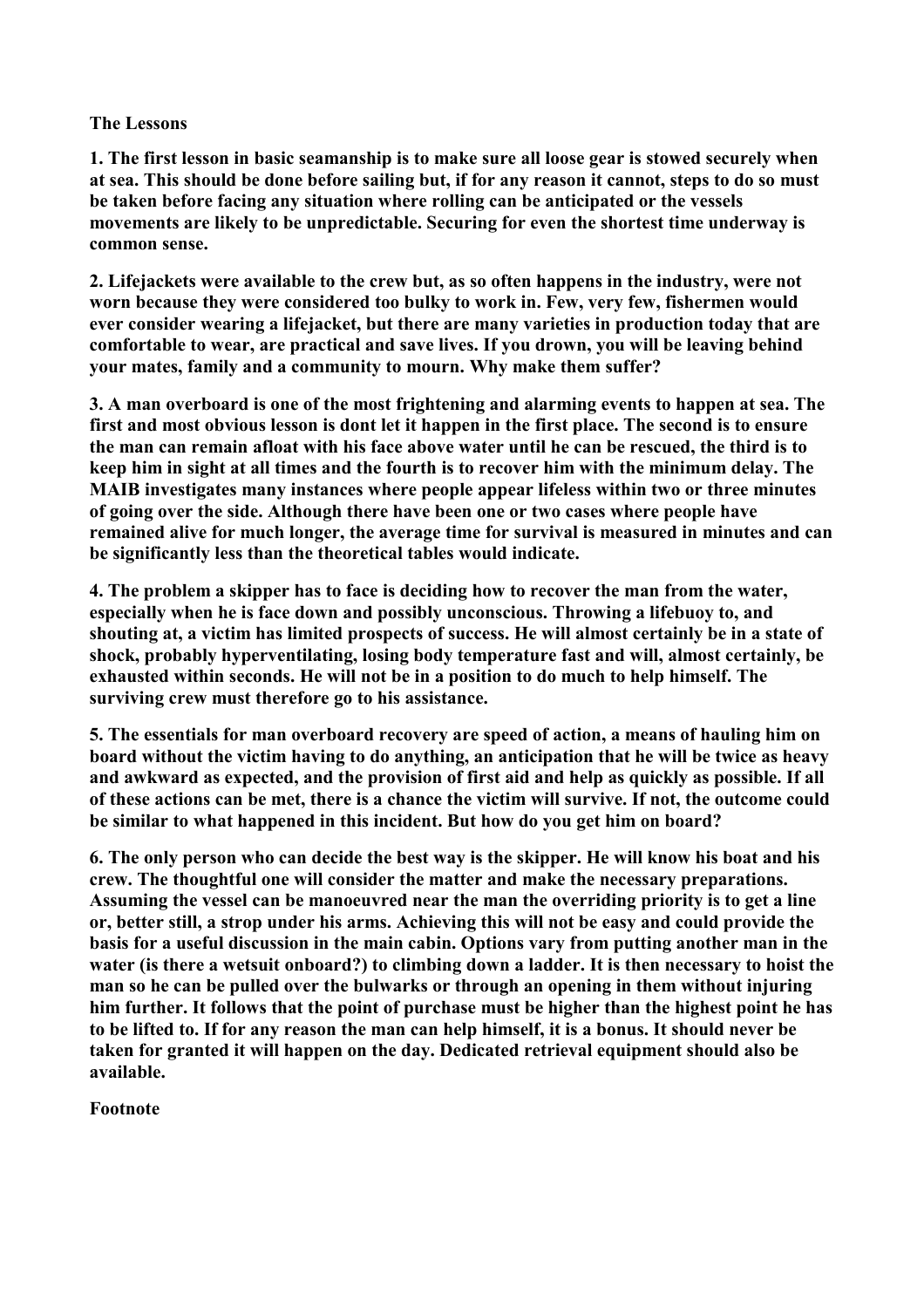**The Lessons**

**1. The first lesson in basic seamanship is to make sure all loose gear is stowed securely when at sea. This should be done before sailing but, if for any reason it cannot, steps to do so must be taken before facing any situation where rolling can be anticipated or the vessels movements are likely to be unpredictable. Securing for even the shortest time underway is common sense.**

**2. Lifejackets were available to the crew but, as so often happens in the industry, were not worn because they were considered too bulky to work in. Few, very few, fishermen would ever consider wearing a lifejacket, but there are many varieties in production today that are comfortable to wear, are practical and save lives. If you drown, you will be leaving behind your mates, family and a community to mourn. Why make them suffer?**

**3. A man overboard is one of the most frightening and alarming events to happen at sea. The first and most obvious lesson is dont let it happen in the first place. The second is to ensure the man can remain afloat with his face above water until he can be rescued, the third is to keep him in sight at all times and the fourth is to recover him with the minimum delay. The MAIB investigates many instances where people appear lifeless within two or three minutes of going over the side. Although there have been one or two cases where people have remained alive for much longer, the average time for survival is measured in minutes and can be significantly less than the theoretical tables would indicate.**

**4. The problem a skipper has to face is deciding how to recover the man from the water, especially when he is face down and possibly unconscious. Throwing a lifebuoy to, and shouting at, a victim has limited prospects of success. He will almost certainly be in a state of shock, probably hyperventilating, losing body temperature fast and will, almost certainly, be exhausted within seconds. He will not be in a position to do much to help himself. The surviving crew must therefore go to his assistance.**

**5. The essentials for man overboard recovery are speed of action, a means of hauling him on board without the victim having to do anything, an anticipation that he will be twice as heavy and awkward as expected, and the provision of first aid and help as quickly as possible. If all of these actions can be met, there is a chance the victim will survive. If not, the outcome could be similar to what happened in this incident. But how do you get him on board?**

**6. The only person who can decide the best way is the skipper. He will know his boat and his crew. The thoughtful one will consider the matter and make the necessary preparations. Assuming the vessel can be manoeuvred near the man the overriding priority is to get a line or, better still, a strop under his arms. Achieving this will not be easy and could provide the basis for a useful discussion in the main cabin. Options vary from putting another man in the water (is there a wetsuit onboard?) to climbing down a ladder. It is then necessary to hoist the man so he can be pulled over the bulwarks or through an opening in them without injuring him further. It follows that the point of purchase must be higher than the highest point he has to be lifted to. If for any reason the man can help himself, it is a bonus. It should never be taken for granted it will happen on the day. Dedicated retrieval equipment should also be available.**

**Footnote**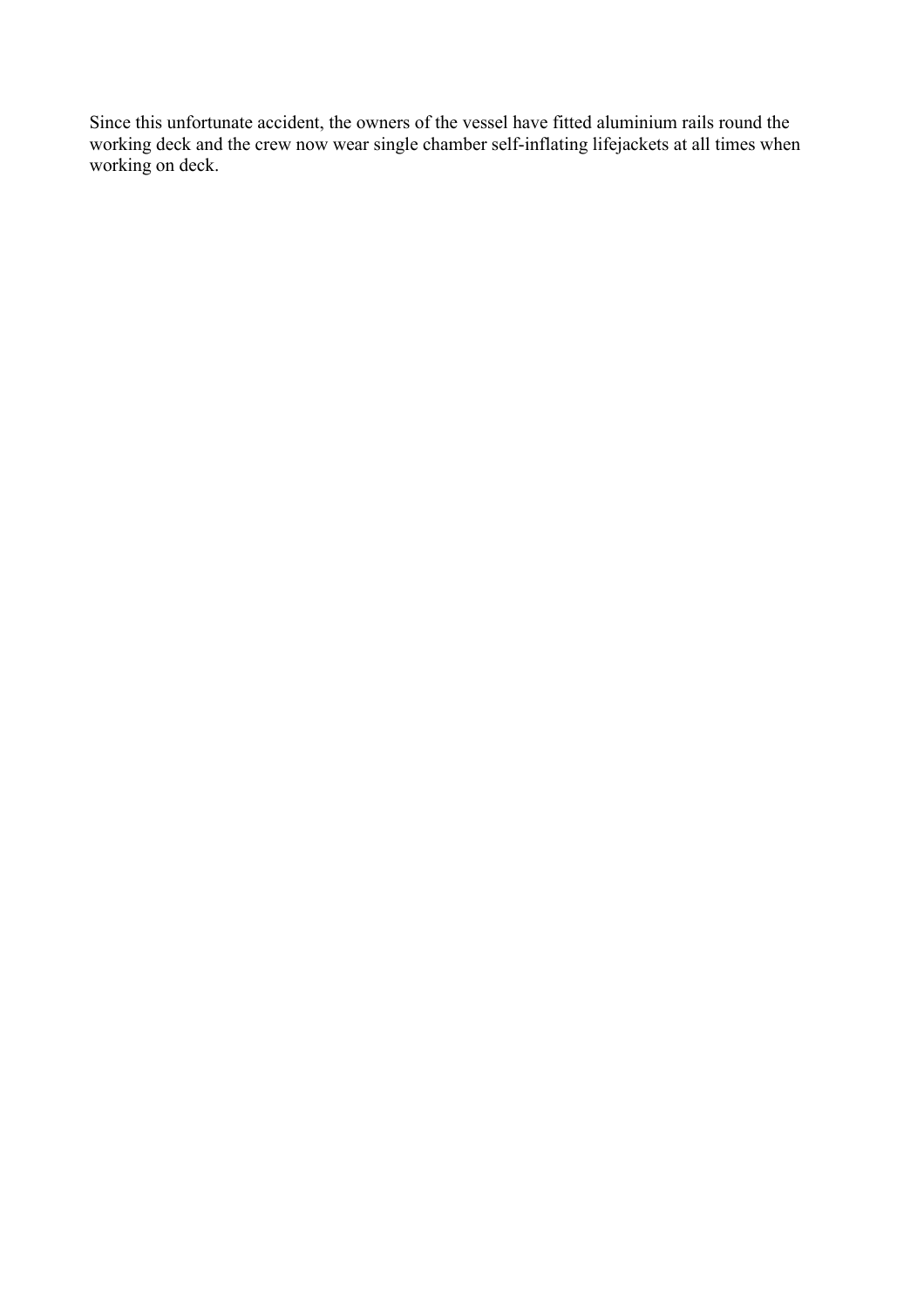Since this unfortunate accident, the owners of the vessel have fitted aluminium rails round the working deck and the crew now wear single chamber self-inflating lifejackets at all times when working on deck.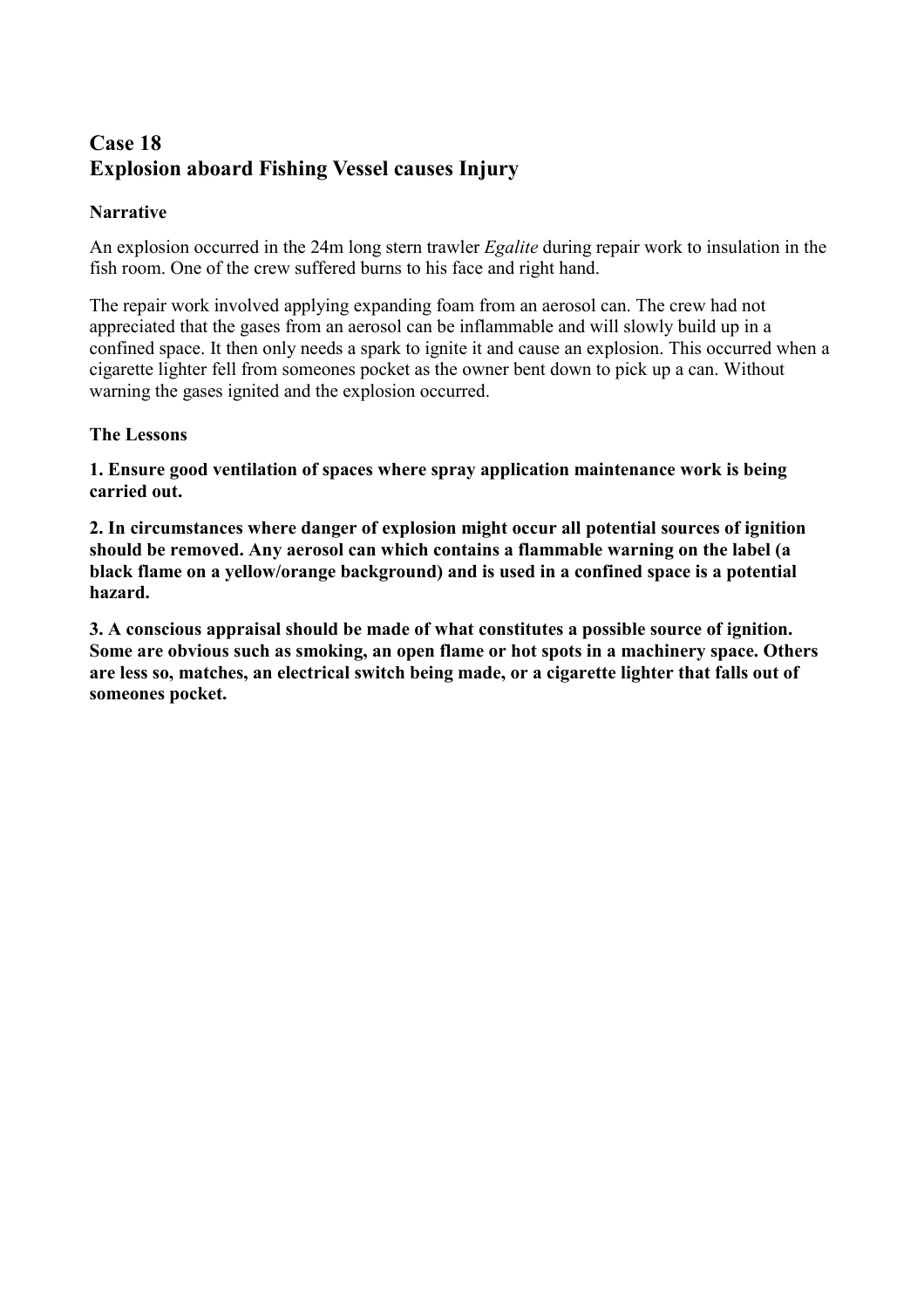## Case 18
## Explosion aboard Fishing Vessel causes Injury

### Narrative

An explosion occurred in the 24m long stern trawler *Egalite* during repair work to insulation in the fish room. One of the crew suffered burns to his face and right hand.

The repair work involved applying expanding foam from an aerosol can. The crew had not appreciated that the gases from an aerosol can be inflammable and will slowly build up in a confined space. It then only needs a spark to ignite it and cause an explosion. This occurred when a cigarette lighter fell from someones pocket as the owner bent down to pick up a can. Without warning the gases ignited and the explosion occurred.

### The Lessons

**1. Ensure good ventilation of spaces where spray application maintenance work is being carried out.**

**2. In circumstances where danger of explosion might occur all potential sources of ignition should be removed. Any aerosol can which contains a flammable warning on the label (a black flame on a yellow/orange background) and is used in a confined space is a potential hazard.**

**3. A conscious appraisal should be made of what constitutes a possible source of ignition. Some are obvious such as smoking, an open flame or hot spots in a machinery space. Others are less so, matches, an electrical switch being made, or a cigarette lighter that falls out of someones pocket.**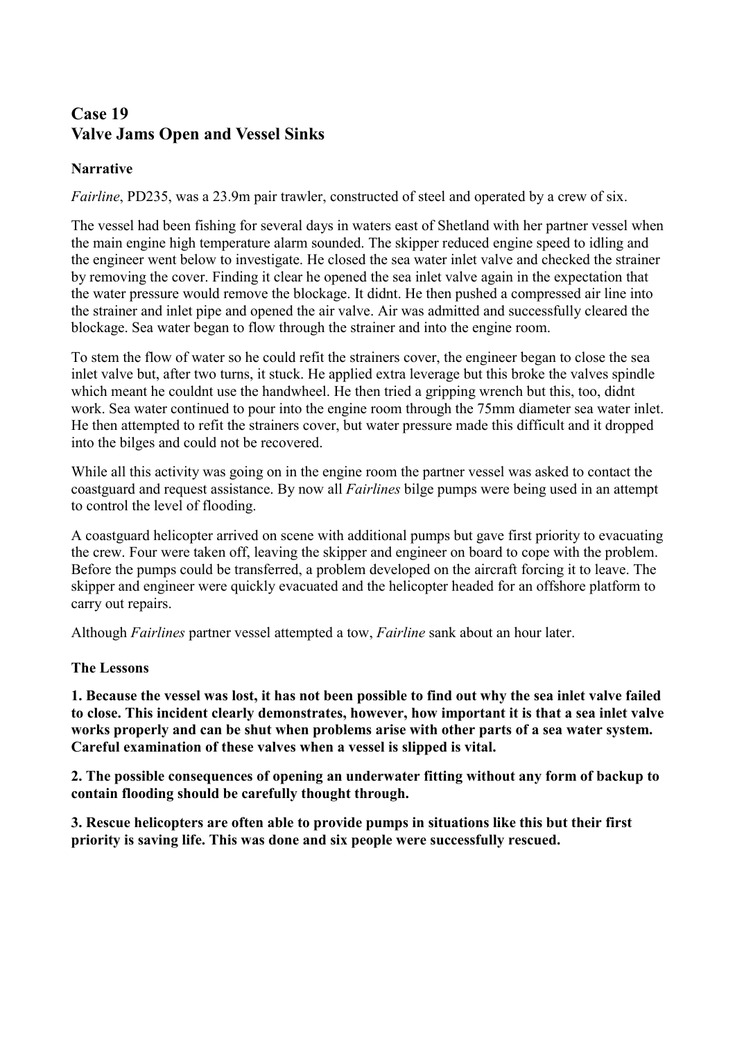## Case 19
## Valve Jams Open and Vessel Sinks

**Narrative**

*Fairline*, PD235, was a 23.9m pair trawler, constructed of steel and operated by a crew of six.

The vessel had been fishing for several days in waters east of Shetland with her partner vessel when the main engine high temperature alarm sounded. The skipper reduced engine speed to idling and the engineer went below to investigate. He closed the sea water inlet valve and checked the strainer by removing the cover. Finding it clear he opened the sea inlet valve again in the expectation that the water pressure would remove the blockage. It didnt. He then pushed a compressed air line into the strainer and inlet pipe and opened the air valve. Air was admitted and successfully cleared the blockage. Sea water began to flow through the strainer and into the engine room.

To stem the flow of water so he could refit the strainers cover, the engineer began to close the sea inlet valve but, after two turns, it stuck. He applied extra leverage but this broke the valves spindle which meant he couldnt use the handwheel. He then tried a gripping wrench but this, too, didnt work. Sea water continued to pour into the engine room through the 75mm diameter sea water inlet. He then attempted to refit the strainers cover, but water pressure made this difficult and it dropped into the bilges and could not be recovered.

While all this activity was going on in the engine room the partner vessel was asked to contact the coastguard and request assistance. By now all *Fairlines* bilge pumps were being used in an attempt to control the level of flooding.

A coastguard helicopter arrived on scene with additional pumps but gave first priority to evacuating the crew. Four were taken off, leaving the skipper and engineer on board to cope with the problem. Before the pumps could be transferred, a problem developed on the aircraft forcing it to leave. The skipper and engineer were quickly evacuated and the helicopter headed for an offshore platform to carry out repairs.

Although *Fairlines* partner vessel attempted a tow, *Fairline* sank about an hour later.

**The Lessons**

**1. Because the vessel was lost, it has not been possible to find out why the sea inlet valve failed to close. This incident clearly demonstrates, however, how important it is that a sea inlet valve works properly and can be shut when problems arise with other parts of a sea water system. Careful examination of these valves when a vessel is slipped is vital.**

**2. The possible consequences of opening an underwater fitting without any form of backup to contain flooding should be carefully thought through.**

**3. Rescue helicopters are often able to provide pumps in situations like this but their first priority is saving life. This was done and six people were successfully rescued.**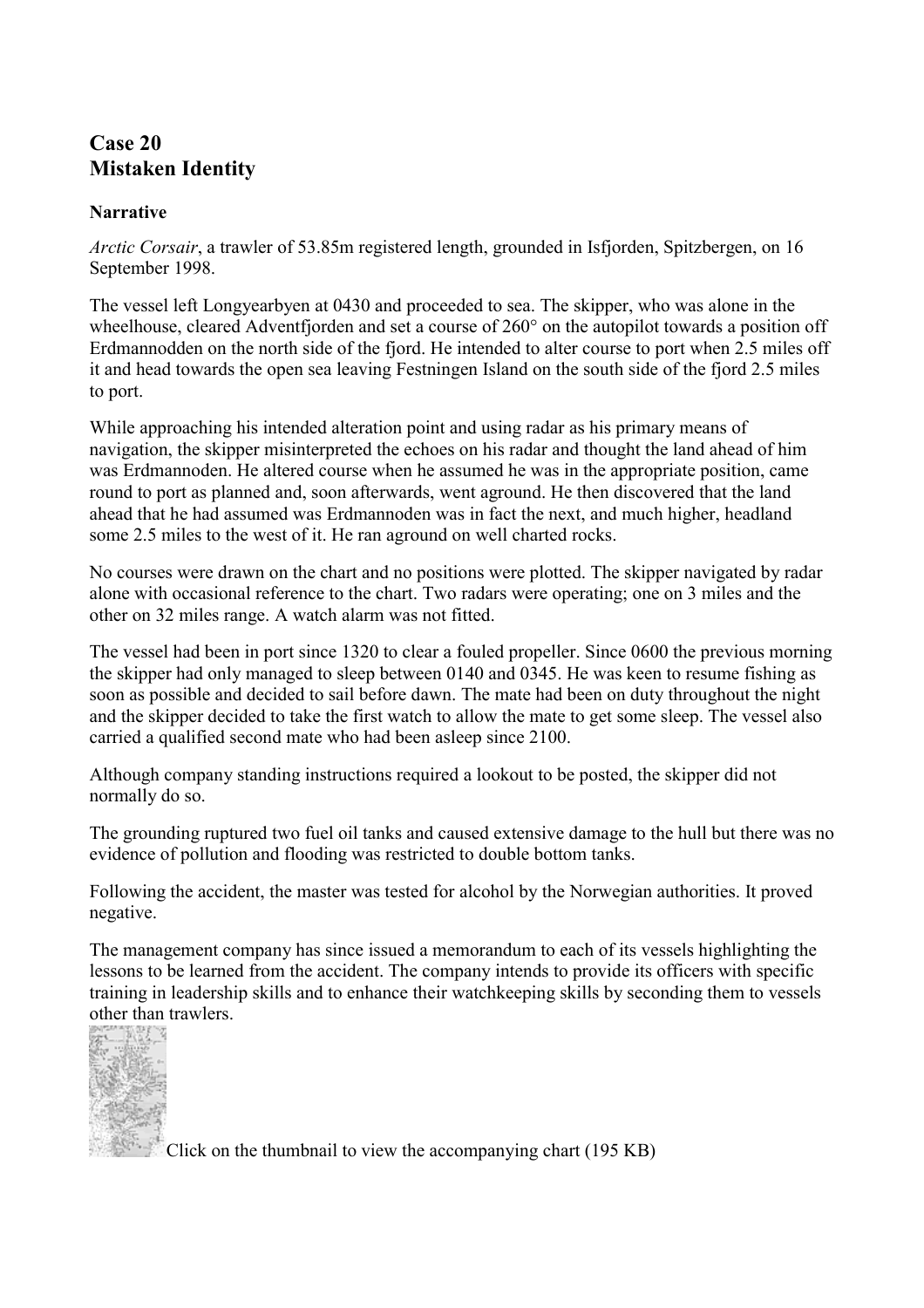## Case 20
## Mistaken Identity

### Narrative

*Arctic Corsair*, a trawler of 53.85m registered length, grounded in Isfjorden, Spitzbergen, on 16 September 1998.

The vessel left Longyearbyen at 0430 and proceeded to sea. The skipper, who was alone in the wheelhouse, cleared Adventfjorden and set a course of 260° on the autopilot towards a position off Erdmannodden on the north side of the fjord. He intended to alter course to port when 2.5 miles off it and head towards the open sea leaving Festningen Island on the south side of the fjord 2.5 miles to port.

While approaching his intended alteration point and using radar as his primary means of navigation, the skipper misinterpreted the echoes on his radar and thought the land ahead of him was Erdmannoden. He altered course when he assumed he was in the appropriate position, came round to port as planned and, soon afterwards, went aground. He then discovered that the land ahead that he had assumed was Erdmannoden was in fact the next, and much higher, headland some 2.5 miles to the west of it. He ran aground on well charted rocks.

No courses were drawn on the chart and no positions were plotted. The skipper navigated by radar alone with occasional reference to the chart. Two radars were operating; one on 3 miles and the other on 32 miles range. A watch alarm was not fitted.

The vessel had been in port since 1320 to clear a fouled propeller. Since 0600 the previous morning the skipper had only managed to sleep between 0140 and 0345. He was keen to resume fishing as soon as possible and decided to sail before dawn. The mate had been on duty throughout the night and the skipper decided to take the first watch to allow the mate to get some sleep. The vessel also carried a qualified second mate who had been asleep since 2100.

Although company standing instructions required a lookout to be posted, the skipper did not normally do so.

The grounding ruptured two fuel oil tanks and caused extensive damage to the hull but there was no evidence of pollution and flooding was restricted to double bottom tanks.

Following the accident, the master was tested for alcohol by the Norwegian authorities. It proved negative.

The management company has since issued a memorandum to each of its vessels highlighting the lessons to be learned from the accident. The company intends to provide its officers with specific training in leadership skills and to enhance their watchkeeping skills by seconding them to vessels other than trawlers.

Click on the thumbnail to view the accompanying chart (195 KB)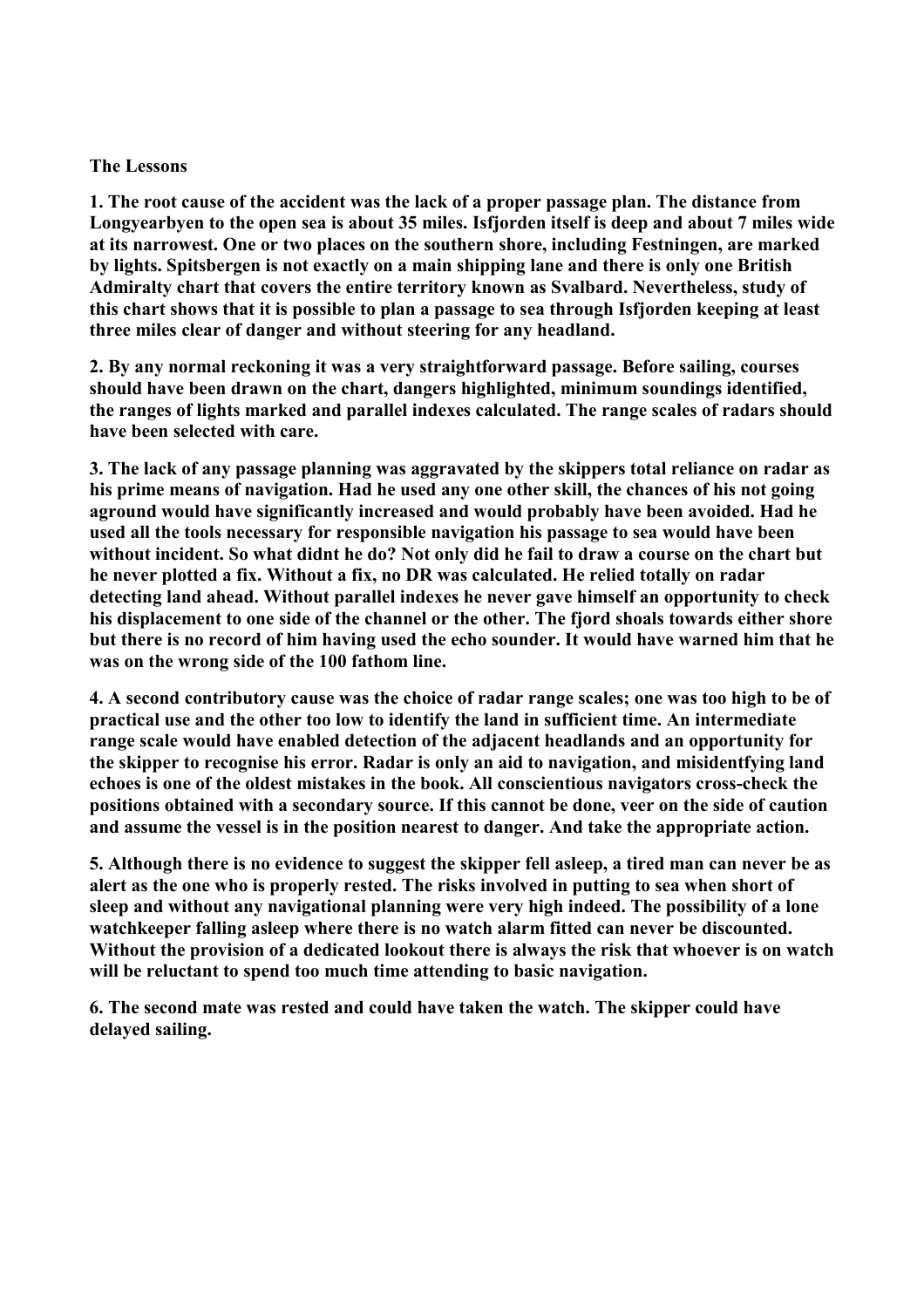**The Lessons**

**1. The root cause of the accident was the lack of a proper passage plan. The distance from Longyearbyen to the open sea is about 35 miles. Isfjorden itself is deep and about 7 miles wide at its narrowest. One or two places on the southern shore, including Festningen, are marked by lights. Spitsbergen is not exactly on a main shipping lane and there is only one British Admiralty chart that covers the entire territory known as Svalbard. Nevertheless, study of this chart shows that it is possible to plan a passage to sea through Isfjorden keeping at least three miles clear of danger and without steering for any headland.**

**2. By any normal reckoning it was a very straightforward passage. Before sailing, courses should have been drawn on the chart, dangers highlighted, minimum soundings identified, the ranges of lights marked and parallel indexes calculated. The range scales of radars should have been selected with care.**

**3. The lack of any passage planning was aggravated by the skippers total reliance on radar as his prime means of navigation. Had he used any one other skill, the chances of his not going aground would have significantly increased and would probably have been avoided. Had he used all the tools necessary for responsible navigation his passage to sea would have been without incident. So what didnt he do? Not only did he fail to draw a course on the chart but he never plotted a fix. Without a fix, no DR was calculated. He relied totally on radar detecting land ahead. Without parallel indexes he never gave himself an opportunity to check his displacement to one side of the channel or the other. The fjord shoals towards either shore but there is no record of him having used the echo sounder. It would have warned him that he was on the wrong side of the 100 fathom line.**

**4. A second contributory cause was the choice of radar range scales; one was too high to be of practical use and the other too low to identify the land in sufficient time. An intermediate range scale would have enabled detection of the adjacent headlands and an opportunity for the skipper to recognise his error. Radar is only an aid to navigation, and misidentfying land echoes is one of the oldest mistakes in the book. All conscientious navigators cross-check the positions obtained with a secondary source. If this cannot be done, veer on the side of caution and assume the vessel is in the position nearest to danger. And take the appropriate action.**

**5. Although there is no evidence to suggest the skipper fell asleep, a tired man can never be as alert as the one who is properly rested. The risks involved in putting to sea when short of sleep and without any navigational planning were very high indeed. The possibility of a lone watchkeeper falling asleep where there is no watch alarm fitted can never be discounted. Without the provision of a dedicated lookout there is always the risk that whoever is on watch will be reluctant to spend too much time attending to basic navigation.**

**6. The second mate was rested and could have taken the watch. The skipper could have delayed sailing.**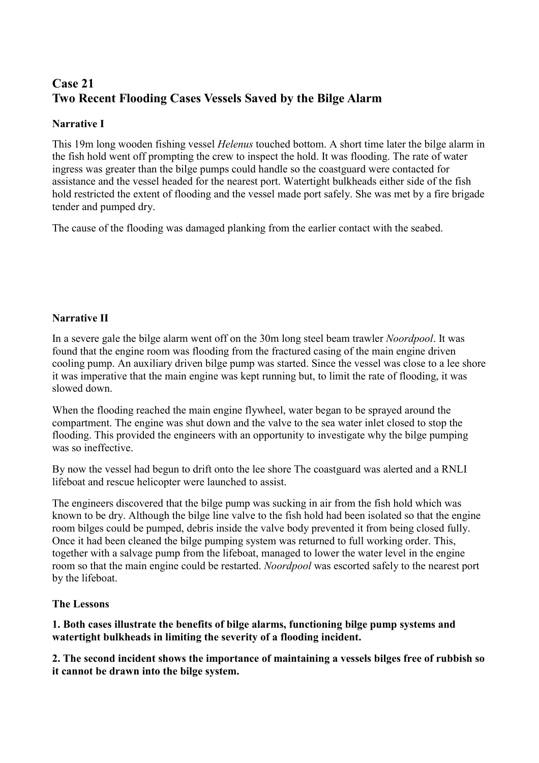## Case 21
## Two Recent Flooding Cases Vessels Saved by the Bilge Alarm

### Narrative I

This 19m long wooden fishing vessel *Helenus* touched bottom. A short time later the bilge alarm in the fish hold went off prompting the crew to inspect the hold. It was flooding. The rate of water ingress was greater than the bilge pumps could handle so the coastguard were contacted for assistance and the vessel headed for the nearest port. Watertight bulkheads either side of the fish hold restricted the extent of flooding and the vessel made port safely. She was met by a fire brigade tender and pumped dry.

The cause of the flooding was damaged planking from the earlier contact with the seabed.

### Narrative II

In a severe gale the bilge alarm went off on the 30m long steel beam trawler *Noordpool*. It was found that the engine room was flooding from the fractured casing of the main engine driven cooling pump. An auxiliary driven bilge pump was started. Since the vessel was close to a lee shore it was imperative that the main engine was kept running but, to limit the rate of flooding, it was slowed down.

When the flooding reached the main engine flywheel, water began to be sprayed around the compartment. The engine was shut down and the valve to the sea water inlet closed to stop the flooding. This provided the engineers with an opportunity to investigate why the bilge pumping was so ineffective.

By now the vessel had begun to drift onto the lee shore The coastguard was alerted and a RNLI lifeboat and rescue helicopter were launched to assist.

The engineers discovered that the bilge pump was sucking in air from the fish hold which was known to be dry. Although the bilge line valve to the fish hold had been isolated so that the engine room bilges could be pumped, debris inside the valve body prevented it from being closed fully. Once it had been cleaned the bilge pumping system was returned to full working order. This, together with a salvage pump from the lifeboat, managed to lower the water level in the engine room so that the main engine could be restarted. *Noordpool* was escorted safely to the nearest port by the lifeboat.

### The Lessons

**1. Both cases illustrate the benefits of bilge alarms, functioning bilge pump systems and watertight bulkheads in limiting the severity of a flooding incident.**

**2. The second incident shows the importance of maintaining a vessels bilges free of rubbish so it cannot be drawn into the bilge system.**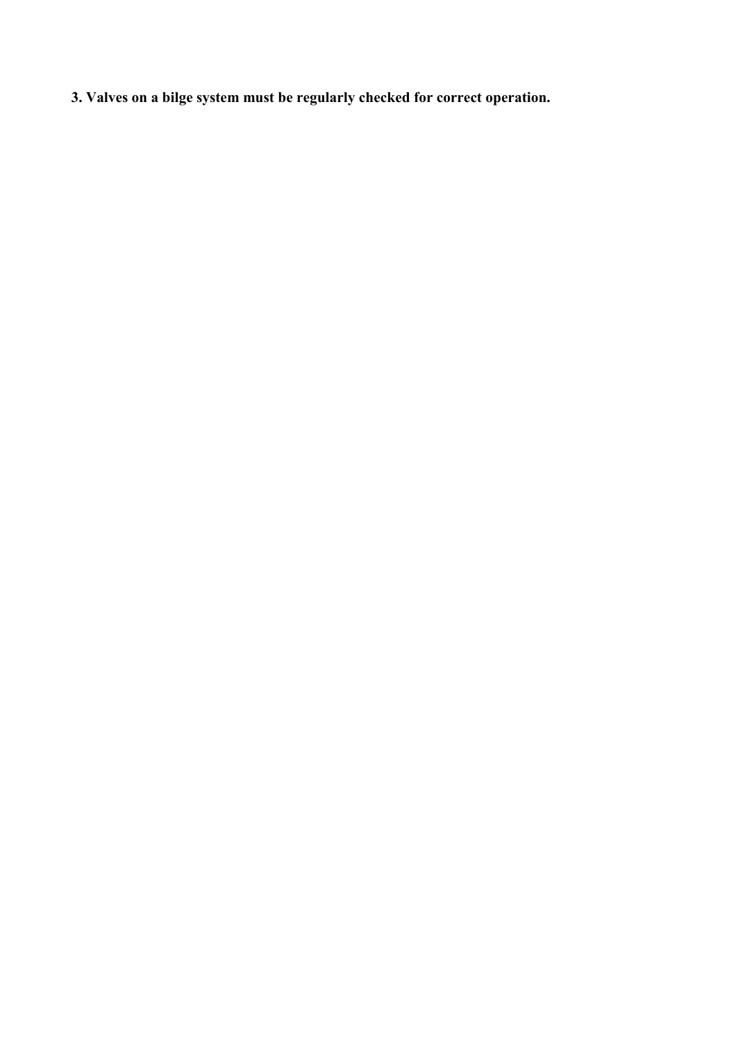**3. Valves on a bilge system must be regularly checked for correct operation.**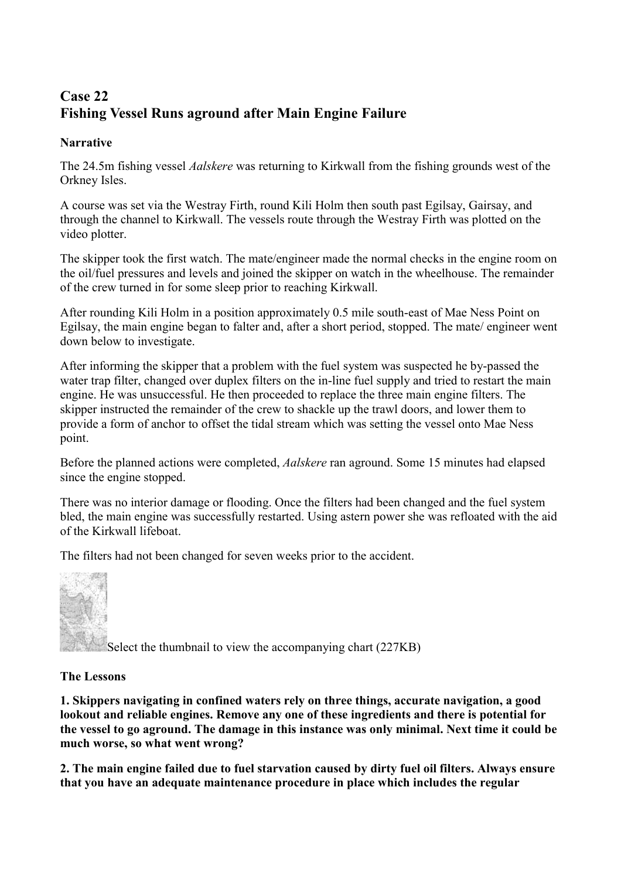## Case 22
## Fishing Vessel Runs aground after Main Engine Failure

**Narrative**

The 24.5m fishing vessel *Aalskere* was returning to Kirkwall from the fishing grounds west of the Orkney Isles.

A course was set via the Westray Firth, round Kili Holm then south past Egilsay, Gairsay, and through the channel to Kirkwall. The vessels route through the Westray Firth was plotted on the video plotter.

The skipper took the first watch. The mate/engineer made the normal checks in the engine room on the oil/fuel pressures and levels and joined the skipper on watch in the wheelhouse. The remainder of the crew turned in for some sleep prior to reaching Kirkwall.

After rounding Kili Holm in a position approximately 0.5 mile south-east of Mae Ness Point on Egilsay, the main engine began to falter and, after a short period, stopped. The mate/ engineer went down below to investigate.

After informing the skipper that a problem with the fuel system was suspected he by-passed the water trap filter, changed over duplex filters on the in-line fuel supply and tried to restart the main engine. He was unsuccessful. He then proceeded to replace the three main engine filters. The skipper instructed the remainder of the crew to shackle up the trawl doors, and lower them to provide a form of anchor to offset the tidal stream which was setting the vessel onto Mae Ness point.

Before the planned actions were completed, *Aalskere* ran aground. Some 15 minutes had elapsed since the engine stopped.

There was no interior damage or flooding. Once the filters had been changed and the fuel system bled, the main engine was successfully restarted. Using astern power she was refloated with the aid of the Kirkwall lifeboat.

The filters had not been changed for seven weeks prior to the accident.

Select the thumbnail to view the accompanying chart (227KB)

**The Lessons**

**1. Skippers navigating in confined waters rely on three things, accurate navigation, a good lookout and reliable engines. Remove any one of these ingredients and there is potential for the vessel to go aground. The damage in this instance was only minimal. Next time it could be much worse, so what went wrong?**

**2. The main engine failed due to fuel starvation caused by dirty fuel oil filters. Always ensure that you have an adequate maintenance procedure in place which includes the regular**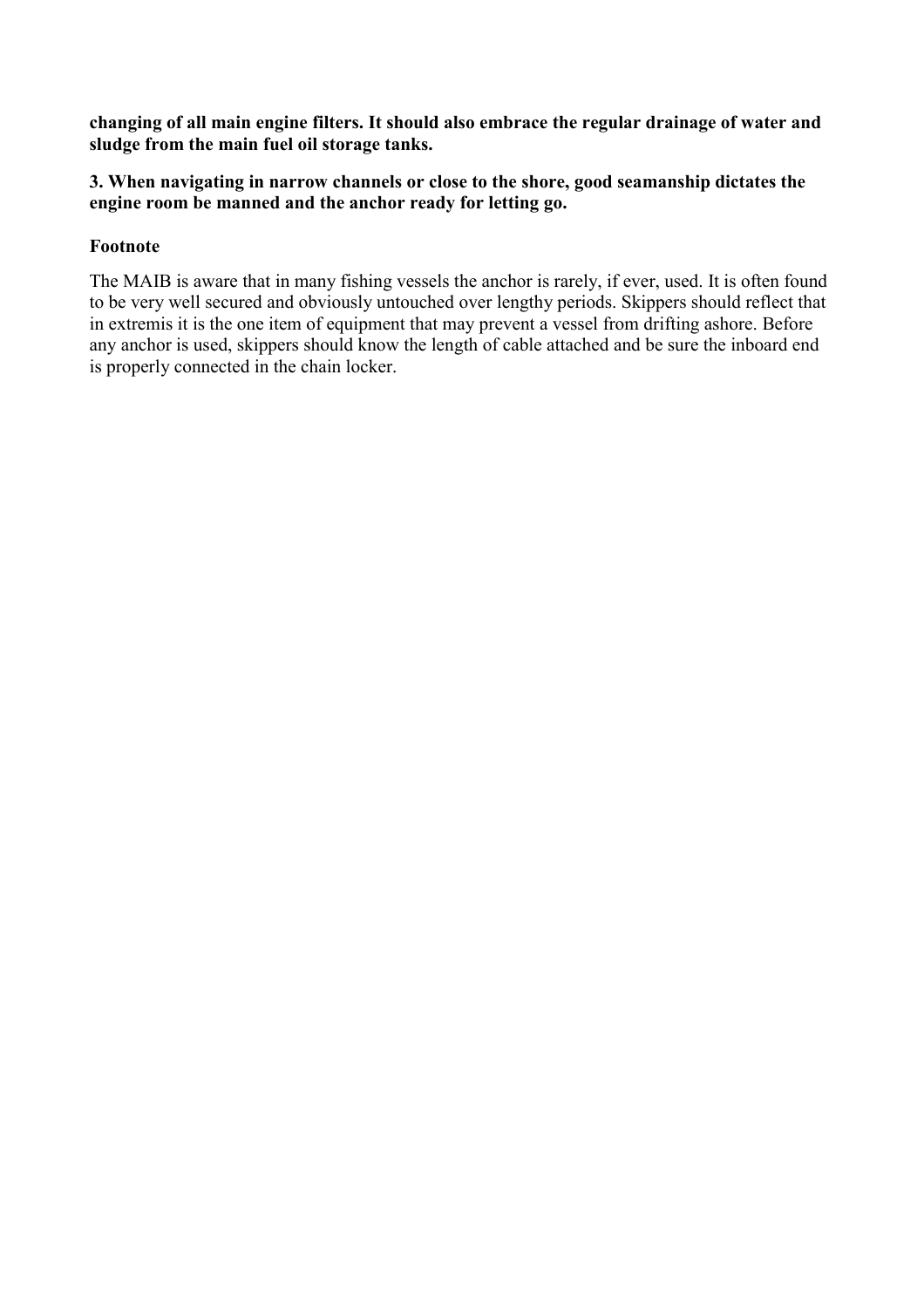**changing of all main engine filters. It should also embrace the regular drainage of water and sludge from the main fuel oil storage tanks.**

**3. When navigating in narrow channels or close to the shore, good seamanship dictates the engine room be manned and the anchor ready for letting go.**

### Footnote

The MAIB is aware that in many fishing vessels the anchor is rarely, if ever, used. It is often found to be very well secured and obviously untouched over lengthy periods. Skippers should reflect that in extremis it is the one item of equipment that may prevent a vessel from drifting ashore. Before any anchor is used, skippers should know the length of cable attached and be sure the inboard end is properly connected in the chain locker.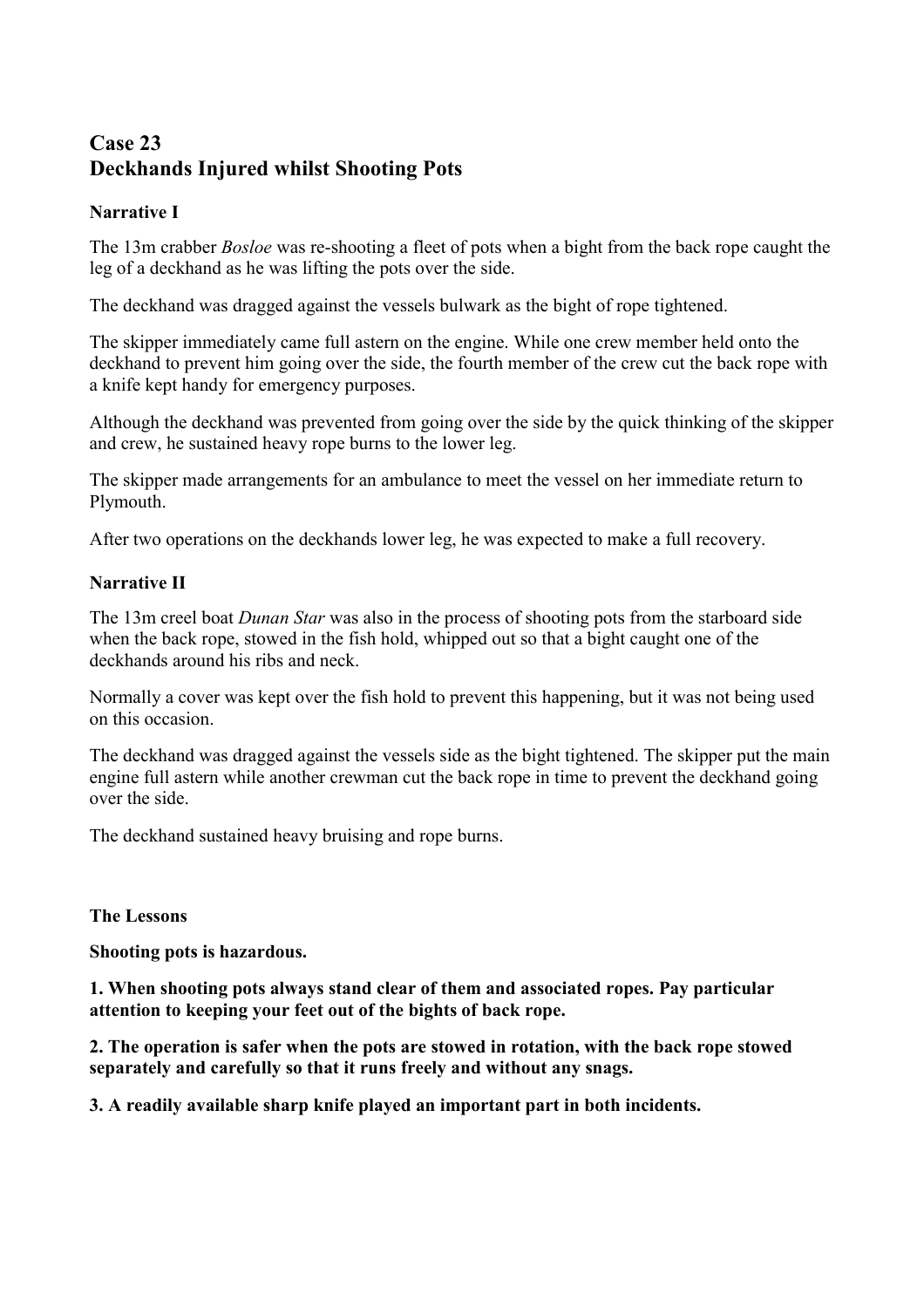## Case 23
## Deckhands Injured whilst Shooting Pots

### Narrative I

The 13m crabber *Bosloe* was re-shooting a fleet of pots when a bight from the back rope caught the leg of a deckhand as he was lifting the pots over the side.

The deckhand was dragged against the vessels bulwark as the bight of rope tightened.

The skipper immediately came full astern on the engine. While one crew member held onto the deckhand to prevent him going over the side, the fourth member of the crew cut the back rope with a knife kept handy for emergency purposes.

Although the deckhand was prevented from going over the side by the quick thinking of the skipper and crew, he sustained heavy rope burns to the lower leg.

The skipper made arrangements for an ambulance to meet the vessel on her immediate return to Plymouth.

After two operations on the deckhands lower leg, he was expected to make a full recovery.

### Narrative II

The 13m creel boat *Dunan Star* was also in the process of shooting pots from the starboard side when the back rope, stowed in the fish hold, whipped out so that a bight caught one of the deckhands around his ribs and neck.

Normally a cover was kept over the fish hold to prevent this happening, but it was not being used on this occasion.

The deckhand was dragged against the vessels side as the bight tightened. The skipper put the main engine full astern while another crewman cut the back rope in time to prevent the deckhand going over the side.

The deckhand sustained heavy bruising and rope burns.

### The Lessons

**Shooting pots is hazardous.**

**1. When shooting pots always stand clear of them and associated ropes. Pay particular attention to keeping your feet out of the bights of back rope.**

**2. The operation is safer when the pots are stowed in rotation, with the back rope stowed separately and carefully so that it runs freely and without any snags.**

**3. A readily available sharp knife played an important part in both incidents.**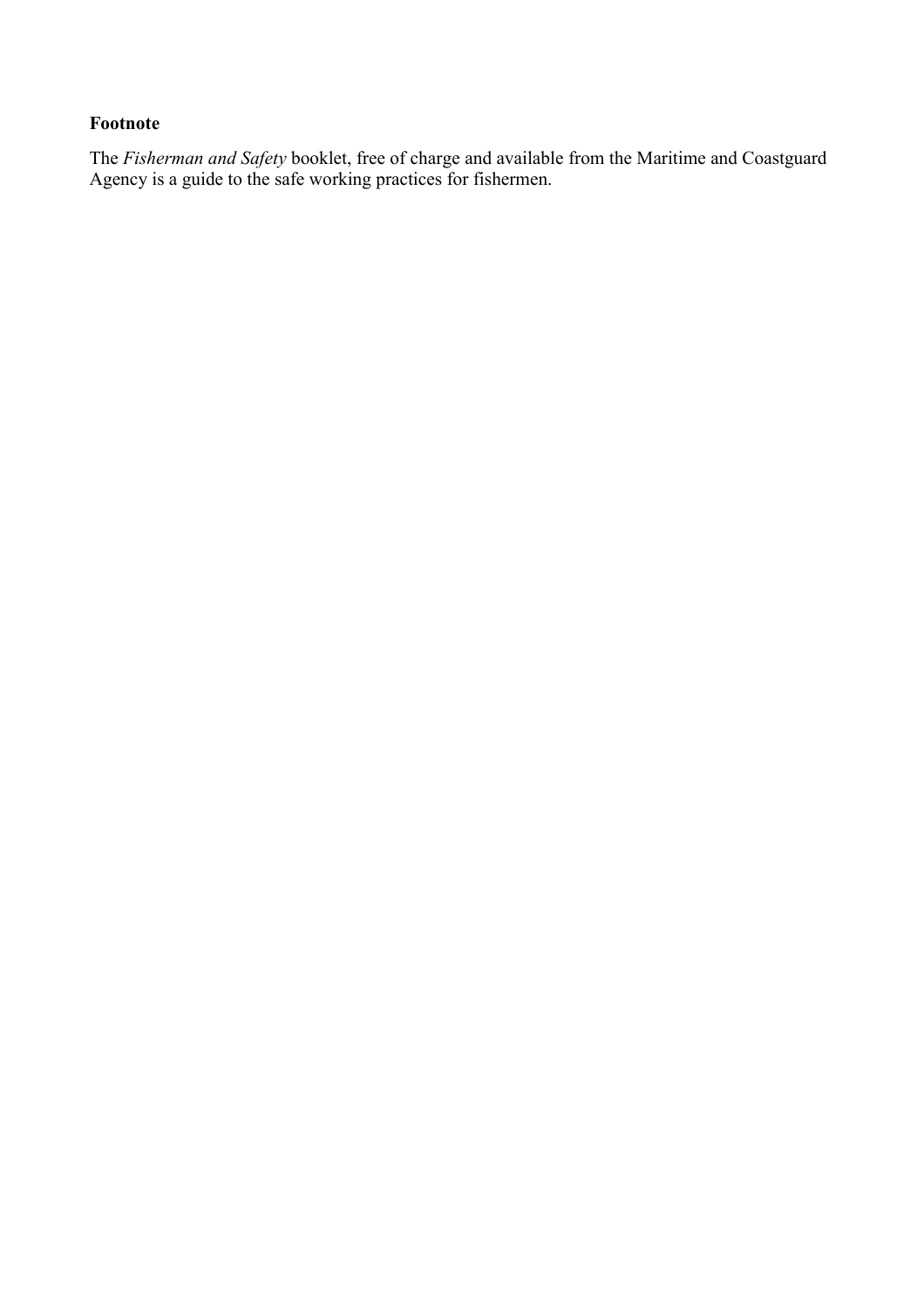**Footnote**

The *Fisherman and Safety* booklet, free of charge and available from the Maritime and Coastguard Agency is a guide to the safe working practices for fishermen.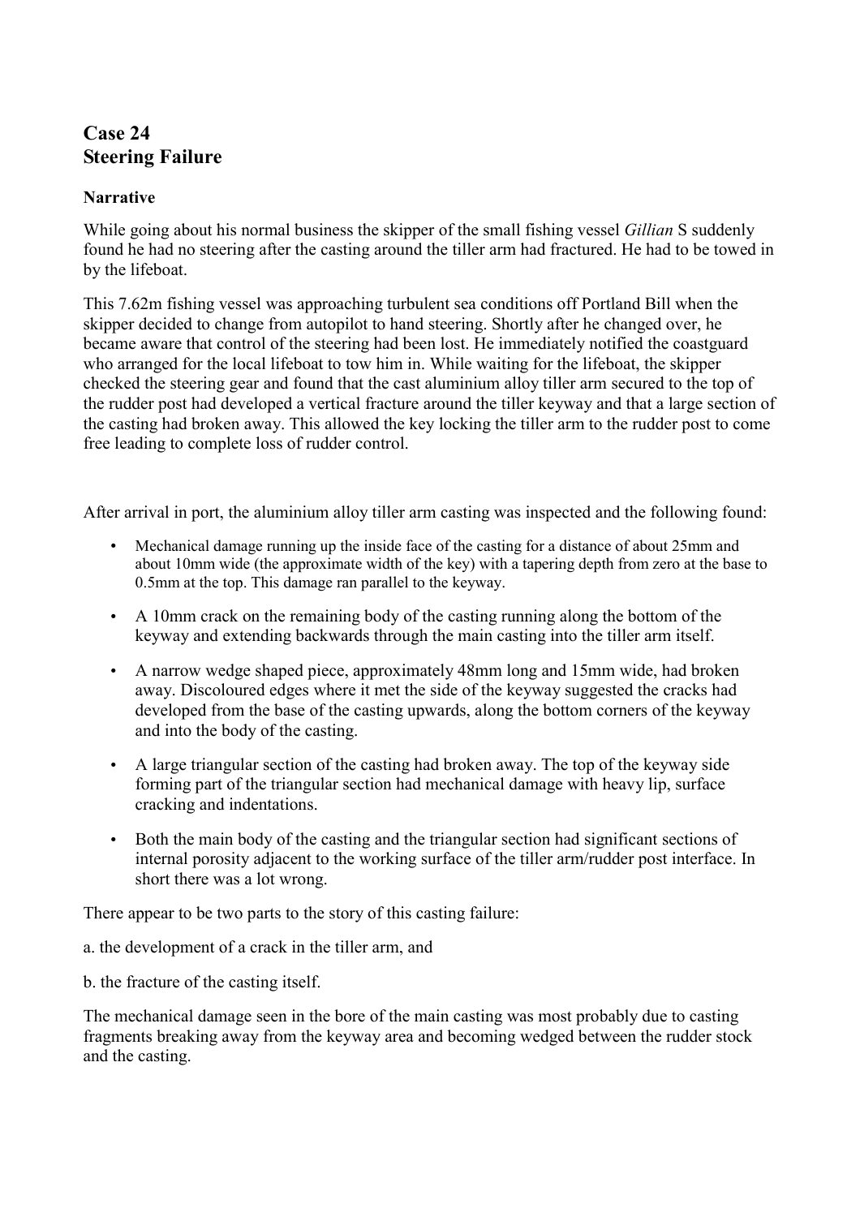# Case 24
# Steering Failure

### Narrative

While going about his normal business the skipper of the small fishing vessel *Gillian* S suddenly found he had no steering after the casting around the tiller arm had fractured. He had to be towed in by the lifeboat.

This 7.62m fishing vessel was approaching turbulent sea conditions off Portland Bill when the skipper decided to change from autopilot to hand steering. Shortly after he changed over, he became aware that control of the steering had been lost. He immediately notified the coastguard who arranged for the local lifeboat to tow him in. While waiting for the lifeboat, the skipper checked the steering gear and found that the cast aluminium alloy tiller arm secured to the top of the rudder post had developed a vertical fracture around the tiller keyway and that a large section of the casting had broken away. This allowed the key locking the tiller arm to the rudder post to come free leading to complete loss of rudder control.

After arrival in port, the aluminium alloy tiller arm casting was inspected and the following found:

- Mechanical damage running up the inside face of the casting for a distance of about 25mm and about 10mm wide (the approximate width of the key) with a tapering depth from zero at the base to 0.5mm at the top. This damage ran parallel to the keyway.
- A 10mm crack on the remaining body of the casting running along the bottom of the keyway and extending backwards through the main casting into the tiller arm itself.
- A narrow wedge shaped piece, approximately 48mm long and 15mm wide, had broken away. Discoloured edges where it met the side of the keyway suggested the cracks had developed from the base of the casting upwards, along the bottom corners of the keyway and into the body of the casting.
- A large triangular section of the casting had broken away. The top of the keyway side forming part of the triangular section had mechanical damage with heavy lip, surface cracking and indentations.
- Both the main body of the casting and the triangular section had significant sections of internal porosity adjacent to the working surface of the tiller arm/rudder post interface. In short there was a lot wrong.

There appear to be two parts to the story of this casting failure:

a. the development of a crack in the tiller arm, and

b. the fracture of the casting itself.

The mechanical damage seen in the bore of the main casting was most probably due to casting fragments breaking away from the keyway area and becoming wedged between the rudder stock and the casting.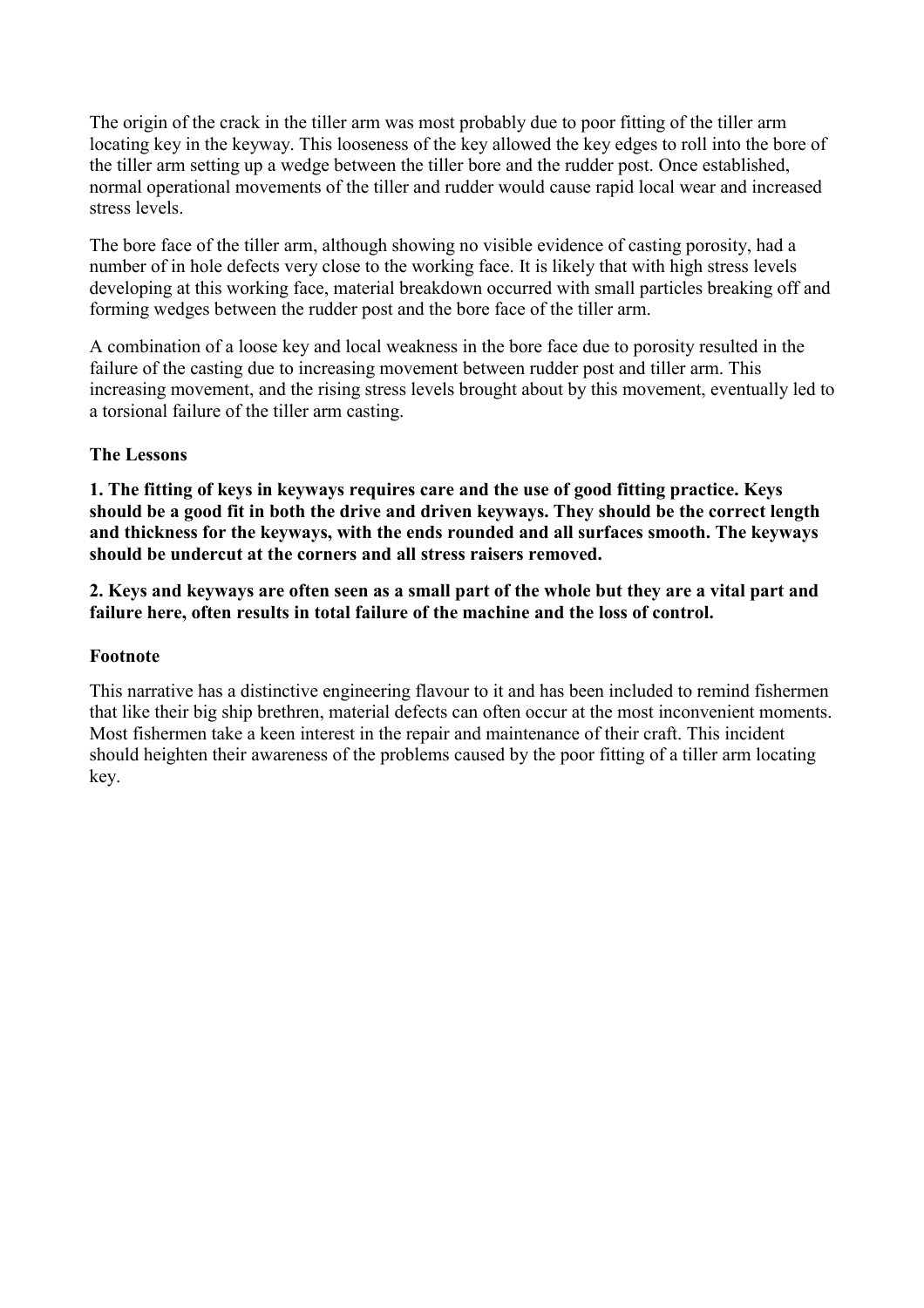The origin of the crack in the tiller arm was most probably due to poor fitting of the tiller arm locating key in the keyway. This looseness of the key allowed the key edges to roll into the bore of the tiller arm setting up a wedge between the tiller bore and the rudder post. Once established, normal operational movements of the tiller and rudder would cause rapid local wear and increased stress levels.

The bore face of the tiller arm, although showing no visible evidence of casting porosity, had a number of in hole defects very close to the working face. It is likely that with high stress levels developing at this working face, material breakdown occurred with small particles breaking off and forming wedges between the rudder post and the bore face of the tiller arm.

A combination of a loose key and local weakness in the bore face due to porosity resulted in the failure of the casting due to increasing movement between rudder post and tiller arm. This increasing movement, and the rising stress levels brought about by this movement, eventually led to a torsional failure of the tiller arm casting.

**The Lessons**

**1. The fitting of keys in keyways requires care and the use of good fitting practice. Keys should be a good fit in both the drive and driven keyways. They should be the correct length and thickness for the keyways, with the ends rounded and all surfaces smooth. The keyways should be undercut at the corners and all stress raisers removed.**

**2. Keys and keyways are often seen as a small part of the whole but they are a vital part and failure here, often results in total failure of the machine and the loss of control.**

**Footnote**

This narrative has a distinctive engineering flavour to it and has been included to remind fishermen that like their big ship brethren, material defects can often occur at the most inconvenient moments. Most fishermen take a keen interest in the repair and maintenance of their craft. This incident should heighten their awareness of the problems caused by the poor fitting of a tiller arm locating key.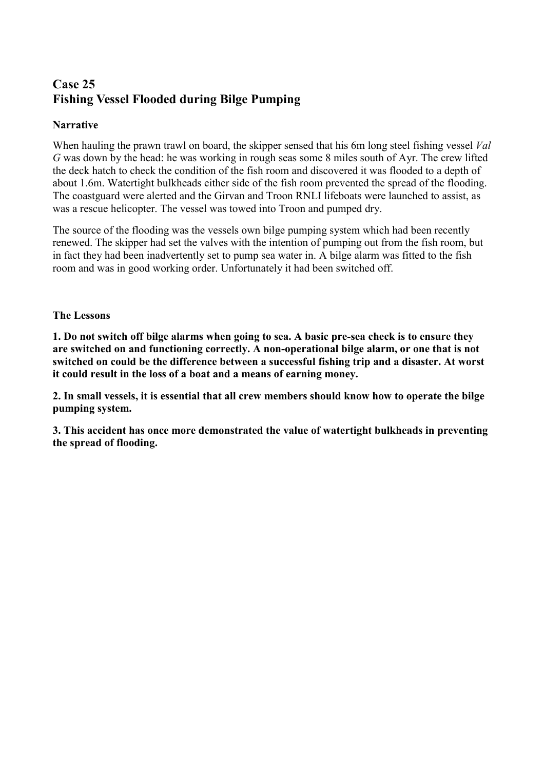## Case 25
## Fishing Vessel Flooded during Bilge Pumping

### Narrative

When hauling the prawn trawl on board, the skipper sensed that his 6m long steel fishing vessel *Val G* was down by the head: he was working in rough seas some 8 miles south of Ayr. The crew lifted the deck hatch to check the condition of the fish room and discovered it was flooded to a depth of about 1.6m. Watertight bulkheads either side of the fish room prevented the spread of the flooding. The coastguard were alerted and the Girvan and Troon RNLI lifeboats were launched to assist, as was a rescue helicopter. The vessel was towed into Troon and pumped dry.

The source of the flooding was the vessels own bilge pumping system which had been recently renewed. The skipper had set the valves with the intention of pumping out from the fish room, but in fact they had been inadvertently set to pump sea water in. A bilge alarm was fitted to the fish room and was in good working order. Unfortunately it had been switched off.

### The Lessons

**1. Do not switch off bilge alarms when going to sea. A basic pre-sea check is to ensure they are switched on and functioning correctly. A non-operational bilge alarm, or one that is not switched on could be the difference between a successful fishing trip and a disaster. At worst it could result in the loss of a boat and a means of earning money.**

**2. In small vessels, it is essential that all crew members should know how to operate the bilge pumping system.**

**3. This accident has once more demonstrated the value of watertight bulkheads in preventing the spread of flooding.**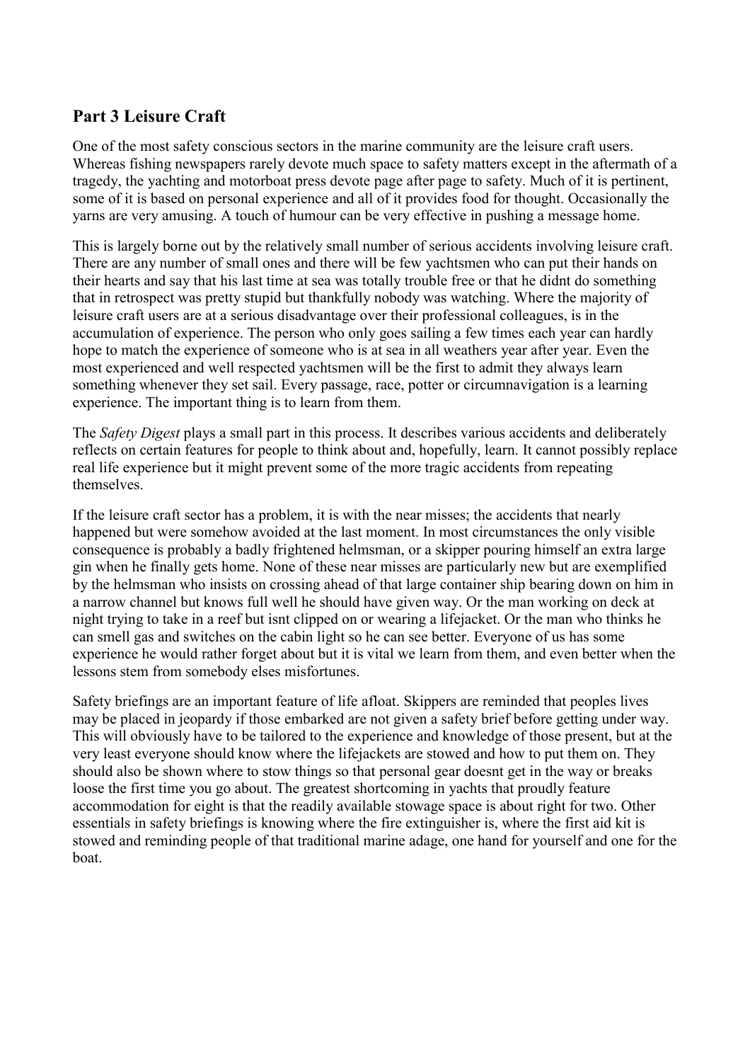## Part 3 Leisure Craft

One of the most safety conscious sectors in the marine community are the leisure craft users. Whereas fishing newspapers rarely devote much space to safety matters except in the aftermath of a tragedy, the yachting and motorboat press devote page after page to safety. Much of it is pertinent, some of it is based on personal experience and all of it provides food for thought. Occasionally the yarns are very amusing. A touch of humour can be very effective in pushing a message home.

This is largely borne out by the relatively small number of serious accidents involving leisure craft. There are any number of small ones and there will be few yachtsmen who can put their hands on their hearts and say that his last time at sea was totally trouble free or that he didnt do something that in retrospect was pretty stupid but thankfully nobody was watching. Where the majority of leisure craft users are at a serious disadvantage over their professional colleagues, is in the accumulation of experience. The person who only goes sailing a few times each year can hardly hope to match the experience of someone who is at sea in all weathers year after year. Even the most experienced and well respected yachtsmen will be the first to admit they always learn something whenever they set sail. Every passage, race, potter or circumnavigation is a learning experience. The important thing is to learn from them.

The *Safety Digest* plays a small part in this process. It describes various accidents and deliberately reflects on certain features for people to think about and, hopefully, learn. It cannot possibly replace real life experience but it might prevent some of the more tragic accidents from repeating themselves.

If the leisure craft sector has a problem, it is with the near misses; the accidents that nearly happened but were somehow avoided at the last moment. In most circumstances the only visible consequence is probably a badly frightened helmsman, or a skipper pouring himself an extra large gin when he finally gets home. None of these near misses are particularly new but are exemplified by the helmsman who insists on crossing ahead of that large container ship bearing down on him in a narrow channel but knows full well he should have given way. Or the man working on deck at night trying to take in a reef but isnt clipped on or wearing a lifejacket. Or the man who thinks he can smell gas and switches on the cabin light so he can see better. Everyone of us has some experience he would rather forget about but it is vital we learn from them, and even better when the lessons stem from somebody elses misfortunes.

Safety briefings are an important feature of life afloat. Skippers are reminded that peoples lives may be placed in jeopardy if those embarked are not given a safety brief before getting under way. This will obviously have to be tailored to the experience and knowledge of those present, but at the very least everyone should know where the lifejackets are stowed and how to put them on. They should also be shown where to stow things so that personal gear doesnt get in the way or breaks loose the first time you go about. The greatest shortcoming in yachts that proudly feature accommodation for eight is that the readily available stowage space is about right for two. Other essentials in safety briefings is knowing where the fire extinguisher is, where the first aid kit is stowed and reminding people of that traditional marine adage, one hand for yourself and one for the boat.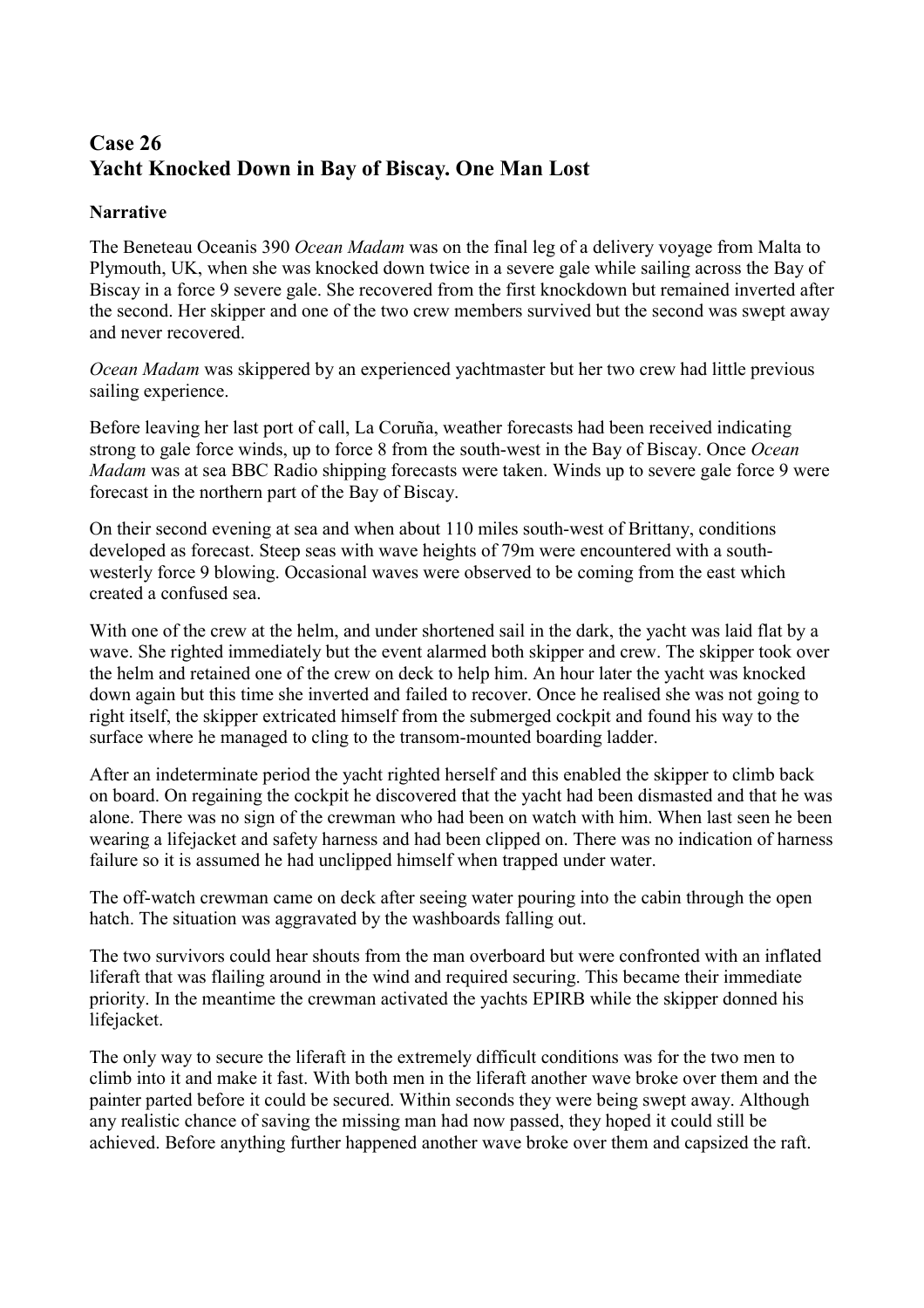## Case 26
## Yacht Knocked Down in Bay of Biscay. One Man Lost

### Narrative

The Beneteau Oceanis 390 *Ocean Madam* was on the final leg of a delivery voyage from Malta to Plymouth, UK, when she was knocked down twice in a severe gale while sailing across the Bay of Biscay in a force 9 severe gale. She recovered from the first knockdown but remained inverted after the second. Her skipper and one of the two crew members survived but the second was swept away and never recovered.

*Ocean Madam* was skippered by an experienced yachtmaster but her two crew had little previous sailing experience.

Before leaving her last port of call, La Coruña, weather forecasts had been received indicating strong to gale force winds, up to force 8 from the south-west in the Bay of Biscay. Once *Ocean Madam* was at sea BBC Radio shipping forecasts were taken. Winds up to severe gale force 9 were forecast in the northern part of the Bay of Biscay.

On their second evening at sea and when about 110 miles south-west of Brittany, conditions developed as forecast. Steep seas with wave heights of 79m were encountered with a south-westerly force 9 blowing. Occasional waves were observed to be coming from the east which created a confused sea.

With one of the crew at the helm, and under shortened sail in the dark, the yacht was laid flat by a wave. She righted immediately but the event alarmed both skipper and crew. The skipper took over the helm and retained one of the crew on deck to help him. An hour later the yacht was knocked down again but this time she inverted and failed to recover. Once he realised she was not going to right itself, the skipper extricated himself from the submerged cockpit and found his way to the surface where he managed to cling to the transom-mounted boarding ladder.

After an indeterminate period the yacht righted herself and this enabled the skipper to climb back on board. On regaining the cockpit he discovered that the yacht had been dismasted and that he was alone. There was no sign of the crewman who had been on watch with him. When last seen he been wearing a lifejacket and safety harness and had been clipped on. There was no indication of harness failure so it is assumed he had unclipped himself when trapped under water.

The off-watch crewman came on deck after seeing water pouring into the cabin through the open hatch. The situation was aggravated by the washboards falling out.

The two survivors could hear shouts from the man overboard but were confronted with an inflated liferaft that was flailing around in the wind and required securing. This became their immediate priority. In the meantime the crewman activated the yachts EPIRB while the skipper donned his lifejacket.

The only way to secure the liferaft in the extremely difficult conditions was for the two men to climb into it and make it fast. With both men in the liferaft another wave broke over them and the painter parted before it could be secured. Within seconds they were being swept away. Although any realistic chance of saving the missing man had now passed, they hoped it could still be achieved. Before anything further happened another wave broke over them and capsized the raft.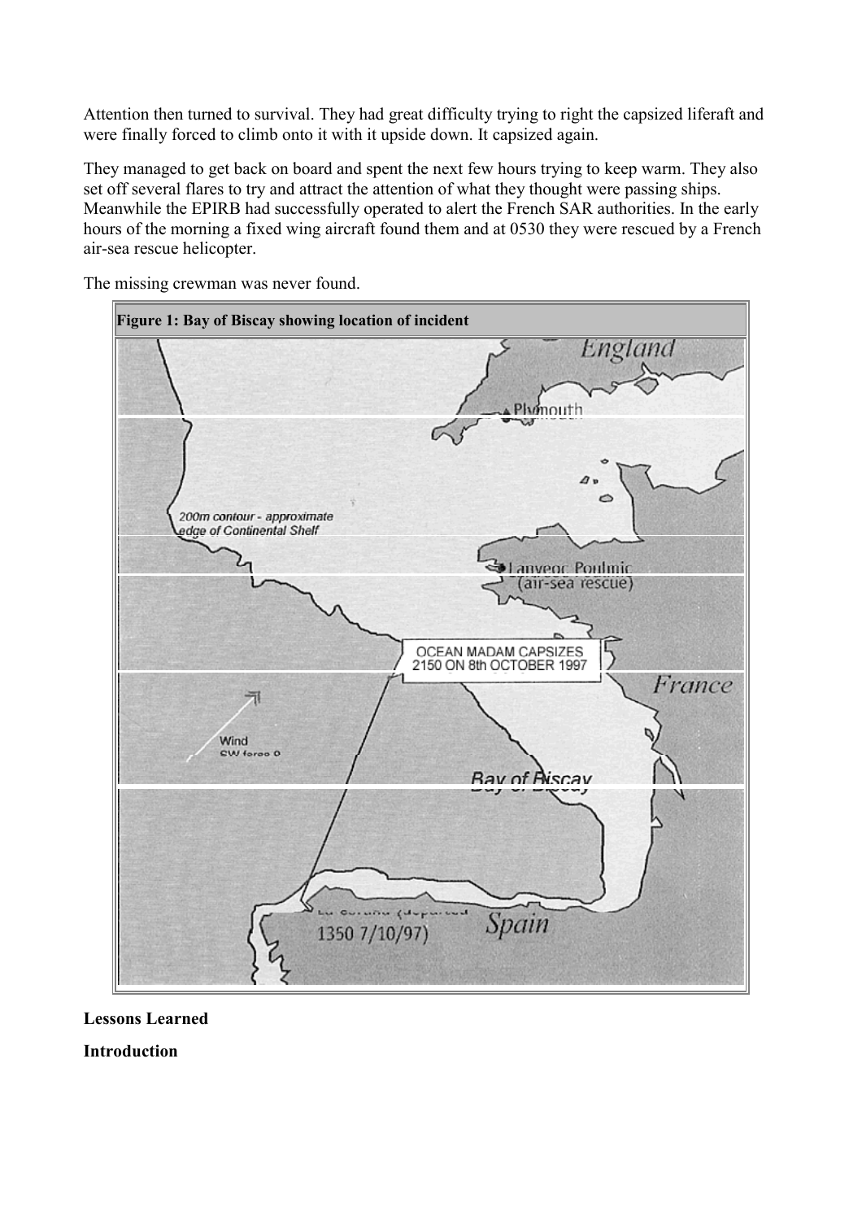Attention then turned to survival. They had great difficulty trying to right the capsized liferaft and were finally forced to climb onto it with it upside down. It capsized again.

They managed to get back on board and spent the next few hours trying to keep warm. They also set off several flares to try and attract the attention of what they thought were passing ships. Meanwhile the EPIRB had successfully operated to alert the French SAR authorities. In the early hours of the morning a fixed wing aircraft found them and at 0530 they were rescued by a French air-sea rescue helicopter.

The missing crewman was never found.

**Figure 1: Bay of Biscay showing location of incident**

**Lessons Learned**

**Introduction**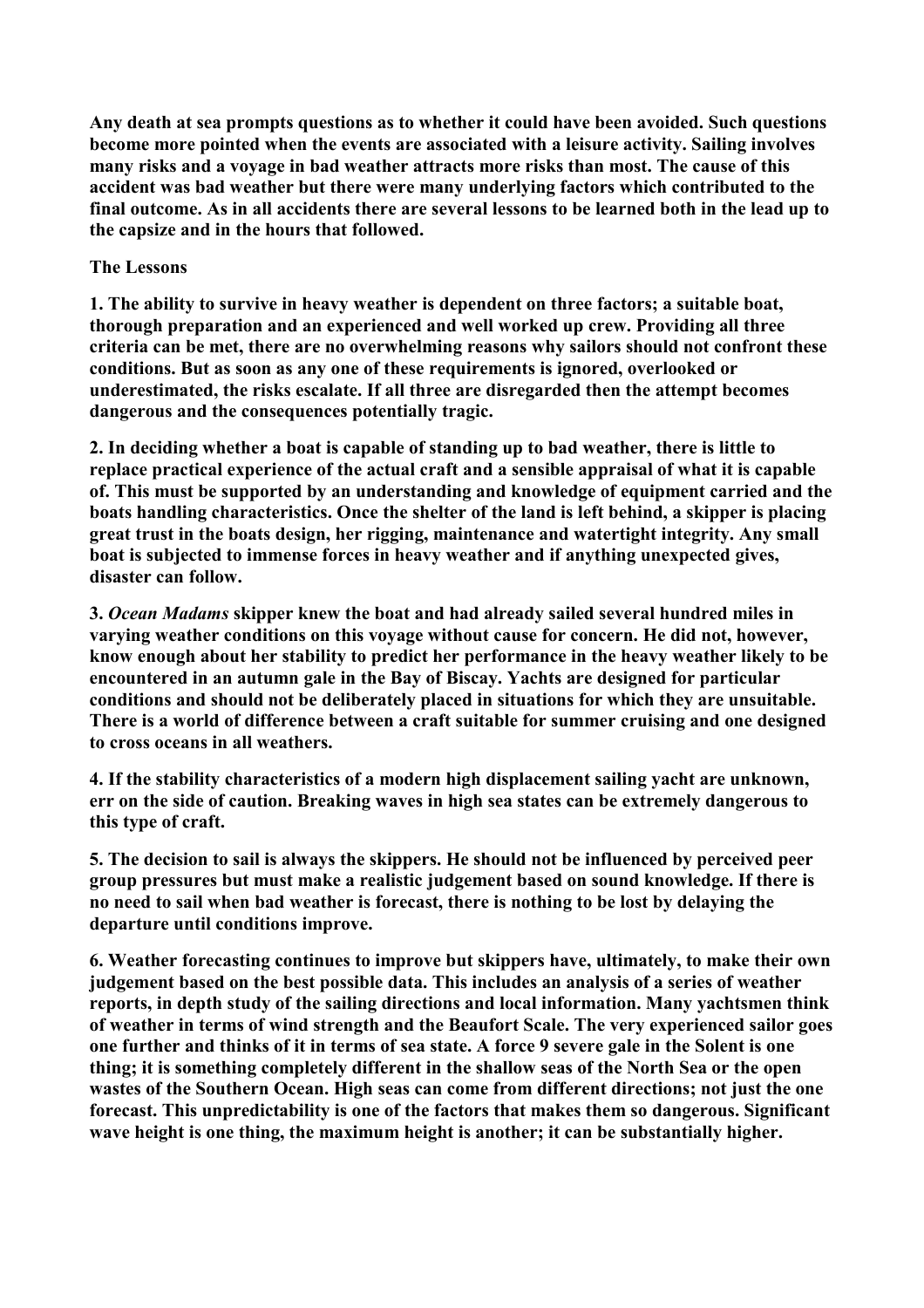**Any death at sea prompts questions as to whether it could have been avoided. Such questions become more pointed when the events are associated with a leisure activity. Sailing involves many risks and a voyage in bad weather attracts more risks than most. The cause of this accident was bad weather but there were many underlying factors which contributed to the final outcome. As in all accidents there are several lessons to be learned both in the lead up to the capsize and in the hours that followed.**

**The Lessons**

**1. The ability to survive in heavy weather is dependent on three factors; a suitable boat, thorough preparation and an experienced and well worked up crew. Providing all three criteria can be met, there are no overwhelming reasons why sailors should not confront these conditions. But as soon as any one of these requirements is ignored, overlooked or underestimated, the risks escalate. If all three are disregarded then the attempt becomes dangerous and the consequences potentially tragic.**

**2. In deciding whether a boat is capable of standing up to bad weather, there is little to replace practical experience of the actual craft and a sensible appraisal of what it is capable of. This must be supported by an understanding and knowledge of equipment carried and the boats handling characteristics. Once the shelter of the land is left behind, a skipper is placing great trust in the boats design, her rigging, maintenance and watertight integrity. Any small boat is subjected to immense forces in heavy weather and if anything unexpected gives, disaster can follow.**

**3. *Ocean Madams* skipper knew the boat and had already sailed several hundred miles in varying weather conditions on this voyage without cause for concern. He did not, however, know enough about her stability to predict her performance in the heavy weather likely to be encountered in an autumn gale in the Bay of Biscay. Yachts are designed for particular conditions and should not be deliberately placed in situations for which they are unsuitable. There is a world of difference between a craft suitable for summer cruising and one designed to cross oceans in all weathers.**

**4. If the stability characteristics of a modern high displacement sailing yacht are unknown, err on the side of caution. Breaking waves in high sea states can be extremely dangerous to this type of craft.**

**5. The decision to sail is always the skippers. He should not be influenced by perceived peer group pressures but must make a realistic judgement based on sound knowledge. If there is no need to sail when bad weather is forecast, there is nothing to be lost by delaying the departure until conditions improve.**

**6. Weather forecasting continues to improve but skippers have, ultimately, to make their own judgement based on the best possible data. This includes an analysis of a series of weather reports, in depth study of the sailing directions and local information. Many yachtsmen think of weather in terms of wind strength and the Beaufort Scale. The very experienced sailor goes one further and thinks of it in terms of sea state. A force 9 severe gale in the Solent is one thing; it is something completely different in the shallow seas of the North Sea or the open wastes of the Southern Ocean. High seas can come from different directions; not just the one forecast. This unpredictability is one of the factors that makes them so dangerous. Significant wave height is one thing, the maximum height is another; it can be substantially higher.**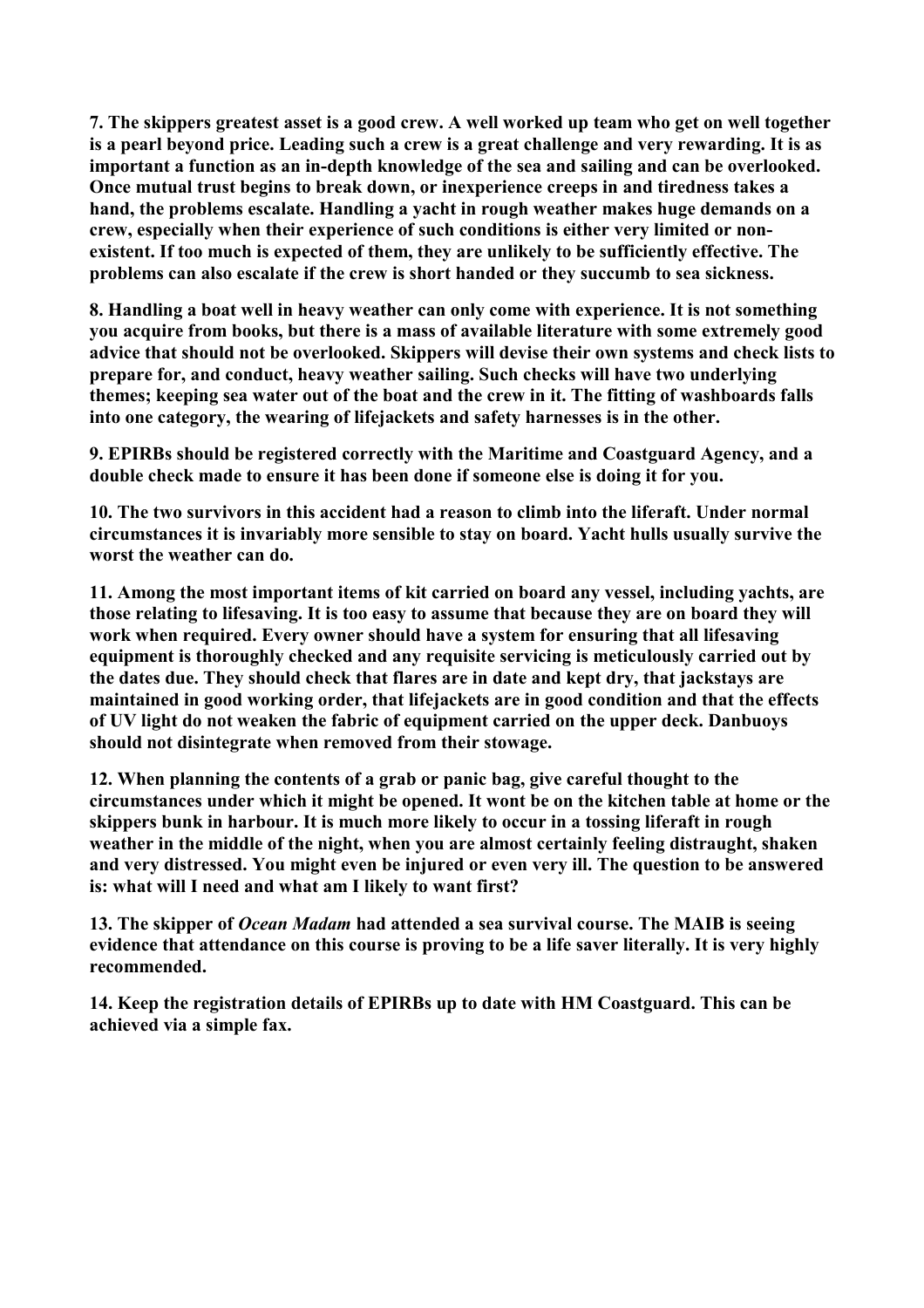**7. The skippers greatest asset is a good crew. A well worked up team who get on well together is a pearl beyond price. Leading such a crew is a great challenge and very rewarding. It is as important a function as an in-depth knowledge of the sea and sailing and can be overlooked. Once mutual trust begins to break down, or inexperience creeps in and tiredness takes a hand, the problems escalate. Handling a yacht in rough weather makes huge demands on a crew, especially when their experience of such conditions is either very limited or non-existent. If too much is expected of them, they are unlikely to be sufficiently effective. The problems can also escalate if the crew is short handed or they succumb to sea sickness.**

**8. Handling a boat well in heavy weather can only come with experience. It is not something you acquire from books, but there is a mass of available literature with some extremely good advice that should not be overlooked. Skippers will devise their own systems and check lists to prepare for, and conduct, heavy weather sailing. Such checks will have two underlying themes; keeping sea water out of the boat and the crew in it. The fitting of washboards falls into one category, the wearing of lifejackets and safety harnesses is in the other.**

**9. EPIRBs should be registered correctly with the Maritime and Coastguard Agency, and a double check made to ensure it has been done if someone else is doing it for you.**

**10. The two survivors in this accident had a reason to climb into the liferaft. Under normal circumstances it is invariably more sensible to stay on board. Yacht hulls usually survive the worst the weather can do.**

**11. Among the most important items of kit carried on board any vessel, including yachts, are those relating to lifesaving. It is too easy to assume that because they are on board they will work when required. Every owner should have a system for ensuring that all lifesaving equipment is thoroughly checked and any requisite servicing is meticulously carried out by the dates due. They should check that flares are in date and kept dry, that jackstays are maintained in good working order, that lifejackets are in good condition and that the effects of UV light do not weaken the fabric of equipment carried on the upper deck. Danbuoys should not disintegrate when removed from their stowage.**

**12. When planning the contents of a grab or panic bag, give careful thought to the circumstances under which it might be opened. It wont be on the kitchen table at home or the skippers bunk in harbour. It is much more likely to occur in a tossing liferaft in rough weather in the middle of the night, when you are almost certainly feeling distraught, shaken and very distressed. You might even be injured or even very ill. The question to be answered is: what will I need and what am I likely to want first?**

**13. The skipper of *Ocean Madam* had attended a sea survival course. The MAIB is seeing evidence that attendance on this course is proving to be a life saver literally. It is very highly recommended.**

**14. Keep the registration details of EPIRBs up to date with HM Coastguard. This can be achieved via a simple fax.**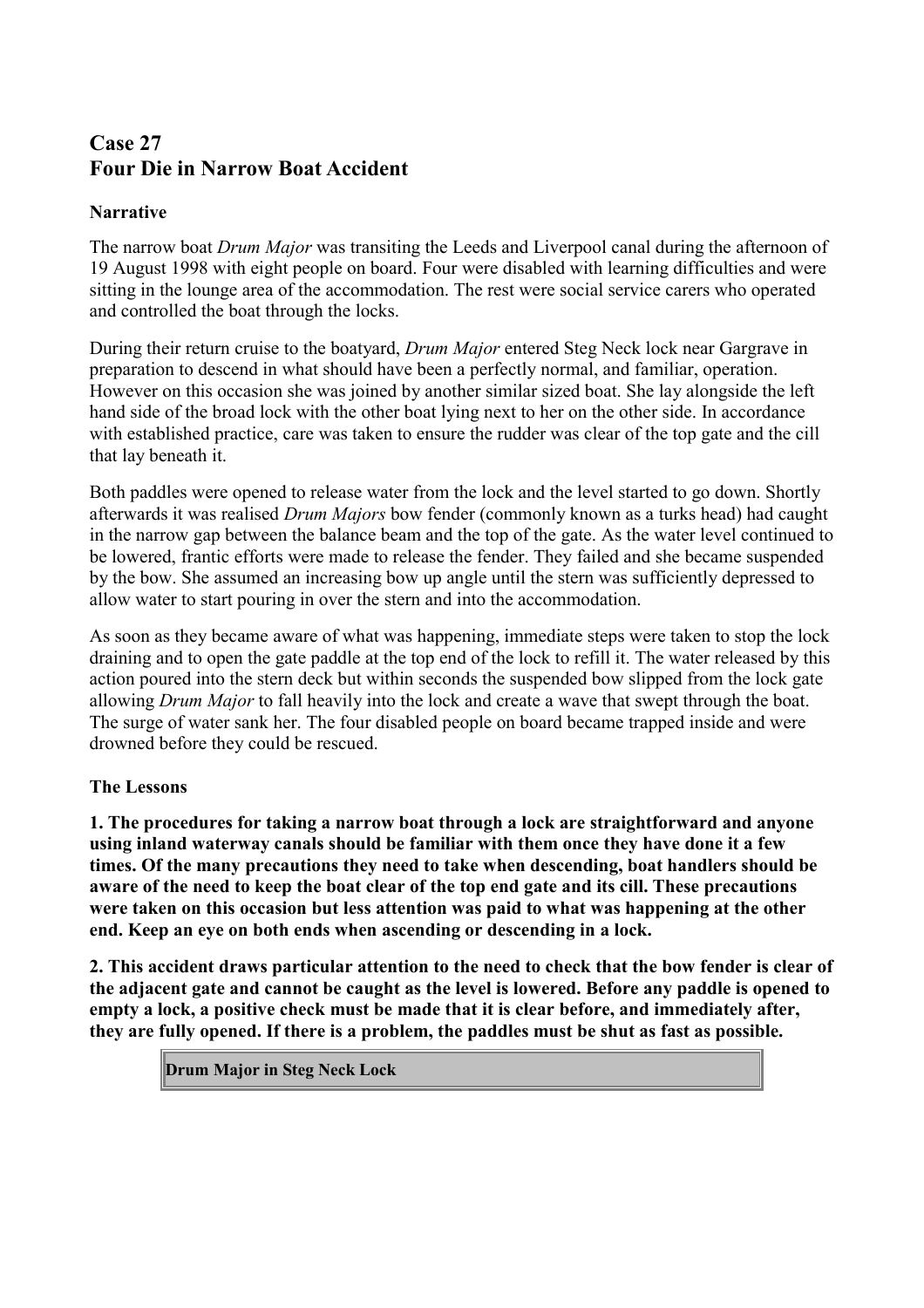## Case 27
## Four Die in Narrow Boat Accident

### Narrative

The narrow boat *Drum Major* was transiting the Leeds and Liverpool canal during the afternoon of 19 August 1998 with eight people on board. Four were disabled with learning difficulties and were sitting in the lounge area of the accommodation. The rest were social service carers who operated and controlled the boat through the locks.

During their return cruise to the boatyard, *Drum Major* entered Steg Neck lock near Gargrave in preparation to descend in what should have been a perfectly normal, and familiar, operation. However on this occasion she was joined by another similar sized boat. She lay alongside the left hand side of the broad lock with the other boat lying next to her on the other side. In accordance with established practice, care was taken to ensure the rudder was clear of the top gate and the cill that lay beneath it.

Both paddles were opened to release water from the lock and the level started to go down. Shortly afterwards it was realised *Drum Majors* bow fender (commonly known as a turks head) had caught in the narrow gap between the balance beam and the top of the gate. As the water level continued to be lowered, frantic efforts were made to release the fender. They failed and she became suspended by the bow. She assumed an increasing bow up angle until the stern was sufficiently depressed to allow water to start pouring in over the stern and into the accommodation.

As soon as they became aware of what was happening, immediate steps were taken to stop the lock draining and to open the gate paddle at the top end of the lock to refill it. The water released by this action poured into the stern deck but within seconds the suspended bow slipped from the lock gate allowing *Drum Major* to fall heavily into the lock and create a wave that swept through the boat. The surge of water sank her. The four disabled people on board became trapped inside and were drowned before they could be rescued.

### The Lessons

**1. The procedures for taking a narrow boat through a lock are straightforward and anyone using inland waterway canals should be familiar with them once they have done it a few times. Of the many precautions they need to take when descending, boat handlers should be aware of the need to keep the boat clear of the top end gate and its cill. These precautions were taken on this occasion but less attention was paid to what was happening at the other end. Keep an eye on both ends when ascending or descending in a lock.**

**2. This accident draws particular attention to the need to check that the bow fender is clear of the adjacent gate and cannot be caught as the level is lowered. Before any paddle is opened to empty a lock, a positive check must be made that it is clear before, and immediately after, they are fully opened. If there is a problem, the paddles must be shut as fast as possible.**

**Drum Major in Steg Neck Lock**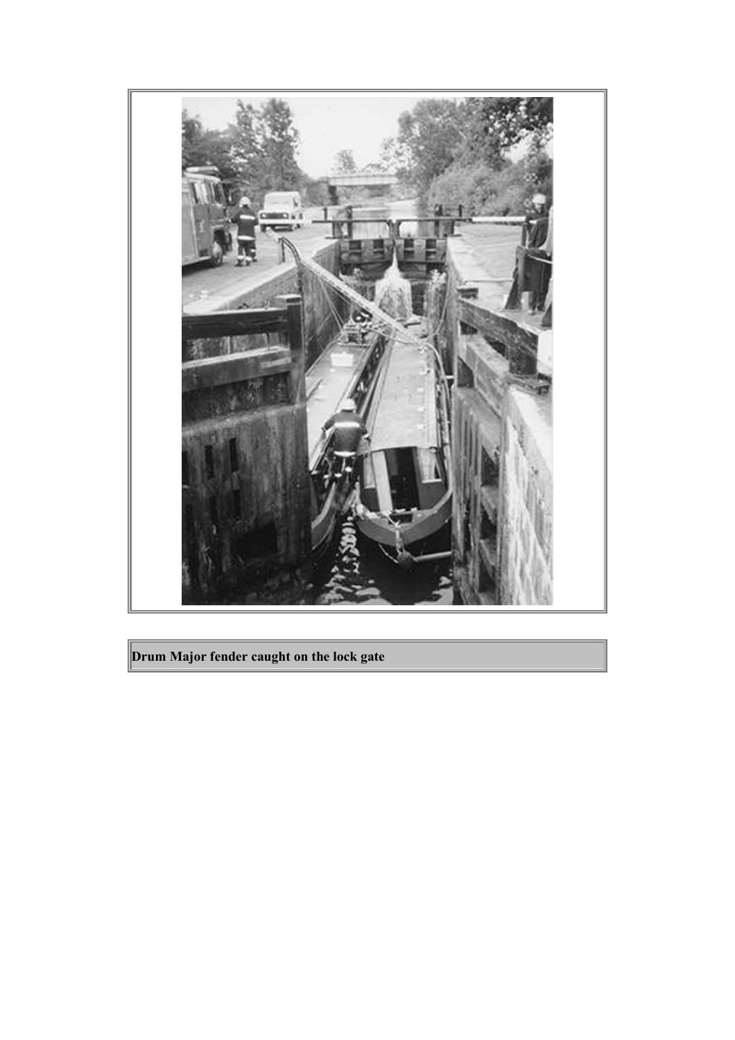**Drum Major fender caught on the lock gate**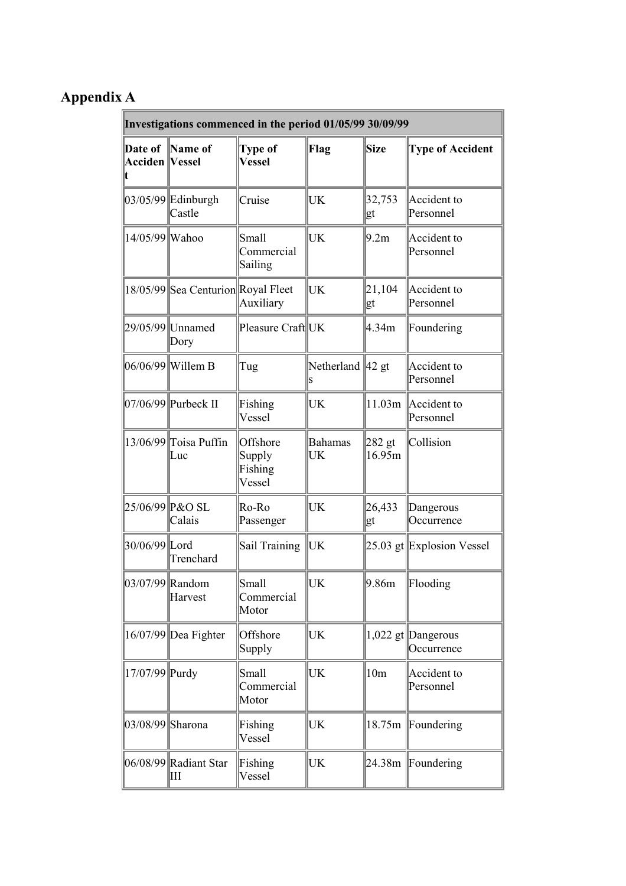## Appendix A

| Investigations commenced in the period 01/05/99 30/09/99 | | | | | |
|---|---|---|---|---|---|
| **Date of Accident** | **Name of Vessel** | **Type of Vessel** | **Flag** | **Size** | **Type of Accident** |
| 03/05/99 | Edinburgh Castle | Cruise | UK | 32,753 gt | Accident to Personnel |
| 14/05/99 | Wahoo | Small Commercial Sailing | UK | 9.2m | Accident to Personnel |
| 18/05/99 | Sea Centurion | Royal Fleet Auxiliary | UK | 21,104 gt | Accident to Personnel |
| 29/05/99 | Unnamed Dory | Pleasure Craft | UK | 4.34m | Foundering |
| 06/06/99 | Willem B | Tug | Netherlands | 42 gt | Accident to Personnel |
| 07/06/99 | Purbeck II | Fishing Vessel | UK | 11.03m | Accident to Personnel |
| 13/06/99 | Toisa Puffin Luc | Offshore Supply Fishing Vessel | Bahamas UK | 282 gt 16.95m | Collision |
| 25/06/99 | P&O SL Calais | Ro-Ro Passenger | UK | 26,433 gt | Dangerous Occurrence |
| 30/06/99 | Lord Trenchard | Sail Training | UK | 25.03 gt | Explosion Vessel |
| 03/07/99 | Random Harvest | Small Commercial Motor | UK | 9.86m | Flooding |
| 16/07/99 | Dea Fighter | Offshore Supply | UK | 1,022 gt | Dangerous Occurrence |
| 17/07/99 | Purdy | Small Commercial Motor | UK | 10m | Accident to Personnel |
| 03/08/99 | Sharona | Fishing Vessel | UK | 18.75m | Foundering |
| 06/08/99 | Radiant Star III | Fishing Vessel | UK | 24.38m | Foundering |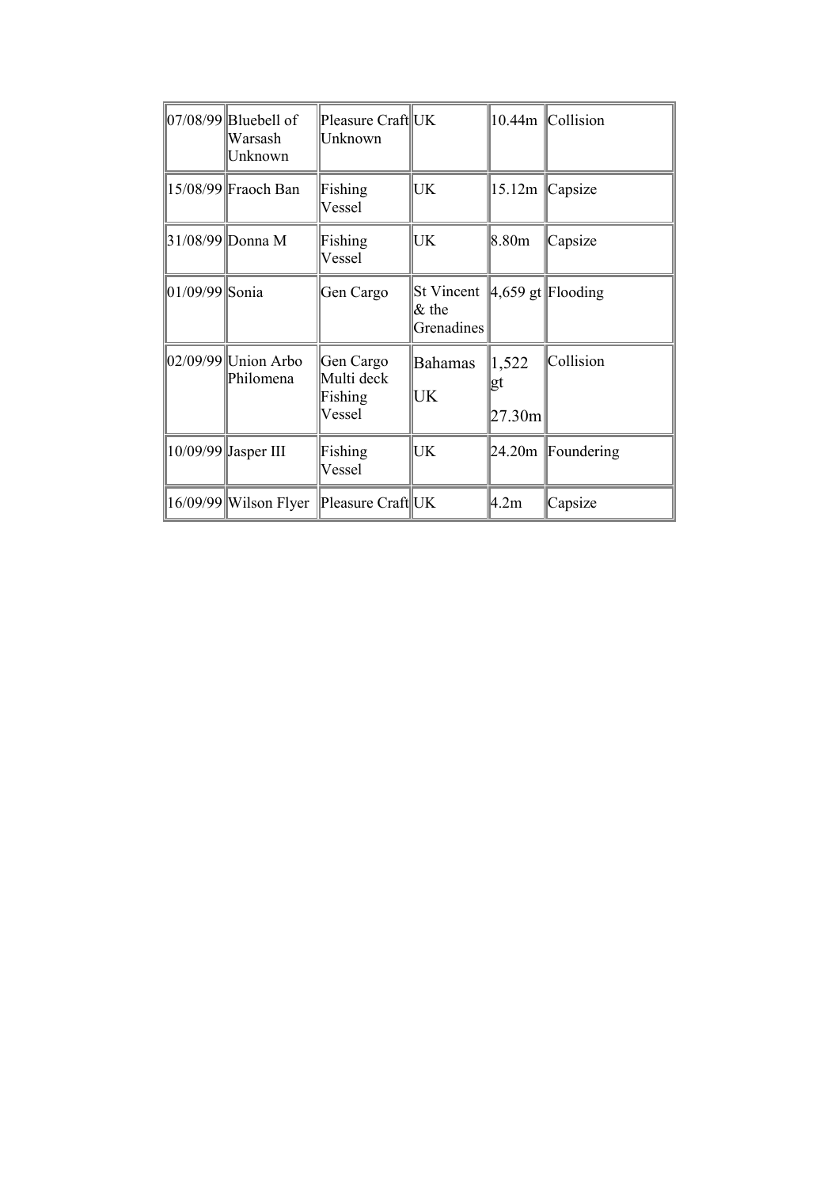| 07/08/99 | Bluebell of Warsash Unknown | Pleasure Craft Unknown | UK | 10.44m | Collision |
|---|---|---|---|---|---|
| 15/08/99 | Fraoch Ban | Fishing Vessel | UK | 15.12m | Capsize |
| 31/08/99 | Donna M | Fishing Vessel | UK | 8.80m | Capsize |
| 01/09/99 | Sonia | Gen Cargo | St Vincent & the Grenadines | 4,659 gt | Flooding |
| 02/09/99 | Union Arbo Philomena | Gen Cargo Multi deck Fishing Vessel | Bahamas UK | 1,522 gt 27.30m | Collision |
| 10/09/99 | Jasper III | Fishing Vessel | UK | 24.20m | Foundering |
| 16/09/99 | Wilson Flyer | Pleasure Craft | UK | 4.2m | Capsize |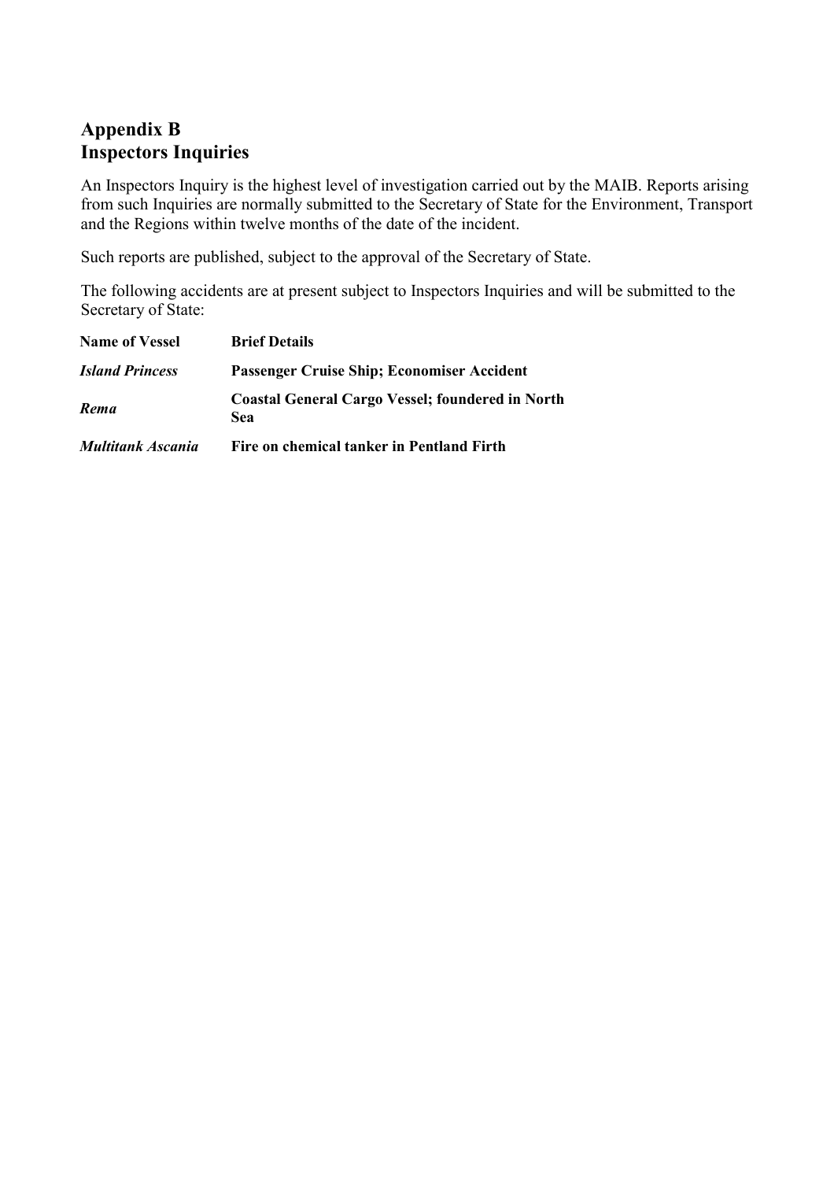## Appendix B
## Inspectors Inquiries

An Inspectors Inquiry is the highest level of investigation carried out by the MAIB. Reports arising from such Inquiries are normally submitted to the Secretary of State for the Environment, Transport and the Regions within twelve months of the date of the incident.

Such reports are published, subject to the approval of the Secretary of State.

The following accidents are at present subject to Inspectors Inquiries and will be submitted to the Secretary of State:

| Name of Vessel | Brief Details |
| --- | --- |
| ***Island Princess*** | **Passenger Cruise Ship; Economiser Accident** |
| ***Rema*** | **Coastal General Cargo Vessel; foundered in North Sea** |
| ***Multitank Ascania*** | **Fire on chemical tanker in Pentland Firth** |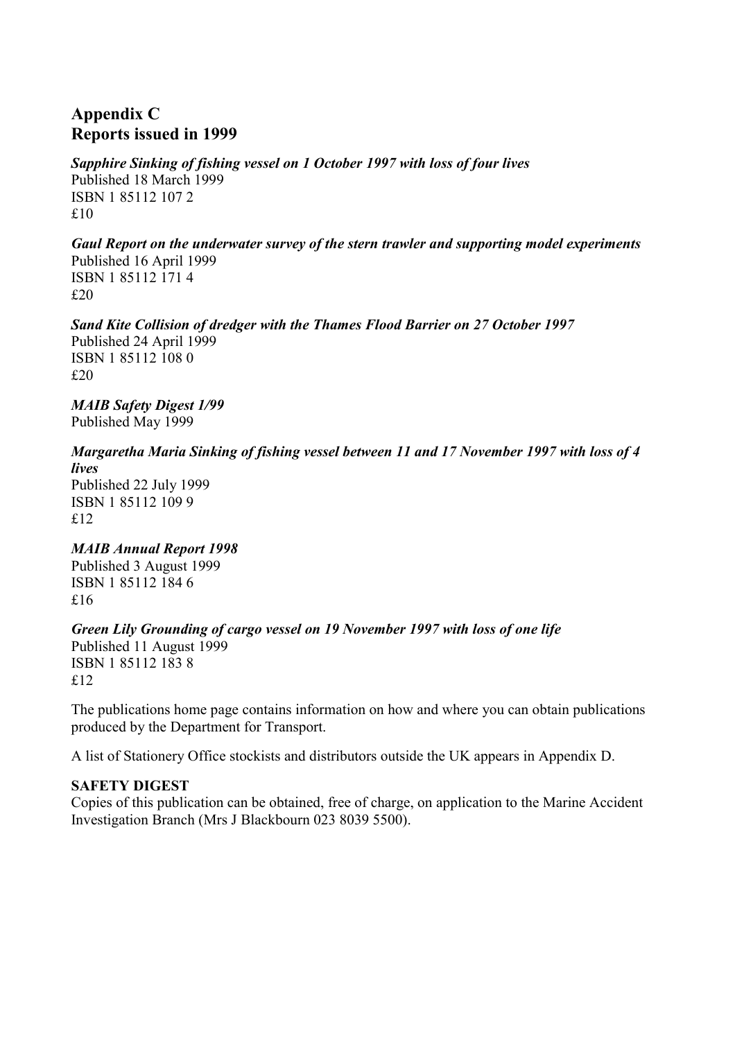## Appendix C
## Reports issued in 1999

***Sapphire Sinking of fishing vessel on 1 October 1997 with loss of four lives***
Published 18 March 1999
ISBN 1 85112 107 2
£10

***Gaul Report on the underwater survey of the stern trawler and supporting model experiments***
Published 16 April 1999
ISBN 1 85112 171 4
£20

***Sand Kite Collision of dredger with the Thames Flood Barrier on 27 October 1997***
Published 24 April 1999
ISBN 1 85112 108 0
£20

***MAIB Safety Digest 1/99***
Published May 1999

***Margaretha Maria Sinking of fishing vessel between 11 and 17 November 1997 with loss of 4 lives***
Published 22 July 1999
ISBN 1 85112 109 9
£12

***MAIB Annual Report 1998***
Published 3 August 1999
ISBN 1 85112 184 6
£16

***Green Lily Grounding of cargo vessel on 19 November 1997 with loss of one life***
Published 11 August 1999
ISBN 1 85112 183 8
£12

The publications home page contains information on how and where you can obtain publications produced by the Department for Transport.

A list of Stationery Office stockists and distributors outside the UK appears in Appendix D.

**SAFETY DIGEST**
Copies of this publication can be obtained, free of charge, on application to the Marine Accident Investigation Branch (Mrs J Blackbourn 023 8039 5500).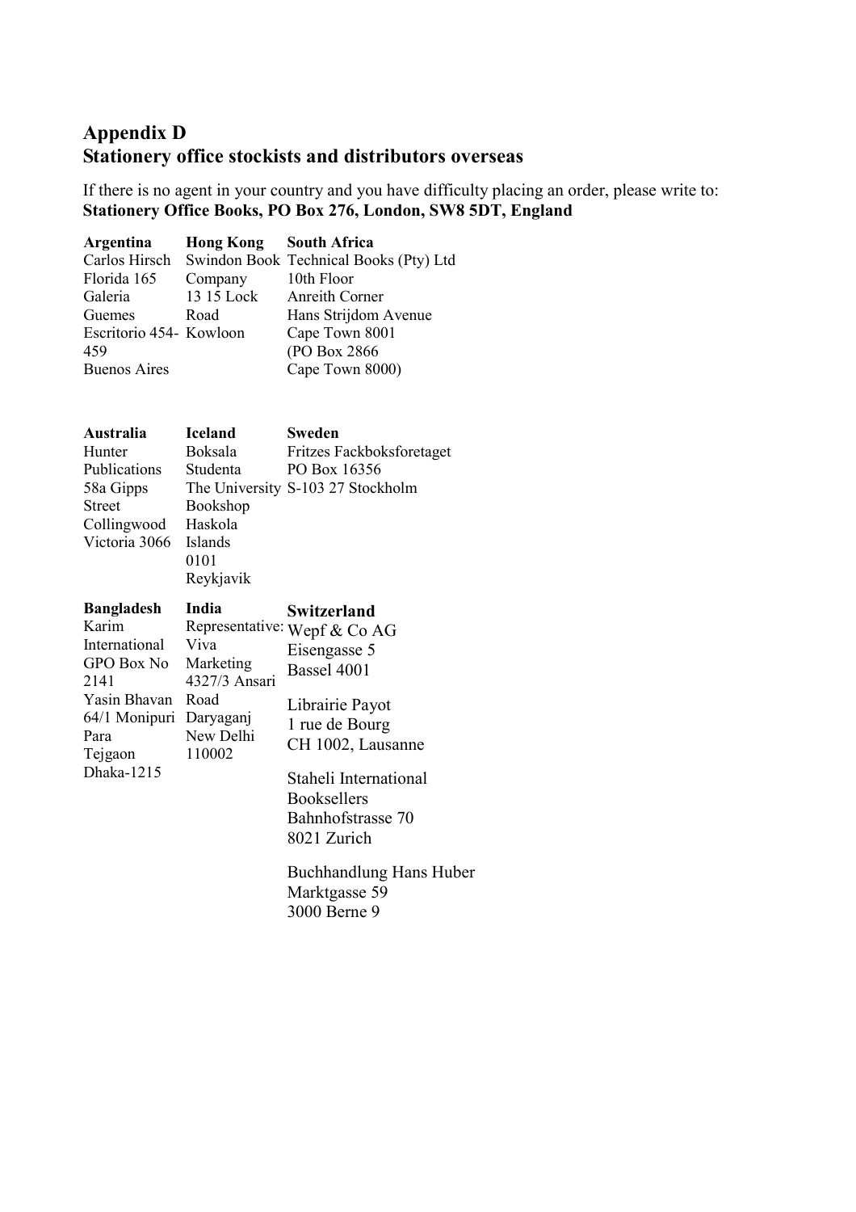## Appendix D
## Stationery office stockists and distributors overseas

If there is no agent in your country and you have difficulty placing an order, please write to:
**Stationery Office Books, PO Box 276, London, SW8 5DT, England**

**Argentina**
Carlos Hirsch
Florida 165
Galeria
Guemes
Escritorio 454-459
Buenos Aires

**Hong Kong**
Swindon Book Company
13 15 Lock Road
Kowloon

**South Africa**
Technical Books (Pty) Ltd
10th Floor
Anreith Corner
Hans Strijdom Avenue
Cape Town 8001
(PO Box 2866
Cape Town 8000)

**Australia**
Hunter Publications
58a Gipps Street
Collingwood
Victoria 3066

**Iceland**
Boksala Studenta
The University Bookshop
Haskola Islands
0101
Reykjavik

**Sweden**
Fritzes Fackboksforetaget
PO Box 16356
S-103 27 Stockholm

**Bangladesh**
Karim International
GPO Box No 2141
Yasin Bhavan
64/1 Monipuri Para
Tejgaon
Dhaka-1215

**India**
Representative: Viva Marketing
4327/3 Ansari Road
Daryaganj
New Delhi
110002

**Switzerland**
Wepf & Co AG
Eisengasse 5
Bassel 4001

Librairie Payot
1 rue de Bourg
CH 1002, Lausanne

Staheli International Booksellers
Bahnhofstrasse 70
8021 Zurich

Buchhandlung Hans Huber
Marktgasse 59
3000 Berne 9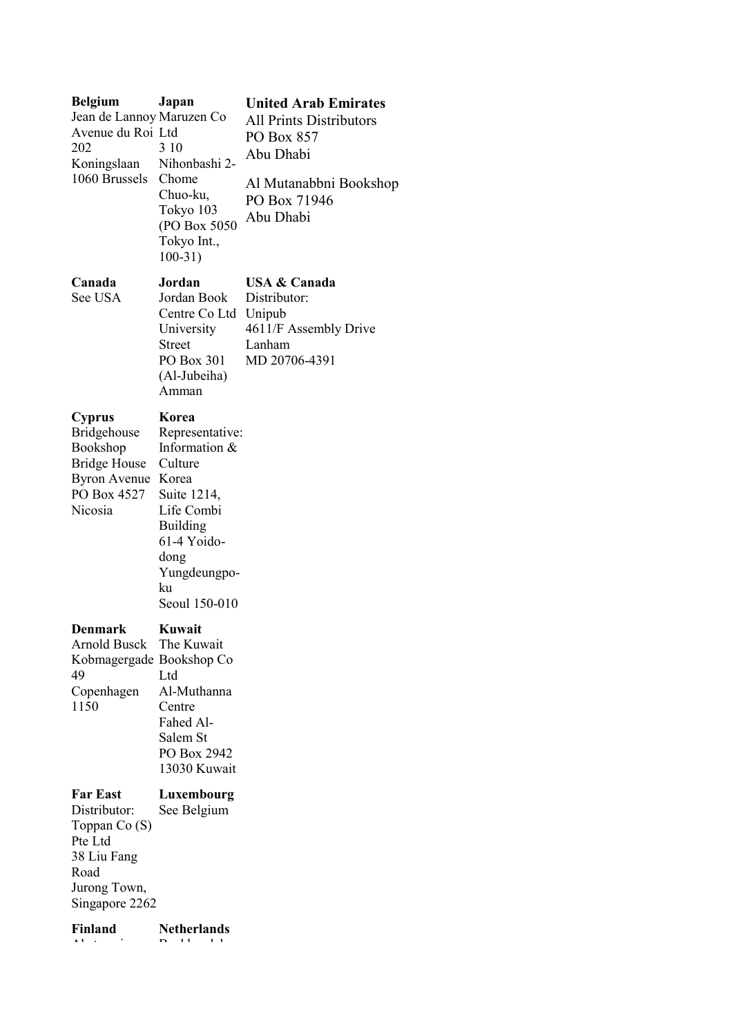**Belgium**
Jean de Lannoy
Avenue du Roi 202
Koningslaan
1060 Brussels

**Canada**
See USA

**Cyprus**
Bridgehouse Bookshop
Bridge House
Byron Avenue
PO Box 4527
Nicosia

**Denmark**
Arnold Busck
Kobmagergade 49
Copenhagen 1150

**Far East**
Distributor:
Toppan Co (S) Pte Ltd
38 Liu Fang Road
Jurong Town,
Singapore 2262

**Finland**

**Japan**
Maruzen Co Ltd
3 10
Nihonbashi 2-Chome
Chuo-ku,
Tokyo 103
(PO Box 5050
Tokyo Int.,
100-31)

**Jordan**
Jordan Book Centre Co Ltd
University Street
PO Box 301
(Al-Jubeiha)
Amman

**Korea**
Representative:
Information & Culture Korea
Suite 1214,
Life Combi Building
61-4 Yoido-dong
Yungdeungpo-ku
Seoul 150-010

**Kuwait**
The Kuwait Bookshop Co Ltd
Al-Muthanna Centre
Fahed Al-Salem St
PO Box 2942
13030 Kuwait

**Luxembourg**
See Belgium

**Netherlands**

**United Arab Emirates**
All Prints Distributors
PO Box 857
Abu Dhabi

Al Mutanabbni Bookshop
PO Box 71946
Abu Dhabi

**USA & Canada**
Distributor:
Unipub
4611/F Assembly Drive
Lanham
MD 20706-4391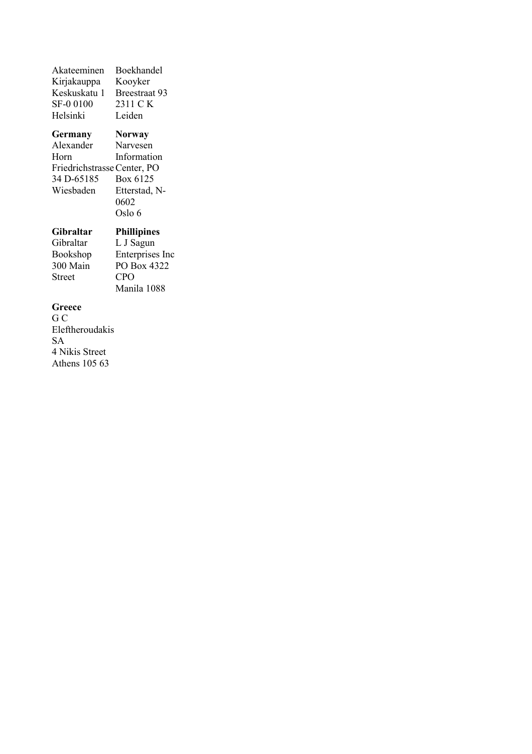Akateeminen Kirjakauppa
Keskuskatu 1
SF-0 0100
Helsinki

Boekhandel Kooyker
Breestraat 93
2311 C K
Leiden

**Germany**
Alexander Horn
Friedrichstrasse 34 D-65185
Wiesbaden

**Norway**
Narvesen Information Center, PO Box 6125
Etterstad, N-0602
Oslo 6

**Gibraltar**
Gibraltar Bookshop
300 Main Street

**Phillipines**
L J Sagun Enterprises Inc
PO Box 4322
CPO
Manila 1088

**Greece**
G C Eleftheroudakis SA
4 Nikis Street
Athens 105 63